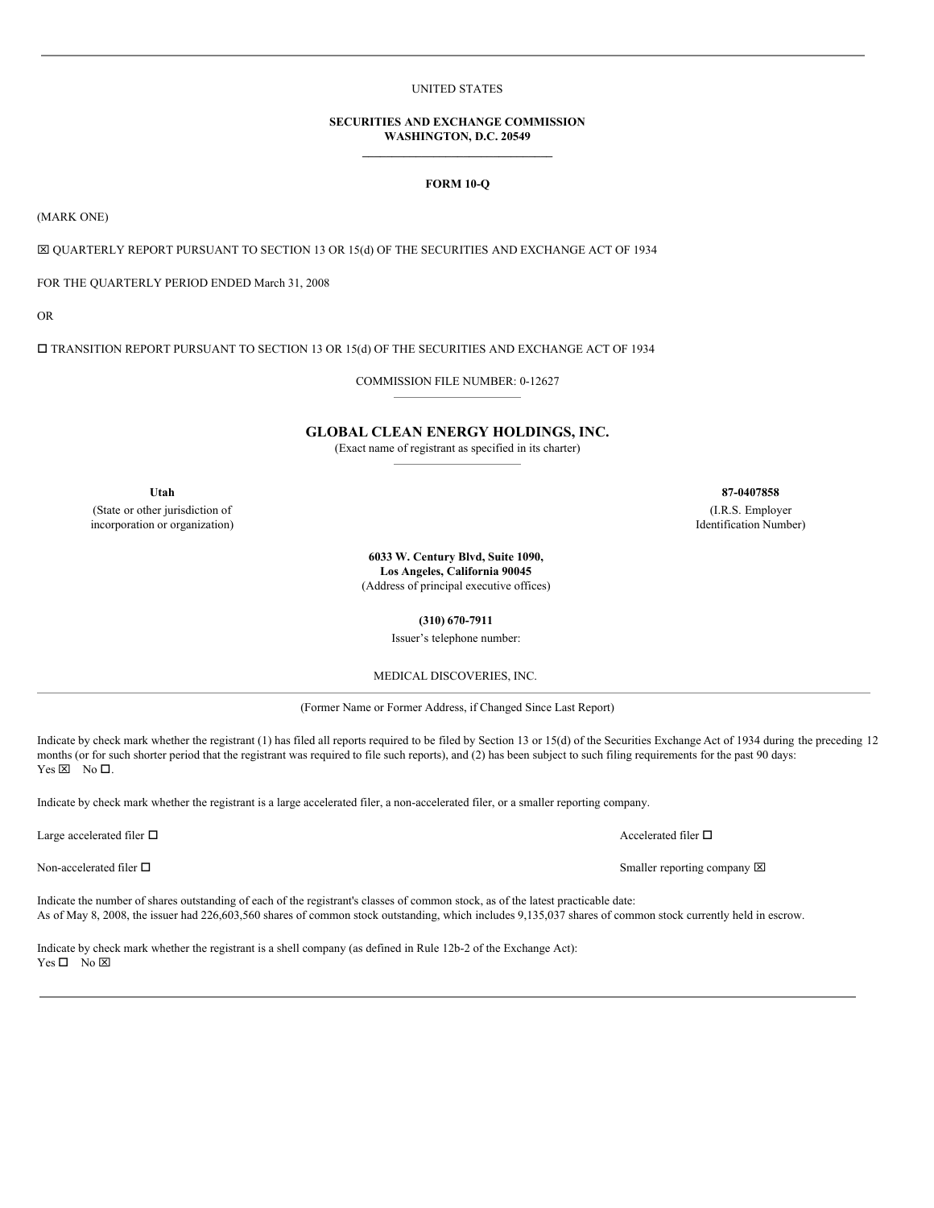UNITED STATES

**SECURITIES AND EXCHANGE COMMISSION**
**WASHINGTON, D.C. 20549**

**FORM 10-Q**

(MARK ONE)

☒ QUARTERLY REPORT PURSUANT TO SECTION 13 OR 15(d) OF THE SECURITIES AND EXCHANGE ACT OF 1934

FOR THE QUARTERLY PERIOD ENDED March 31, 2008

OR

☐ TRANSITION REPORT PURSUANT TO SECTION 13 OR 15(d) OF THE SECURITIES AND EXCHANGE ACT OF 1934

COMMISSION FILE NUMBER: 0-12627

**GLOBAL CLEAN ENERGY HOLDINGS, INC.**
(Exact name of registrant as specified in its charter)

| **Utah** | **87-0407858** |
|---|---|
| (State or other jurisdiction of incorporation or organization) | (I.R.S. Employer Identification Number) |

**6033 W. Century Blvd, Suite 1090,**
**Los Angeles, California 90045**
(Address of principal executive offices)

**(310) 670-7911**
Issuer's telephone number:

MEDICAL DISCOVERIES, INC.

(Former Name or Former Address, if Changed Since Last Report)

Indicate by check mark whether the registrant (1) has filed all reports required to be filed by Section 13 or 15(d) of the Securities Exchange Act of 1934 during the preceding 12 months (or for such shorter period that the registrant was required to file such reports), and (2) has been subject to such filing requirements for the past 90 days:
Yes ☒ No ☐.

Indicate by check mark whether the registrant is a large accelerated filer, a non-accelerated filer, or a smaller reporting company.

Large accelerated filer ☐ Accelerated filer ☐

Non-accelerated filer ☐ Smaller reporting company ☒

Indicate the number of shares outstanding of each of the registrant's classes of common stock, as of the latest practicable date:
As of May 8, 2008, the issuer had 226,603,560 shares of common stock outstanding, which includes 9,135,037 shares of common stock currently held in escrow.

Indicate by check mark whether the registrant is a shell company (as defined in Rule 12b-2 of the Exchange Act):
Yes ☐ No ☒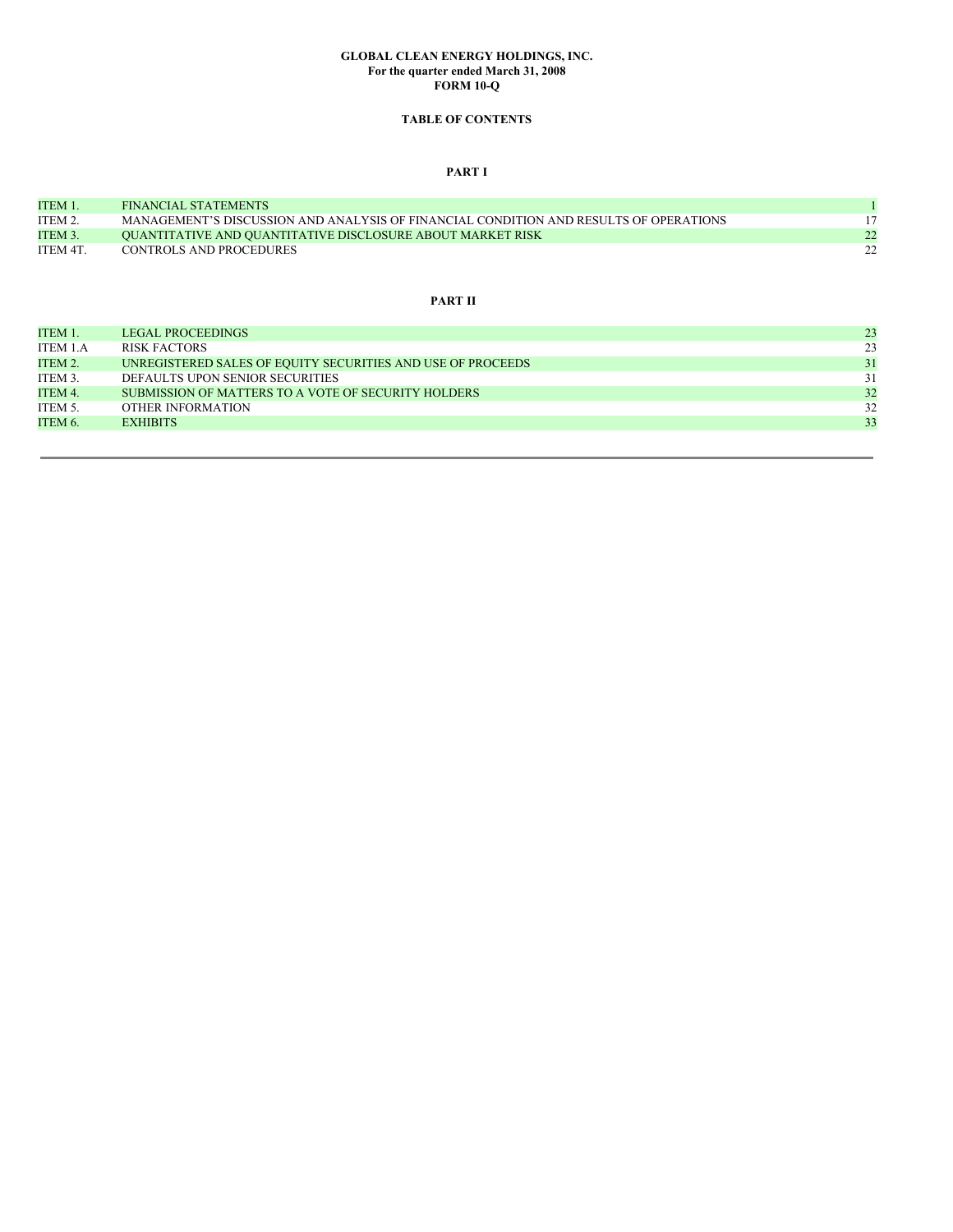**GLOBAL CLEAN ENERGY HOLDINGS, INC.**
**For the quarter ended March 31, 2008**
**FORM 10-Q**

**TABLE OF CONTENTS**

**PART I**

| | | |
|---|---|---|
| ITEM 1. | FINANCIAL STATEMENTS | 1 |
| ITEM 2. | MANAGEMENT'S DISCUSSION AND ANALYSIS OF FINANCIAL CONDITION AND RESULTS OF OPERATIONS | 17 |
| ITEM 3. | QUANTITATIVE AND QUANTITATIVE DISCLOSURE ABOUT MARKET RISK | 22 |
| ITEM 4T. | CONTROLS AND PROCEDURES | 22 |

**PART II**

| | | |
|---|---|---|
| ITEM 1. | LEGAL PROCEEDINGS | 23 |
| ITEM 1.A | RISK FACTORS | 23 |
| ITEM 2. | UNREGISTERED SALES OF EQUITY SECURITIES AND USE OF PROCEEDS | 31 |
| ITEM 3. | DEFAULTS UPON SENIOR SECURITIES | 31 |
| ITEM 4. | SUBMISSION OF MATTERS TO A VOTE OF SECURITY HOLDERS | 32 |
| ITEM 5. | OTHER INFORMATION | 32 |
| ITEM 6. | EXHIBITS | 33 |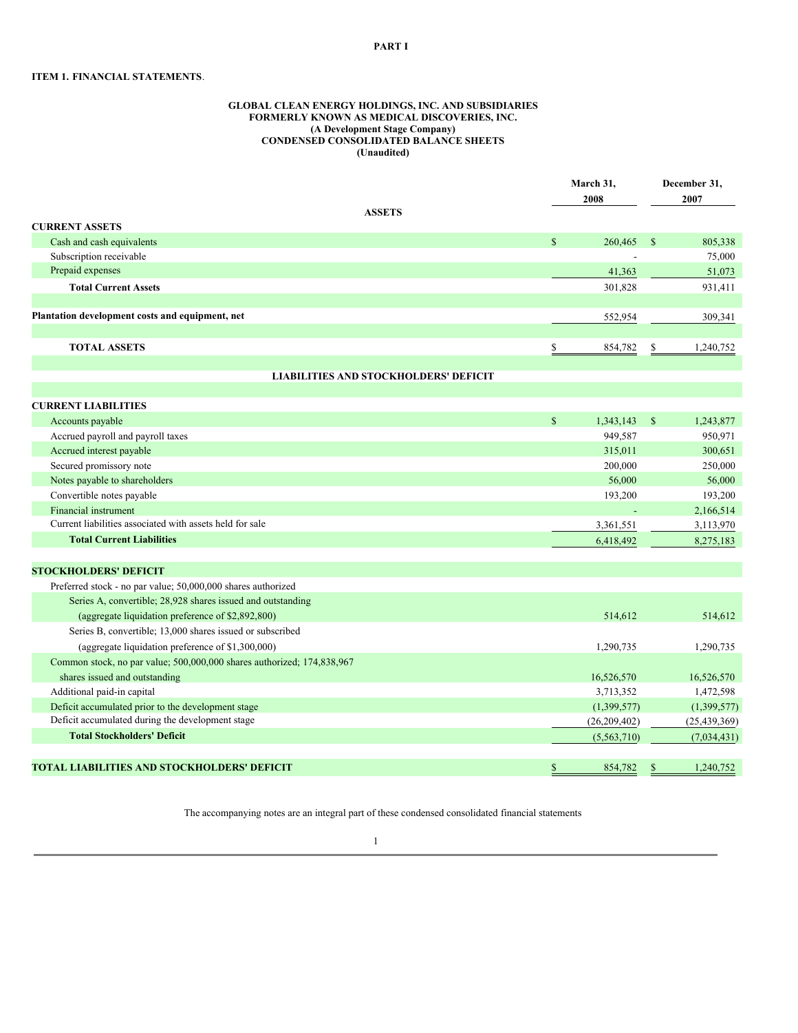# PART I

## ITEM 1. FINANCIAL STATEMENTS.

**GLOBAL CLEAN ENERGY HOLDINGS, INC. AND SUBSIDIARIES**
**FORMERLY KNOWN AS MEDICAL DISCOVERIES, INC.**
**(A Development Stage Company)**
**CONDENSED CONSOLIDATED BALANCE SHEETS**
**(Unaudited)**

| | March 31, 2008 | December 31, 2007 |
|---|---|---|
| **ASSETS** | | |
| **CURRENT ASSETS** | | |
| Cash and cash equivalents | $ 260,465 | $ 805,338 |
| Subscription receivable | - | 75,000 |
| Prepaid expenses | 41,363 | 51,073 |
| **Total Current Assets** | 301,828 | 931,411 |
| | | |
| **Plantation development costs and equipment, net** | 552,954 | 309,341 |
| | | |
| **TOTAL ASSETS** | $ 854,782 | $ 1,240,752 |
| | | |
| **LIABILITIES AND STOCKHOLDERS' DEFICIT** | | |
| | | |
| **CURRENT LIABILITIES** | | |
| Accounts payable | $ 1,343,143 | $ 1,243,877 |
| Accrued payroll and payroll taxes | 949,587 | 950,971 |
| Accrued interest payable | 315,011 | 300,651 |
| Secured promissory note | 200,000 | 250,000 |
| Notes payable to shareholders | 56,000 | 56,000 |
| Convertible notes payable | 193,200 | 193,200 |
| Financial instrument | - | 2,166,514 |
| Current liabilities associated with assets held for sale | 3,361,551 | 3,113,970 |
| **Total Current Liabilities** | 6,418,492 | 8,275,183 |
| | | |
| **STOCKHOLDERS' DEFICIT** | | |
| Preferred stock - no par value; 50,000,000 shares authorized | | |
| Series A, convertible; 28,928 shares issued and outstanding (aggregate liquidation preference of $2,892,800) | 514,612 | 514,612 |
| Series B, convertible; 13,000 shares issued or subscribed (aggregate liquidation preference of $1,300,000) | 1,290,735 | 1,290,735 |
| Common stock, no par value; 500,000,000 shares authorized; 174,838,967 shares issued and outstanding | 16,526,570 | 16,526,570 |
| Additional paid-in capital | 3,713,352 | 1,472,598 |
| Deficit accumulated prior to the development stage | (1,399,577) | (1,399,577) |
| Deficit accumulated during the development stage | (26,209,402) | (25,439,369) |
| **Total Stockholders' Deficit** | (5,563,710) | (7,034,431) |
| | | |
| **TOTAL LIABILITIES AND STOCKHOLDERS' DEFICIT** | $ 854,782 | $ 1,240,752 |

The accompanying notes are an integral part of these condensed consolidated financial statements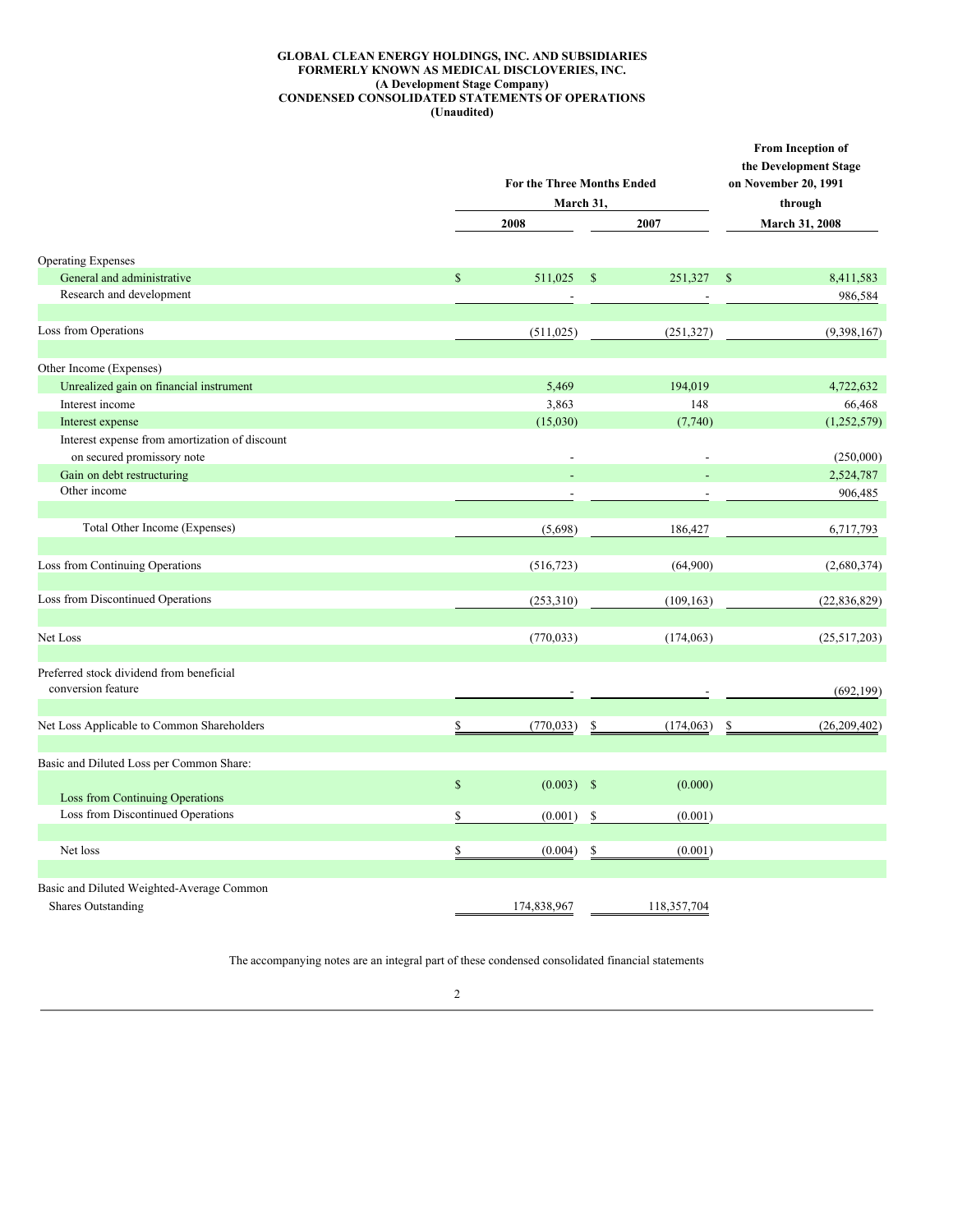**GLOBAL CLEAN ENERGY HOLDINGS, INC. AND SUBSIDIARIES**
**FORMERLY KNOWN AS MEDICAL DISCLOVERIES, INC.**
**(A Development Stage Company)**
**CONDENSED CONSOLIDATED STATEMENTS OF OPERATIONS**
**(Unaudited)**

| | For the Three Months Ended March 31, | | From Inception of the Development Stage on November 20, 1991 through |
|---|---|---|---|
| | 2008 | 2007 | March 31, 2008 |
| Operating Expenses | | | |
| General and administrative | $ 511,025 | $ 251,327 | $ 8,411,583 |
| Research and development | - | - | 986,584 |
| Loss from Operations | (511,025) | (251,327) | (9,398,167) |
| Other Income (Expenses) | | | |
| Unrealized gain on financial instrument | 5,469 | 194,019 | 4,722,632 |
| Interest income | 3,863 | 148 | 66,468 |
| Interest expense | (15,030) | (7,740) | (1,252,579) |
| Interest expense from amortization of discount on secured promissory note | - | - | (250,000) |
| Gain on debt restructuring | - | - | 2,524,787 |
| Other income | - | - | 906,485 |
| Total Other Income (Expenses) | (5,698) | 186,427 | 6,717,793 |
| Loss from Continuing Operations | (516,723) | (64,900) | (2,680,374) |
| Loss from Discontinued Operations | (253,310) | (109,163) | (22,836,829) |
| Net Loss | (770,033) | (174,063) | (25,517,203) |
| Preferred stock dividend from beneficial conversion feature | - | - | (692,199) |
| Net Loss Applicable to Common Shareholders | $ (770,033) | $ (174,063) | $ (26,209,402) |
| Basic and Diluted Loss per Common Share: | | | |
| Loss from Continuing Operations | $ (0.003) | $ (0.000) | |
| Loss from Discontinued Operations | $ (0.001) | $ (0.001) | |
| Net loss | $ (0.004) | $ (0.001) | |
| Basic and Diluted Weighted-Average Common Shares Outstanding | 174,838,967 | 118,357,704 | |

The accompanying notes are an integral part of these condensed consolidated financial statements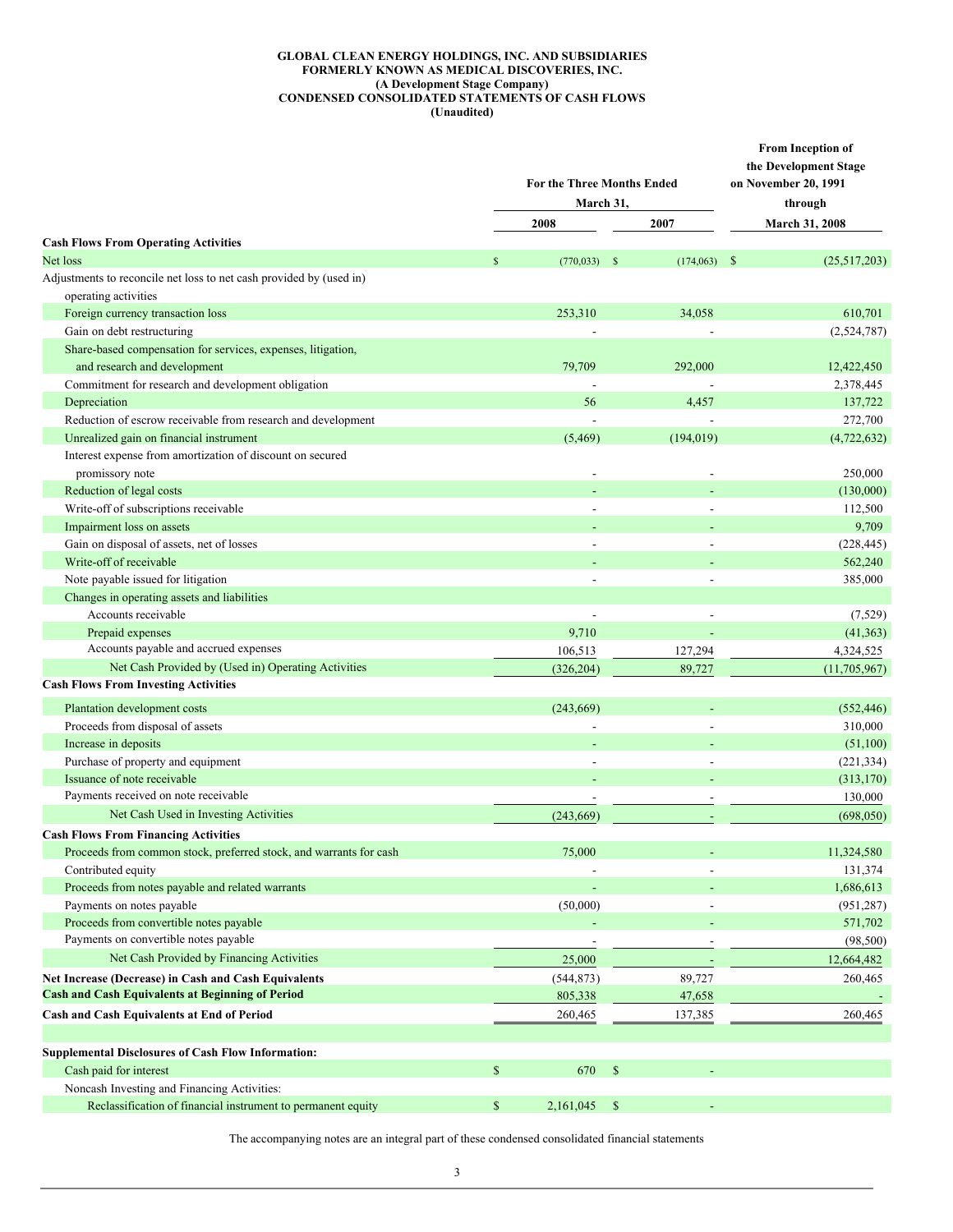**GLOBAL CLEAN ENERGY HOLDINGS, INC. AND SUBSIDIARIES**
**FORMERLY KNOWN AS MEDICAL DISCOVERIES, INC.**
**(A Development Stage Company)**
**CONDENSED CONSOLIDATED STATEMENTS OF CASH FLOWS**
**(Unaudited)**

| | For the Three Months Ended March 31, 2008 | For the Three Months Ended March 31, 2007 | From Inception of the Development Stage on November 20, 1991 through March 31, 2008 |
|---|---|---|---|
| **Cash Flows From Operating Activities** | | | |
| Net loss | $ (770,033) | $ (174,063) | $ (25,517,203) |
| Adjustments to reconcile net loss to net cash provided by (used in) operating activities | | | |
| Foreign currency transaction loss | 253,310 | 34,058 | 610,701 |
| Gain on debt restructuring | - | - | (2,524,787) |
| Share-based compensation for services, expenses, litigation, and research and development | 79,709 | 292,000 | 12,422,450 |
| Commitment for research and development obligation | - | - | 2,378,445 |
| Depreciation | 56 | 4,457 | 137,722 |
| Reduction of escrow receivable from research and development | - | - | 272,700 |
| Unrealized gain on financial instrument | (5,469) | (194,019) | (4,722,632) |
| Interest expense from amortization of discount on secured promissory note | - | - | 250,000 |
| Reduction of legal costs | - | - | (130,000) |
| Write-off of subscriptions receivable | - | - | 112,500 |
| Impairment loss on assets | - | - | 9,709 |
| Gain on disposal of assets, net of losses | - | - | (228,445) |
| Write-off of receivable | - | - | 562,240 |
| Note payable issued for litigation | - | - | 385,000 |
| Changes in operating assets and liabilities | | | |
| Accounts receivable | - | - | (7,529) |
| Prepaid expenses | 9,710 | - | (41,363) |
| Accounts payable and accrued expenses | 106,513 | 127,294 | 4,324,525 |
| Net Cash Provided by (Used in) Operating Activities | (326,204) | 89,727 | (11,705,967) |
| **Cash Flows From Investing Activities** | | | |
| Plantation development costs | (243,669) | - | (552,446) |
| Proceeds from disposal of assets | - | - | 310,000 |
| Increase in deposits | - | - | (51,100) |
| Purchase of property and equipment | - | - | (221,334) |
| Issuance of note receivable | - | - | (313,170) |
| Payments received on note receivable | - | - | 130,000 |
| Net Cash Used in Investing Activities | (243,669) | - | (698,050) |
| **Cash Flows From Financing Activities** | | | |
| Proceeds from common stock, preferred stock, and warrants for cash | 75,000 | - | 11,324,580 |
| Contributed equity | - | - | 131,374 |
| Proceeds from notes payable and related warrants | - | - | 1,686,613 |
| Payments on notes payable | (50,000) | - | (951,287) |
| Proceeds from convertible notes payable | - | - | 571,702 |
| Payments on convertible notes payable | - | - | (98,500) |
| Net Cash Provided by Financing Activities | 25,000 | - | 12,664,482 |
| **Net Increase (Decrease) in Cash and Cash Equivalents** | (544,873) | 89,727 | 260,465 |
| **Cash and Cash Equivalents at Beginning of Period** | 805,338 | 47,658 | - |
| **Cash and Cash Equivalents at End of Period** | 260,465 | 137,385 | 260,465 |
| | | | |
| **Supplemental Disclosures of Cash Flow Information:** | | | |
| Cash paid for interest | $ 670 | $ - | |
| Noncash Investing and Financing Activities: | | | |
| Reclassification of financial instrument to permanent equity | $ 2,161,045 | $ - | |

The accompanying notes are an integral part of these condensed consolidated financial statements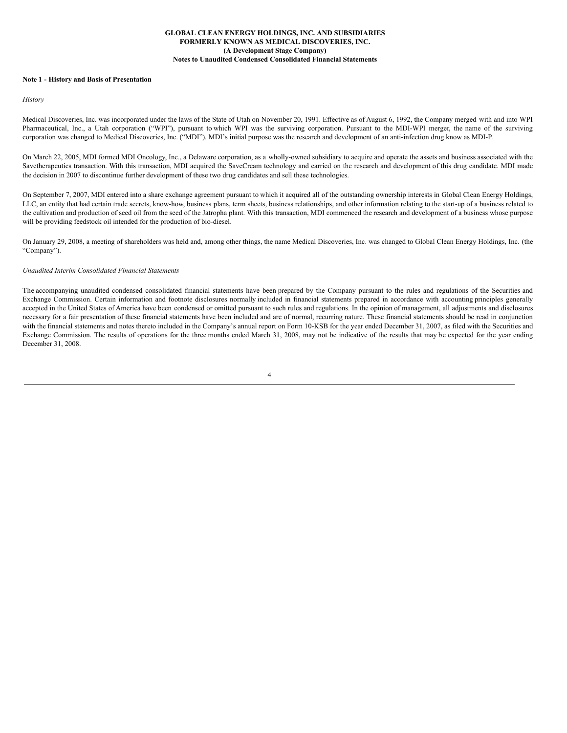**GLOBAL CLEAN ENERGY HOLDINGS, INC. AND SUBSIDIARIES**
**FORMERLY KNOWN AS MEDICAL DISCOVERIES, INC.**
**(A Development Stage Company)**
**Notes to Unaudited Condensed Consolidated Financial Statements**

**Note 1 - History and Basis of Presentation**

*History*

Medical Discoveries, Inc. was incorporated under the laws of the State of Utah on November 20, 1991. Effective as of August 6, 1992, the Company merged with and into WPI Pharmaceutical, Inc., a Utah corporation ("WPI"), pursuant to which WPI was the surviving corporation. Pursuant to the MDI-WPI merger, the name of the surviving corporation was changed to Medical Discoveries, Inc. ("MDI"). MDI's initial purpose was the research and development of an anti-infection drug know as MDI-P.

On March 22, 2005, MDI formed MDI Oncology, Inc., a Delaware corporation, as a wholly-owned subsidiary to acquire and operate the assets and business associated with the Savetherapeutics transaction. With this transaction, MDI acquired the SaveCream technology and carried on the research and development of this drug candidate. MDI made the decision in 2007 to discontinue further development of these two drug candidates and sell these technologies.

On September 7, 2007, MDI entered into a share exchange agreement pursuant to which it acquired all of the outstanding ownership interests in Global Clean Energy Holdings, LLC, an entity that had certain trade secrets, know-how, business plans, term sheets, business relationships, and other information relating to the start-up of a business related to the cultivation and production of seed oil from the seed of the Jatropha plant. With this transaction, MDI commenced the research and development of a business whose purpose will be providing feedstock oil intended for the production of bio-diesel.

On January 29, 2008, a meeting of shareholders was held and, among other things, the name Medical Discoveries, Inc. was changed to Global Clean Energy Holdings, Inc. (the "Company").

*Unaudited Interim Consolidated Financial Statements*

The accompanying unaudited condensed consolidated financial statements have been prepared by the Company pursuant to the rules and regulations of the Securities and Exchange Commission. Certain information and footnote disclosures normally included in financial statements prepared in accordance with accounting principles generally accepted in the United States of America have been condensed or omitted pursuant to such rules and regulations. In the opinion of management, all adjustments and disclosures necessary for a fair presentation of these financial statements have been included and are of normal, recurring nature. These financial statements should be read in conjunction with the financial statements and notes thereto included in the Company's annual report on Form 10-KSB for the year ended December 31, 2007, as filed with the Securities and Exchange Commission. The results of operations for the three months ended March 31, 2008, may not be indicative of the results that may be expected for the year ending December 31, 2008.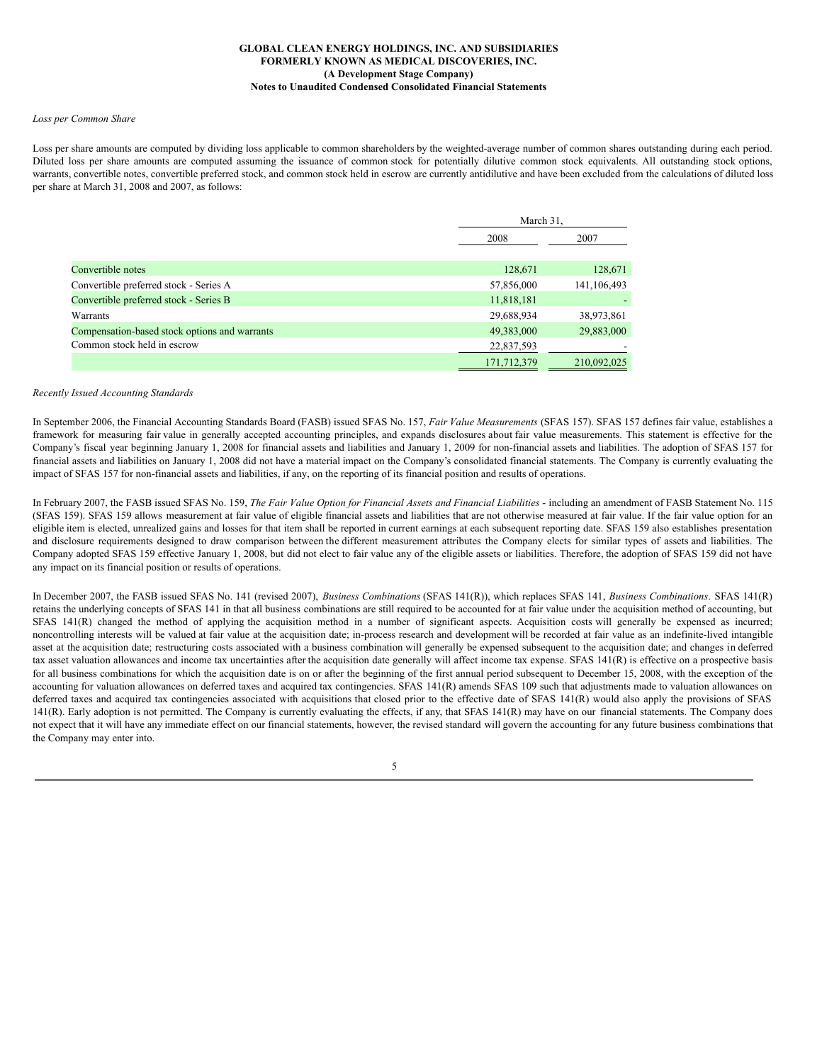**GLOBAL CLEAN ENERGY HOLDINGS, INC. AND SUBSIDIARIES**
**FORMERLY KNOWN AS MEDICAL DISCOVERIES, INC.**
**(A Development Stage Company)**
**Notes to Unaudited Condensed Consolidated Financial Statements**

*Loss per Common Share*

Loss per share amounts are computed by dividing loss applicable to common shareholders by the weighted-average number of common shares outstanding during each period. Diluted loss per share amounts are computed assuming the issuance of common stock for potentially dilutive common stock equivalents. All outstanding stock options, warrants, convertible notes, convertible preferred stock, and common stock held in escrow are currently antidilutive and have been excluded from the calculations of diluted loss per share at March 31, 2008 and 2007, as follows:

| | March 31, | |
|---|---|---|
| | 2008 | 2007 |
| Convertible notes | 128,671 | 128,671 |
| Convertible preferred stock - Series A | 57,856,000 | 141,106,493 |
| Convertible preferred stock - Series B | 11,818,181 | - |
| Warrants | 29,688,934 | 38,973,861 |
| Compensation-based stock options and warrants | 49,383,000 | 29,883,000 |
| Common stock held in escrow | 22,837,593 | - |
| | 171,712,379 | 210,092,025 |

*Recently Issued Accounting Standards*

In September 2006, the Financial Accounting Standards Board (FASB) issued SFAS No. 157, *Fair Value Measurements* (SFAS 157). SFAS 157 defines fair value, establishes a framework for measuring fair value in generally accepted accounting principles, and expands disclosures about fair value measurements. This statement is effective for the Company's fiscal year beginning January 1, 2008 for financial assets and liabilities and January 1, 2009 for non-financial assets and liabilities. The adoption of SFAS 157 for financial assets and liabilities on January 1, 2008 did not have a material impact on the Company's consolidated financial statements. The Company is currently evaluating the impact of SFAS 157 for non-financial assets and liabilities, if any, on the reporting of its financial position and results of operations.

In February 2007, the FASB issued SFAS No. 159, *The Fair Value Option for Financial Assets and Financial Liabilities* - including an amendment of FASB Statement No. 115 (SFAS 159). SFAS 159 allows measurement at fair value of eligible financial assets and liabilities that are not otherwise measured at fair value. If the fair value option for an eligible item is elected, unrealized gains and losses for that item shall be reported in current earnings at each subsequent reporting date. SFAS 159 also establishes presentation and disclosure requirements designed to draw comparison between the different measurement attributes the Company elects for similar types of assets and liabilities. The Company adopted SFAS 159 effective January 1, 2008, but did not elect to fair value any of the eligible assets or liabilities. Therefore, the adoption of SFAS 159 did not have any impact on its financial position or results of operations.

In December 2007, the FASB issued SFAS No. 141 (revised 2007), *Business Combinations* (SFAS 141(R)), which replaces SFAS 141, *Business Combinations*. SFAS 141(R) retains the underlying concepts of SFAS 141 in that all business combinations are still required to be accounted for at fair value under the acquisition method of accounting, but SFAS 141(R) changed the method of applying the acquisition method in a number of significant aspects. Acquisition costs will generally be expensed as incurred; noncontrolling interests will be valued at fair value at the acquisition date; in-process research and development will be recorded at fair value as an indefinite-lived intangible asset at the acquisition date; restructuring costs associated with a business combination will generally be expensed subsequent to the acquisition date; and changes in deferred tax asset valuation allowances and income tax uncertainties after the acquisition date generally will affect income tax expense. SFAS 141(R) is effective on a prospective basis for all business combinations for which the acquisition date is on or after the beginning of the first annual period subsequent to December 15, 2008, with the exception of the accounting for valuation allowances on deferred taxes and acquired tax contingencies. SFAS 141(R) amends SFAS 109 such that adjustments made to valuation allowances on deferred taxes and acquired tax contingencies associated with acquisitions that closed prior to the effective date of SFAS 141(R) would also apply the provisions of SFAS 141(R). Early adoption is not permitted. The Company is currently evaluating the effects, if any, that SFAS 141(R) may have on our financial statements. The Company does not expect that it will have any immediate effect on our financial statements, however, the revised standard will govern the accounting for any future business combinations that the Company may enter into.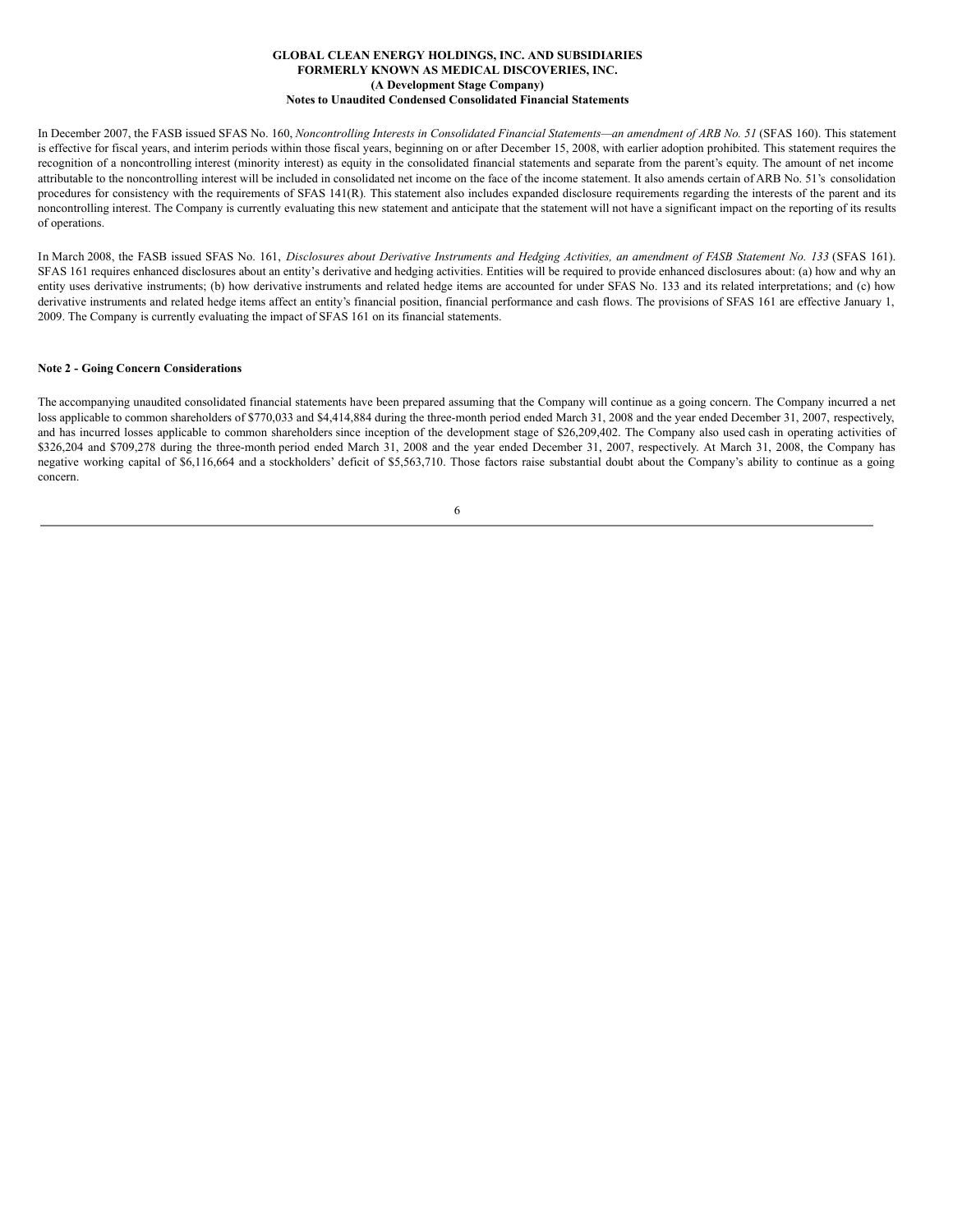In December 2007, the FASB issued SFAS No. 160, *Noncontrolling Interests in Consolidated Financial Statements—an amendment of ARB No. 51* (SFAS 160). This statement is effective for fiscal years, and interim periods within those fiscal years, beginning on or after December 15, 2008, with earlier adoption prohibited. This statement requires the recognition of a noncontrolling interest (minority interest) as equity in the consolidated financial statements and separate from the parent's equity. The amount of net income attributable to the noncontrolling interest will be included in consolidated net income on the face of the income statement. It also amends certain of ARB No. 51's consolidation procedures for consistency with the requirements of SFAS 141(R). This statement also includes expanded disclosure requirements regarding the interests of the parent and its noncontrolling interest. The Company is currently evaluating this new statement and anticipate that the statement will not have a significant impact on the reporting of its results of operations.

In March 2008, the FASB issued SFAS No. 161, *Disclosures about Derivative Instruments and Hedging Activities, an amendment of FASB Statement No. 133* (SFAS 161). SFAS 161 requires enhanced disclosures about an entity's derivative and hedging activities. Entities will be required to provide enhanced disclosures about: (a) how and why an entity uses derivative instruments; (b) how derivative instruments and related hedge items are accounted for under SFAS No. 133 and its related interpretations; and (c) how derivative instruments and related hedge items affect an entity's financial position, financial performance and cash flows. The provisions of SFAS 161 are effective January 1, 2009. The Company is currently evaluating the impact of SFAS 161 on its financial statements.

**Note 2 - Going Concern Considerations**

The accompanying unaudited consolidated financial statements have been prepared assuming that the Company will continue as a going concern. The Company incurred a net loss applicable to common shareholders of $770,033 and $4,414,884 during the three-month period ended March 31, 2008 and the year ended December 31, 2007, respectively, and has incurred losses applicable to common shareholders since inception of the development stage of $26,209,402. The Company also used cash in operating activities of $326,204 and $709,278 during the three-month period ended March 31, 2008 and the year ended December 31, 2007, respectively. At March 31, 2008, the Company has negative working capital of $6,116,664 and a stockholders' deficit of $5,563,710. Those factors raise substantial doubt about the Company's ability to continue as a going concern.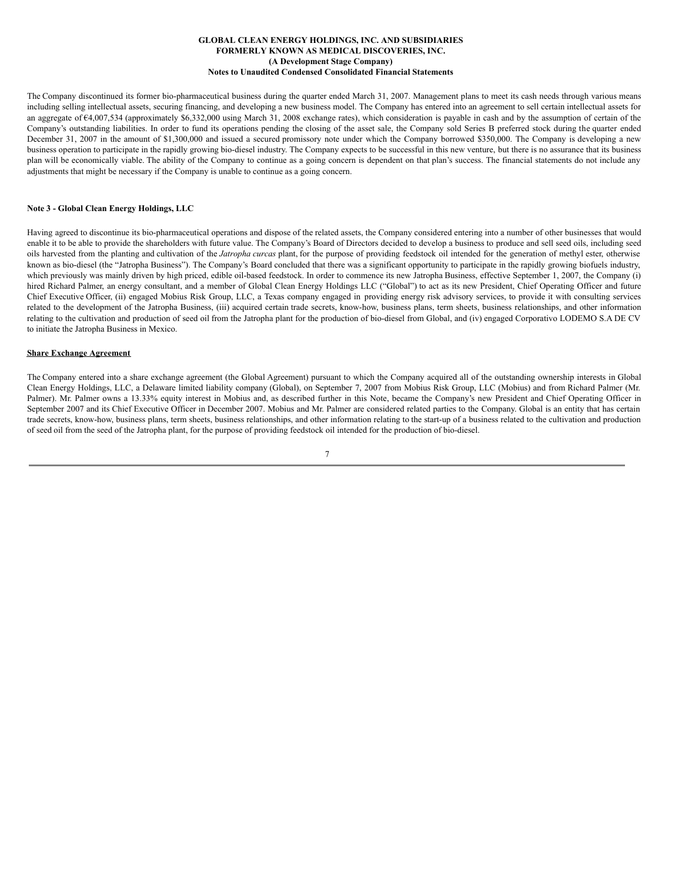The Company discontinued its former bio-pharmaceutical business during the quarter ended March 31, 2007. Management plans to meet its cash needs through various means including selling intellectual assets, securing financing, and developing a new business model. The Company has entered into an agreement to sell certain intellectual assets for an aggregate of €4,007,534 (approximately $6,332,000 using March 31, 2008 exchange rates), which consideration is payable in cash and by the assumption of certain of the Company's outstanding liabilities. In order to fund its operations pending the closing of the asset sale, the Company sold Series B preferred stock during the quarter ended December 31, 2007 in the amount of $1,300,000 and issued a secured promissory note under which the Company borrowed $350,000. The Company is developing a new business operation to participate in the rapidly growing bio-diesel industry. The Company expects to be successful in this new venture, but there is no assurance that its business plan will be economically viable. The ability of the Company to continue as a going concern is dependent on that plan's success. The financial statements do not include any adjustments that might be necessary if the Company is unable to continue as a going concern.

**Note 3 - Global Clean Energy Holdings, LLC**

Having agreed to discontinue its bio-pharmaceutical operations and dispose of the related assets, the Company considered entering into a number of other businesses that would enable it to be able to provide the shareholders with future value. The Company's Board of Directors decided to develop a business to produce and sell seed oils, including seed oils harvested from the planting and cultivation of the *Jatropha curcas* plant, for the purpose of providing feedstock oil intended for the generation of methyl ester, otherwise known as bio-diesel (the "Jatropha Business"). The Company's Board concluded that there was a significant opportunity to participate in the rapidly growing biofuels industry, which previously was mainly driven by high priced, edible oil-based feedstock. In order to commence its new Jatropha Business, effective September 1, 2007, the Company (i) hired Richard Palmer, an energy consultant, and a member of Global Clean Energy Holdings LLC ("Global") to act as its new President, Chief Operating Officer and future Chief Executive Officer, (ii) engaged Mobius Risk Group, LLC, a Texas company engaged in providing energy risk advisory services, to provide it with consulting services related to the development of the Jatropha Business, (iii) acquired certain trade secrets, know-how, business plans, term sheets, business relationships, and other information relating to the cultivation and production of seed oil from the Jatropha plant for the production of bio-diesel from Global, and (iv) engaged Corporativo LODEMO S.A DE CV to initiate the Jatropha Business in Mexico.

**Share Exchange Agreement**

The Company entered into a share exchange agreement (the Global Agreement) pursuant to which the Company acquired all of the outstanding ownership interests in Global Clean Energy Holdings, LLC, a Delaware limited liability company (Global), on September 7, 2007 from Mobius Risk Group, LLC (Mobius) and from Richard Palmer (Mr. Palmer). Mr. Palmer owns a 13.33% equity interest in Mobius and, as described further in this Note, became the Company's new President and Chief Operating Officer in September 2007 and its Chief Executive Officer in December 2007. Mobius and Mr. Palmer are considered related parties to the Company. Global is an entity that has certain trade secrets, know-how, business plans, term sheets, business relationships, and other information relating to the start-up of a business related to the cultivation and production of seed oil from the seed of the Jatropha plant, for the purpose of providing feedstock oil intended for the production of bio-diesel.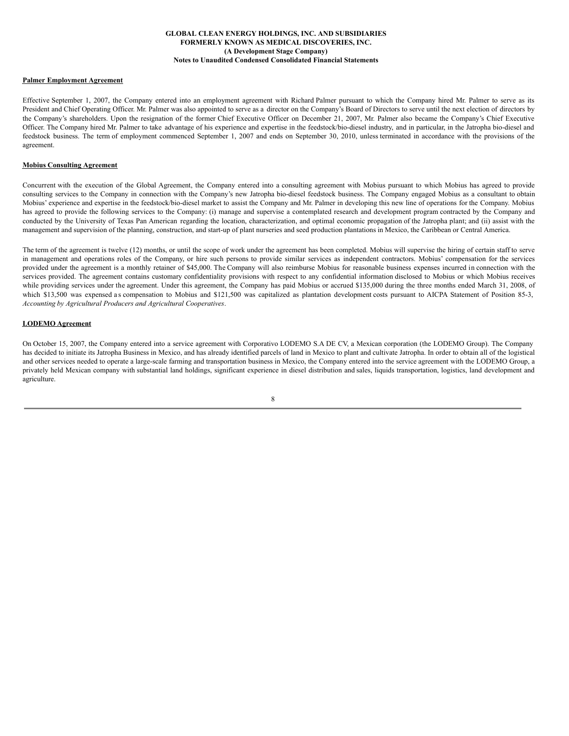**Palmer Employment Agreement**

Effective September 1, 2007, the Company entered into an employment agreement with Richard Palmer pursuant to which the Company hired Mr. Palmer to serve as its President and Chief Operating Officer. Mr. Palmer was also appointed to serve as a director on the Company's Board of Directors to serve until the next election of directors by the Company's shareholders. Upon the resignation of the former Chief Executive Officer on December 21, 2007, Mr. Palmer also became the Company's Chief Executive Officer. The Company hired Mr. Palmer to take advantage of his experience and expertise in the feedstock/bio-diesel industry, and in particular, in the Jatropha bio-diesel and feedstock business. The term of employment commenced September 1, 2007 and ends on September 30, 2010, unless terminated in accordance with the provisions of the agreement.

**Mobius Consulting Agreement**

Concurrent with the execution of the Global Agreement, the Company entered into a consulting agreement with Mobius pursuant to which Mobius has agreed to provide consulting services to the Company in connection with the Company's new Jatropha bio-diesel feedstock business. The Company engaged Mobius as a consultant to obtain Mobius' experience and expertise in the feedstock/bio-diesel market to assist the Company and Mr. Palmer in developing this new line of operations for the Company. Mobius has agreed to provide the following services to the Company: (i) manage and supervise a contemplated research and development program contracted by the Company and conducted by the University of Texas Pan American regarding the location, characterization, and optimal economic propagation of the Jatropha plant; and (ii) assist with the management and supervision of the planning, construction, and start-up of plant nurseries and seed production plantations in Mexico, the Caribbean or Central America.

The term of the agreement is twelve (12) months, or until the scope of work under the agreement has been completed. Mobius will supervise the hiring of certain staff to serve in management and operations roles of the Company, or hire such persons to provide similar services as independent contractors. Mobius' compensation for the services provided under the agreement is a monthly retainer of $45,000. The Company will also reimburse Mobius for reasonable business expenses incurred in connection with the services provided. The agreement contains customary confidentiality provisions with respect to any confidential information disclosed to Mobius or which Mobius receives while providing services under the agreement. Under this agreement, the Company has paid Mobius or accrued $135,000 during the three months ended March 31, 2008, of which $13,500 was expensed as compensation to Mobius and $121,500 was capitalized as plantation development costs pursuant to AICPA Statement of Position 85-3, *Accounting by Agricultural Producers and Agricultural Cooperatives*.

**LODEMO Agreement**

On October 15, 2007, the Company entered into a service agreement with Corporativo LODEMO S.A DE CV, a Mexican corporation (the LODEMO Group). The Company has decided to initiate its Jatropha Business in Mexico, and has already identified parcels of land in Mexico to plant and cultivate Jatropha. In order to obtain all of the logistical and other services needed to operate a large-scale farming and transportation business in Mexico, the Company entered into the service agreement with the LODEMO Group, a privately held Mexican company with substantial land holdings, significant experience in diesel distribution and sales, liquids transportation, logistics, land development and agriculture.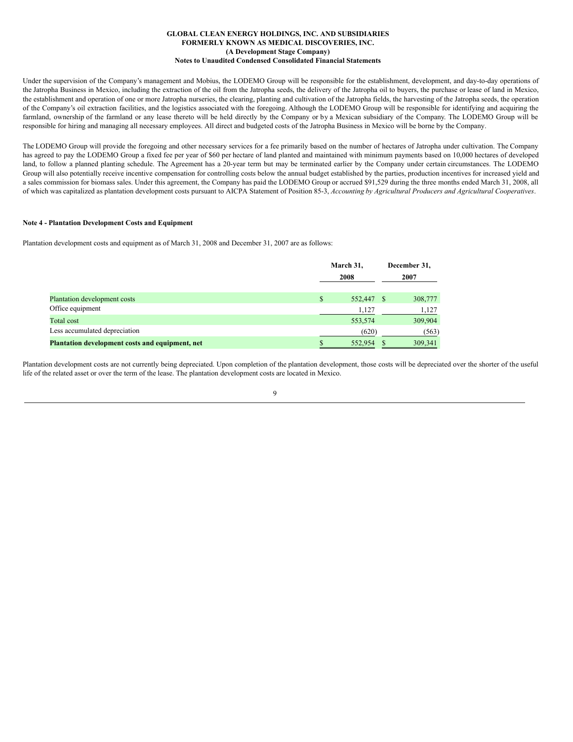Under the supervision of the Company's management and Mobius, the LODEMO Group will be responsible for the establishment, development, and day-to-day operations of the Jatropha Business in Mexico, including the extraction of the oil from the Jatropha seeds, the delivery of the Jatropha oil to buyers, the purchase or lease of land in Mexico, the establishment and operation of one or more Jatropha nurseries, the clearing, planting and cultivation of the Jatropha fields, the harvesting of the Jatropha seeds, the operation of the Company's oil extraction facilities, and the logistics associated with the foregoing. Although the LODEMO Group will be responsible for identifying and acquiring the farmland, ownership of the farmland or any lease thereto will be held directly by the Company or by a Mexican subsidiary of the Company. The LODEMO Group will be responsible for hiring and managing all necessary employees. All direct and budgeted costs of the Jatropha Business in Mexico will be borne by the Company.

The LODEMO Group will provide the foregoing and other necessary services for a fee primarily based on the number of hectares of Jatropha under cultivation. The Company has agreed to pay the LODEMO Group a fixed fee per year of $60 per hectare of land planted and maintained with minimum payments based on 10,000 hectares of developed land, to follow a planned planting schedule. The Agreement has a 20-year term but may be terminated earlier by the Company under certain circumstances. The LODEMO Group will also potentially receive incentive compensation for controlling costs below the annual budget established by the parties, production incentives for increased yield and a sales commission for biomass sales. Under this agreement, the Company has paid the LODEMO Group or accrued $91,529 during the three months ended March 31, 2008, all of which was capitalized as plantation development costs pursuant to AICPA Statement of Position 85-3, *Accounting by Agricultural Producers and Agricultural Cooperatives*.

**Note 4 - Plantation Development Costs and Equipment**

Plantation development costs and equipment as of March 31, 2008 and December 31, 2007 are as follows:

| | March 31, 2008 | December 31, 2007 |
|---|---|---|
| Plantation development costs | $ 552,447 | $ 308,777 |
| Office equipment | 1,127 | 1,127 |
| Total cost | 553,574 | 309,904 |
| Less accumulated depreciation | (620) | (563) |
| **Plantation development costs and equipment, net** | $ 552,954 | $ 309,341 |

Plantation development costs are not currently being depreciated. Upon completion of the plantation development, those costs will be depreciated over the shorter of the useful life of the related asset or over the term of the lease. The plantation development costs are located in Mexico.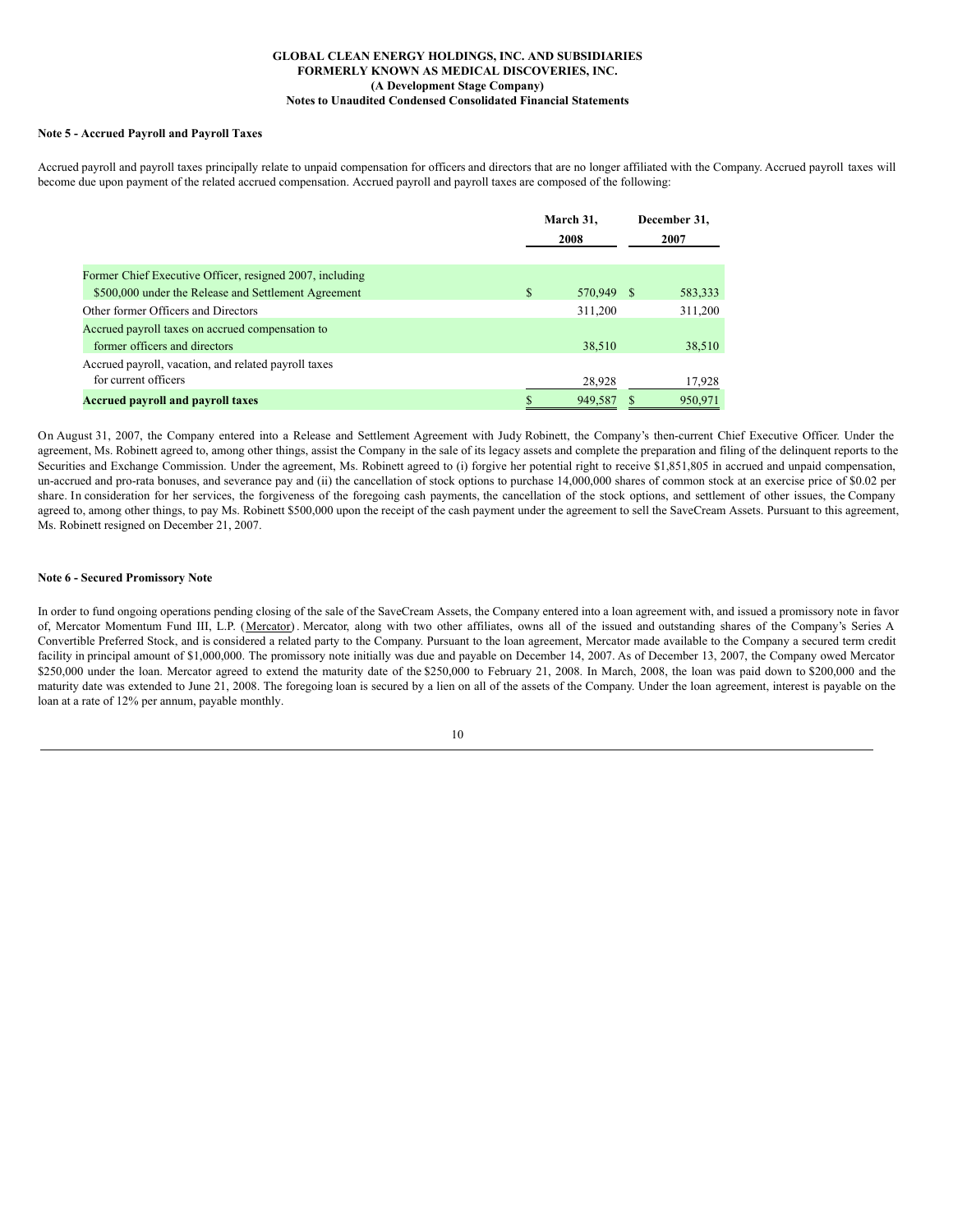# GLOBAL CLEAN ENERGY HOLDINGS, INC. AND SUBSIDIARIES
## FORMERLY KNOWN AS MEDICAL DISCOVERIES, INC.
## (A Development Stage Company)
## Notes to Unaudited Condensed Consolidated Financial Statements

**Note 5 - Accrued Payroll and Payroll Taxes**

Accrued payroll and payroll taxes principally relate to unpaid compensation for officers and directors that are no longer affiliated with the Company. Accrued payroll taxes will become due upon payment of the related accrued compensation. Accrued payroll and payroll taxes are composed of the following:

| | March 31, 2008 | December 31, 2007 |
|---|---|---|
| Former Chief Executive Officer, resigned 2007, including $500,000 under the Release and Settlement Agreement | $ 570,949 | $ 583,333 |
| Other former Officers and Directors | 311,200 | 311,200 |
| Accrued payroll taxes on accrued compensation to former officers and directors | 38,510 | 38,510 |
| Accrued payroll, vacation, and related payroll taxes for current officers | 28,928 | 17,928 |
| **Accrued payroll and payroll taxes** | $ 949,587 | $ 950,971 |

On August 31, 2007, the Company entered into a Release and Settlement Agreement with Judy Robinett, the Company's then-current Chief Executive Officer. Under the agreement, Ms. Robinett agreed to, among other things, assist the Company in the sale of its legacy assets and complete the preparation and filing of the delinquent reports to the Securities and Exchange Commission. Under the agreement, Ms. Robinett agreed to (i) forgive her potential right to receive $1,851,805 in accrued and unpaid compensation, un-accrued and pro-rata bonuses, and severance pay and (ii) the cancellation of stock options to purchase 14,000,000 shares of common stock at an exercise price of $0.02 per share. In consideration for her services, the forgiveness of the foregoing cash payments, the cancellation of the stock options, and settlement of other issues, the Company agreed to, among other things, to pay Ms. Robinett $500,000 upon the receipt of the cash payment under the agreement to sell the SaveCream Assets. Pursuant to this agreement, Ms. Robinett resigned on December 21, 2007.

**Note 6 - Secured Promissory Note**

In order to fund ongoing operations pending closing of the sale of the SaveCream Assets, the Company entered into a loan agreement with, and issued a promissory note in favor of, Mercator Momentum Fund III, L.P. (Mercator). Mercator, along with two other affiliates, owns all of the issued and outstanding shares of the Company's Series A Convertible Preferred Stock, and is considered a related party to the Company. Pursuant to the loan agreement, Mercator made available to the Company a secured term credit facility in principal amount of $1,000,000. The promissory note initially was due and payable on December 14, 2007. As of December 13, 2007, the Company owed Mercator $250,000 under the loan. Mercator agreed to extend the maturity date of the $250,000 to February 21, 2008. In March, 2008, the loan was paid down to $200,000 and the maturity date was extended to June 21, 2008. The foregoing loan is secured by a lien on all of the assets of the Company. Under the loan agreement, interest is payable on the loan at a rate of 12% per annum, payable monthly.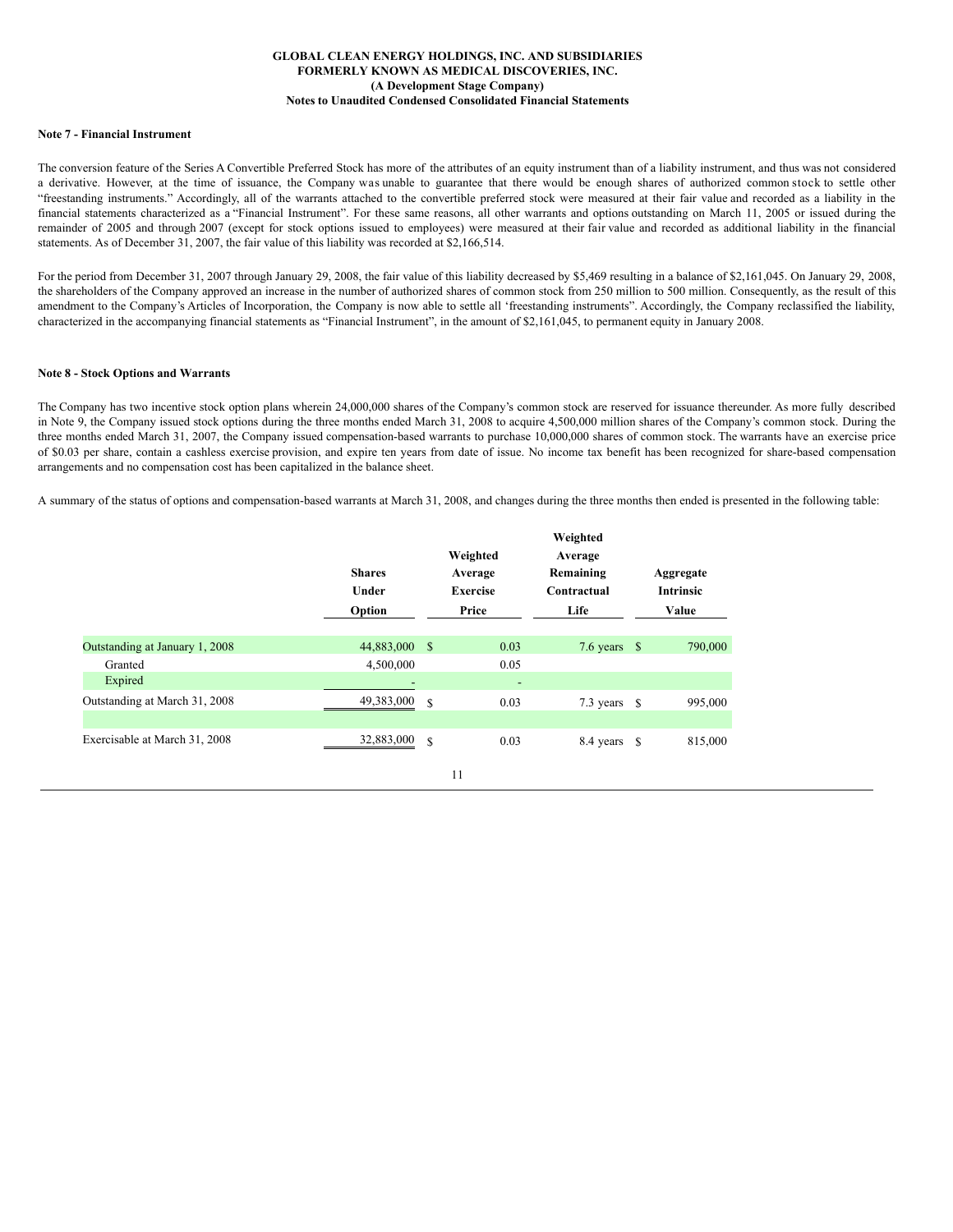GLOBAL CLEAN ENERGY HOLDINGS, INC. AND SUBSIDIARIES
FORMERLY KNOWN AS MEDICAL DISCOVERIES, INC.
(A Development Stage Company)
Notes to Unaudited Condensed Consolidated Financial Statements

**Note 7 - Financial Instrument**

The conversion feature of the Series A Convertible Preferred Stock has more of the attributes of an equity instrument than of a liability instrument, and thus was not considered a derivative. However, at the time of issuance, the Company was unable to guarantee that there would be enough shares of authorized common stock to settle other "freestanding instruments." Accordingly, all of the warrants attached to the convertible preferred stock were measured at their fair value and recorded as a liability in the financial statements characterized as a "Financial Instrument". For these same reasons, all other warrants and options outstanding on March 11, 2005 or issued during the remainder of 2005 and through 2007 (except for stock options issued to employees) were measured at their fair value and recorded as additional liability in the financial statements. As of December 31, 2007, the fair value of this liability was recorded at $2,166,514.

For the period from December 31, 2007 through January 29, 2008, the fair value of this liability decreased by $5,469 resulting in a balance of $2,161,045. On January 29, 2008, the shareholders of the Company approved an increase in the number of authorized shares of common stock from 250 million to 500 million. Consequently, as the result of this amendment to the Company's Articles of Incorporation, the Company is now able to settle all 'freestanding instruments". Accordingly, the Company reclassified the liability, characterized in the accompanying financial statements as "Financial Instrument", in the amount of $2,161,045, to permanent equity in January 2008.

**Note 8 - Stock Options and Warrants**

The Company has two incentive stock option plans wherein 24,000,000 shares of the Company's common stock are reserved for issuance thereunder. As more fully described in Note 9, the Company issued stock options during the three months ended March 31, 2008 to acquire 4,500,000 million shares of the Company's common stock. During the three months ended March 31, 2007, the Company issued compensation-based warrants to purchase 10,000,000 shares of common stock. The warrants have an exercise price of $0.03 per share, contain a cashless exercise provision, and expire ten years from date of issue. No income tax benefit has been recognized for share-based compensation arrangements and no compensation cost has been capitalized in the balance sheet.

A summary of the status of options and compensation-based warrants at March 31, 2008, and changes during the three months then ended is presented in the following table:

| | Shares Under Option | Weighted Average Exercise Price | Weighted Average Remaining Contractual Life | Aggregate Intrinsic Value |
|---|---|---|---|---|
| Outstanding at January 1, 2008 | 44,883,000 | $ 0.03 | 7.6 years | $ 790,000 |
| Granted | 4,500,000 | 0.05 | | |
| Expired | - | - | | |
| Outstanding at March 31, 2008 | 49,383,000 | $ 0.03 | 7.3 years | $ 995,000 |
| Exercisable at March 31, 2008 | 32,883,000 | $ 0.03 | 8.4 years | $ 815,000 |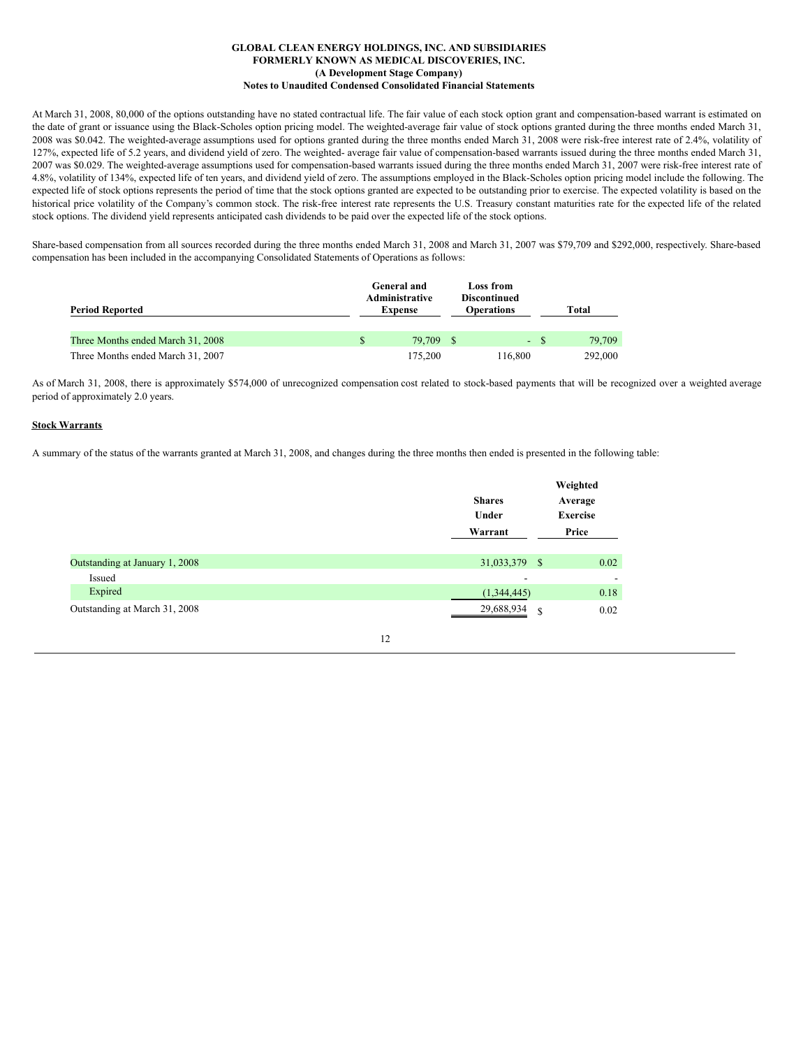**GLOBAL CLEAN ENERGY HOLDINGS, INC. AND SUBSIDIARIES**
**FORMERLY KNOWN AS MEDICAL DISCOVERIES, INC.**
**(A Development Stage Company)**
**Notes to Unaudited Condensed Consolidated Financial Statements**

At March 31, 2008, 80,000 of the options outstanding have no stated contractual life. The fair value of each stock option grant and compensation-based warrant is estimated on the date of grant or issuance using the Black-Scholes option pricing model. The weighted-average fair value of stock options granted during the three months ended March 31, 2008 was $0.042. The weighted-average assumptions used for options granted during the three months ended March 31, 2008 were risk-free interest rate of 2.4%, volatility of 127%, expected life of 5.2 years, and dividend yield of zero. The weighted- average fair value of compensation-based warrants issued during the three months ended March 31, 2007 was $0.029. The weighted-average assumptions used for compensation-based warrants issued during the three months ended March 31, 2007 were risk-free interest rate of 4.8%, volatility of 134%, expected life of ten years, and dividend yield of zero. The assumptions employed in the Black-Scholes option pricing model include the following. The expected life of stock options represents the period of time that the stock options granted are expected to be outstanding prior to exercise. The expected volatility is based on the historical price volatility of the Company's common stock. The risk-free interest rate represents the U.S. Treasury constant maturities rate for the expected life of the related stock options. The dividend yield represents anticipated cash dividends to be paid over the expected life of the stock options.

Share-based compensation from all sources recorded during the three months ended March 31, 2008 and March 31, 2007 was $79,709 and $292,000, respectively. Share-based compensation has been included in the accompanying Consolidated Statements of Operations as follows:

| Period Reported | General and Administrative Expense | Loss from Discontinued Operations | Total |
|---|---|---|---|
| Three Months ended March 31, 2008 | $ 79,709 | $ - | $ 79,709 |
| Three Months ended March 31, 2007 | 175,200 | 116,800 | 292,000 |

As of March 31, 2008, there is approximately $574,000 of unrecognized compensation cost related to stock-based payments that will be recognized over a weighted average period of approximately 2.0 years.

**Stock Warrants**

A summary of the status of the warrants granted at March 31, 2008, and changes during the three months then ended is presented in the following table:

| | Shares Under Warrant | Weighted Average Exercise Price |
|---|---|---|
| Outstanding at January 1, 2008 | 31,033,379 | $ 0.02 |
| Issued | - | - |
| Expired | (1,344,445) | 0.18 |
| Outstanding at March 31, 2008 | 29,688,934 | $ 0.02 |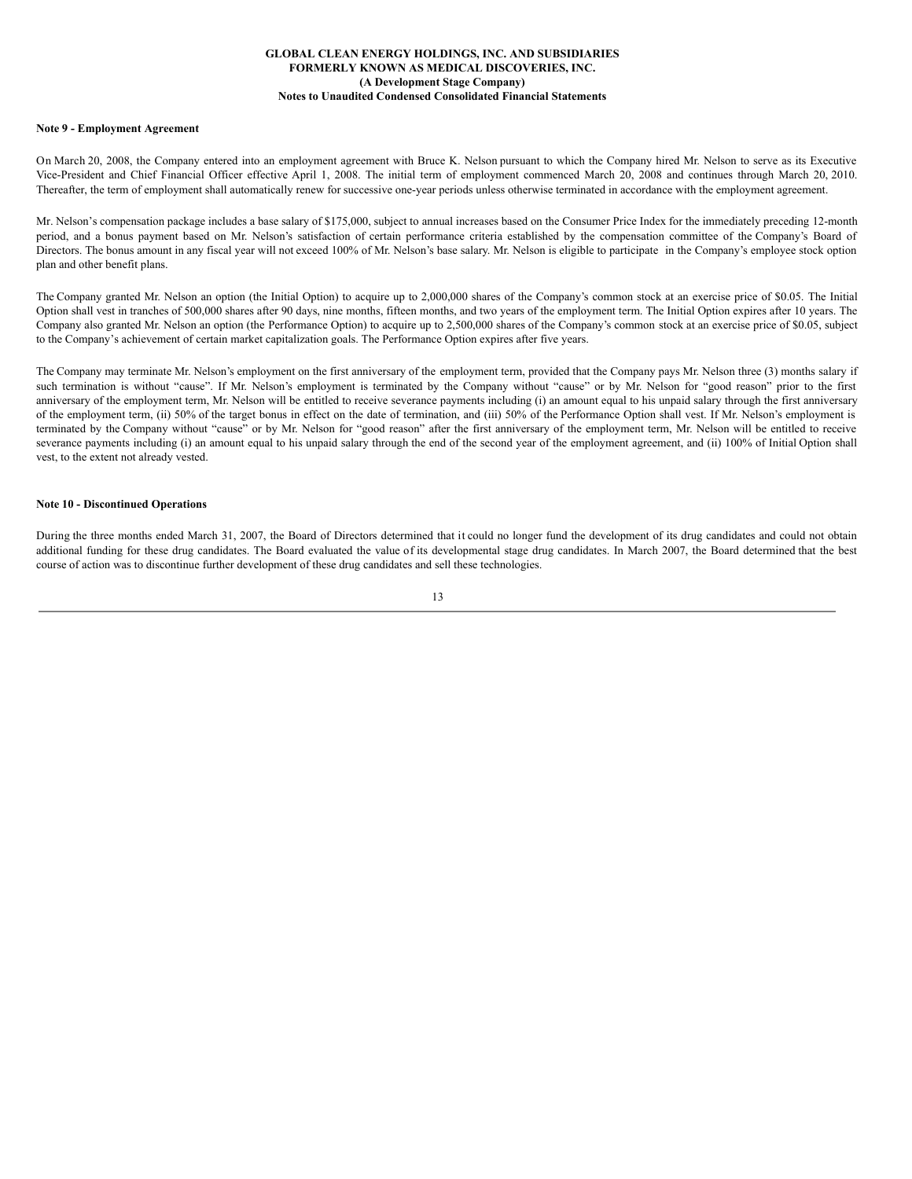**GLOBAL CLEAN ENERGY HOLDINGS, INC. AND SUBSIDIARIES**
**FORMERLY KNOWN AS MEDICAL DISCOVERIES, INC.**
**(A Development Stage Company)**
**Notes to Unaudited Condensed Consolidated Financial Statements**

**Note 9 - Employment Agreement**

On March 20, 2008, the Company entered into an employment agreement with Bruce K. Nelson pursuant to which the Company hired Mr. Nelson to serve as its Executive Vice-President and Chief Financial Officer effective April 1, 2008. The initial term of employment commenced March 20, 2008 and continues through March 20, 2010. Thereafter, the term of employment shall automatically renew for successive one-year periods unless otherwise terminated in accordance with the employment agreement.

Mr. Nelson's compensation package includes a base salary of $175,000, subject to annual increases based on the Consumer Price Index for the immediately preceding 12-month period, and a bonus payment based on Mr. Nelson's satisfaction of certain performance criteria established by the compensation committee of the Company's Board of Directors. The bonus amount in any fiscal year will not exceed 100% of Mr. Nelson's base salary. Mr. Nelson is eligible to participate in the Company's employee stock option plan and other benefit plans.

The Company granted Mr. Nelson an option (the Initial Option) to acquire up to 2,000,000 shares of the Company's common stock at an exercise price of $0.05. The Initial Option shall vest in tranches of 500,000 shares after 90 days, nine months, fifteen months, and two years of the employment term. The Initial Option expires after 10 years. The Company also granted Mr. Nelson an option (the Performance Option) to acquire up to 2,500,000 shares of the Company's common stock at an exercise price of $0.05, subject to the Company's achievement of certain market capitalization goals. The Performance Option expires after five years.

The Company may terminate Mr. Nelson's employment on the first anniversary of the employment term, provided that the Company pays Mr. Nelson three (3) months salary if such termination is without "cause". If Mr. Nelson's employment is terminated by the Company without "cause" or by Mr. Nelson for "good reason" prior to the first anniversary of the employment term, Mr. Nelson will be entitled to receive severance payments including (i) an amount equal to his unpaid salary through the first anniversary of the employment term, (ii) 50% of the target bonus in effect on the date of termination, and (iii) 50% of the Performance Option shall vest. If Mr. Nelson's employment is terminated by the Company without "cause" or by Mr. Nelson for "good reason" after the first anniversary of the employment term, Mr. Nelson will be entitled to receive severance payments including (i) an amount equal to his unpaid salary through the end of the second year of the employment agreement, and (ii) 100% of Initial Option shall vest, to the extent not already vested.

**Note 10 - Discontinued Operations**

During the three months ended March 31, 2007, the Board of Directors determined that it could no longer fund the development of its drug candidates and could not obtain additional funding for these drug candidates. The Board evaluated the value of its developmental stage drug candidates. In March 2007, the Board determined that the best course of action was to discontinue further development of these drug candidates and sell these technologies.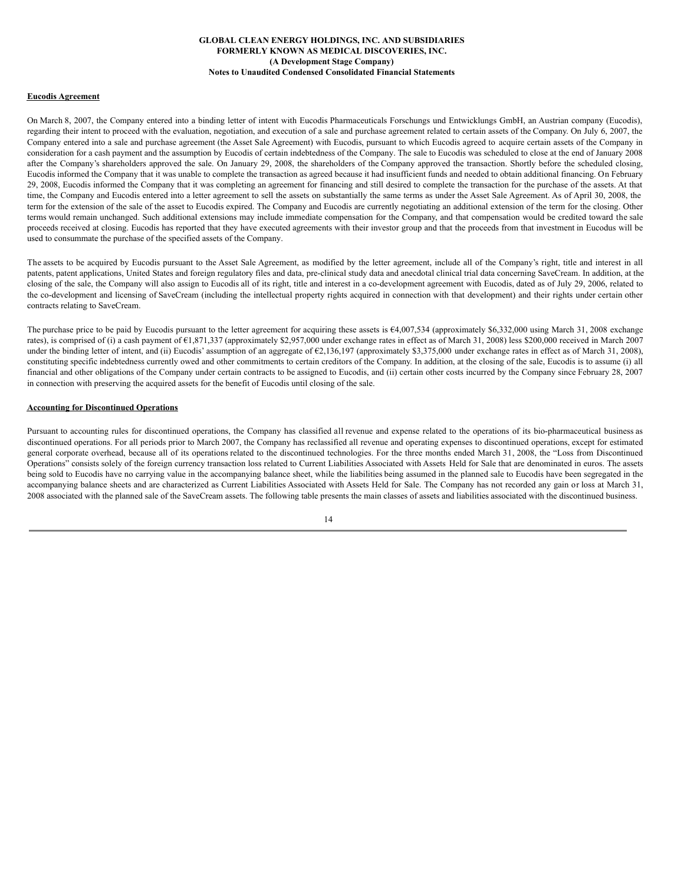GLOBAL CLEAN ENERGY HOLDINGS, INC. AND SUBSIDIARIES
FORMERLY KNOWN AS MEDICAL DISCOVERIES, INC.
(A Development Stage Company)
Notes to Unaudited Condensed Consolidated Financial Statements

**Eucodis Agreement**

On March 8, 2007, the Company entered into a binding letter of intent with Eucodis Pharmaceuticals Forschungs und Entwicklungs GmbH, an Austrian company (Eucodis), regarding their intent to proceed with the evaluation, negotiation, and execution of a sale and purchase agreement related to certain assets of the Company. On July 6, 2007, the Company entered into a sale and purchase agreement (the Asset Sale Agreement) with Eucodis, pursuant to which Eucodis agreed to acquire certain assets of the Company in consideration for a cash payment and the assumption by Eucodis of certain indebtedness of the Company. The sale to Eucodis was scheduled to close at the end of January 2008 after the Company's shareholders approved the sale. On January 29, 2008, the shareholders of the Company approved the transaction. Shortly before the scheduled closing, Eucodis informed the Company that it was unable to complete the transaction as agreed because it had insufficient funds and needed to obtain additional financing. On February 29, 2008, Eucodis informed the Company that it was completing an agreement for financing and still desired to complete the transaction for the purchase of the assets. At that time, the Company and Eucodis entered into a letter agreement to sell the assets on substantially the same terms as under the Asset Sale Agreement. As of April 30, 2008, the term for the extension of the sale of the asset to Eucodis expired. The Company and Eucodis are currently negotiating an additional extension of the term for the closing. Other terms would remain unchanged. Such additional extensions may include immediate compensation for the Company, and that compensation would be credited toward the sale proceeds received at closing. Eucodis has reported that they have executed agreements with their investor group and that the proceeds from that investment in Eucodus will be used to consummate the purchase of the specified assets of the Company.

The assets to be acquired by Eucodis pursuant to the Asset Sale Agreement, as modified by the letter agreement, include all of the Company's right, title and interest in all patents, patent applications, United States and foreign regulatory files and data, pre-clinical study data and anecdotal clinical trial data concerning SaveCream. In addition, at the closing of the sale, the Company will also assign to Eucodis all of its right, title and interest in a co-development agreement with Eucodis, dated as of July 29, 2006, related to the co-development and licensing of SaveCream (including the intellectual property rights acquired in connection with that development) and their rights under certain other contracts relating to SaveCream.

The purchase price to be paid by Eucodis pursuant to the letter agreement for acquiring these assets is €4,007,534 (approximately $6,332,000 using March 31, 2008 exchange rates), is comprised of (i) a cash payment of €1,871,337 (approximately $2,957,000 under exchange rates in effect as of March 31, 2008) less $200,000 received in March 2007 under the binding letter of intent, and (ii) Eucodis' assumption of an aggregate of €2,136,197 (approximately $3,375,000 under exchange rates in effect as of March 31, 2008), constituting specific indebtedness currently owed and other commitments to certain creditors of the Company. In addition, at the closing of the sale, Eucodis is to assume (i) all financial and other obligations of the Company under certain contracts to be assigned to Eucodis, and (ii) certain other costs incurred by the Company since February 28, 2007 in connection with preserving the acquired assets for the benefit of Eucodis until closing of the sale.

**Accounting for Discontinued Operations**

Pursuant to accounting rules for discontinued operations, the Company has classified all revenue and expense related to the operations of its bio-pharmaceutical business as discontinued operations. For all periods prior to March 2007, the Company has reclassified all revenue and operating expenses to discontinued operations, except for estimated general corporate overhead, because all of its operations related to the discontinued technologies. For the three months ended March 31, 2008, the "Loss from Discontinued Operations" consists solely of the foreign currency transaction loss related to Current Liabilities Associated with Assets Held for Sale that are denominated in euros. The assets being sold to Eucodis have no carrying value in the accompanying balance sheet, while the liabilities being assumed in the planned sale to Eucodis have been segregated in the accompanying balance sheets and are characterized as Current Liabilities Associated with Assets Held for Sale. The Company has not recorded any gain or loss at March 31, 2008 associated with the planned sale of the SaveCream assets. The following table presents the main classes of assets and liabilities associated with the discontinued business.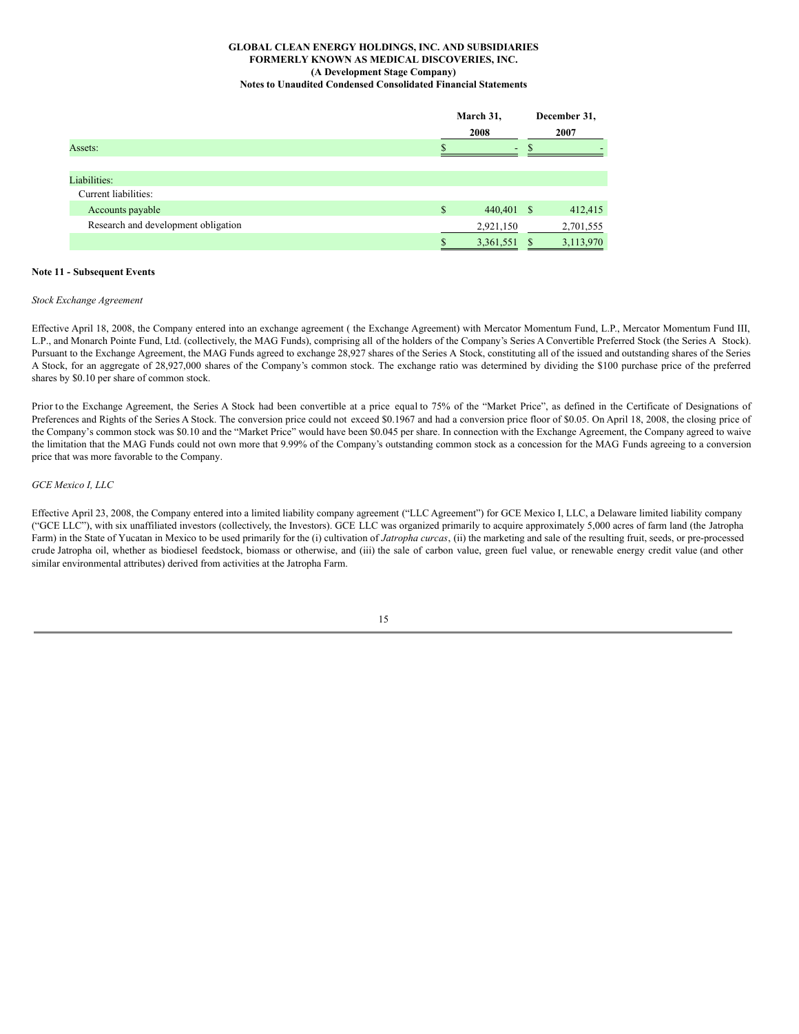|  | March 31, 2008 | December 31, 2007 |
| --- | --- | --- |
| Assets: | $ - | $ - |
|  |  |  |
| Liabilities: |  |  |
| Current liabilities: |  |  |
| Accounts payable | $ 440,401 | $ 412,415 |
| Research and development obligation | 2,921,150 | 2,701,555 |
|  | $ 3,361,551 | $ 3,113,970 |

**Note 11 - Subsequent Events**

*Stock Exchange Agreement*

Effective April 18, 2008, the Company entered into an exchange agreement ( the Exchange Agreement) with Mercator Momentum Fund, L.P., Mercator Momentum Fund III, L.P., and Monarch Pointe Fund, Ltd. (collectively, the MAG Funds), comprising all of the holders of the Company's Series A Convertible Preferred Stock (the Series A Stock). Pursuant to the Exchange Agreement, the MAG Funds agreed to exchange 28,927 shares of the Series A Stock, constituting all of the issued and outstanding shares of the Series A Stock, for an aggregate of 28,927,000 shares of the Company's common stock. The exchange ratio was determined by dividing the $100 purchase price of the preferred shares by $0.10 per share of common stock.

Prior to the Exchange Agreement, the Series A Stock had been convertible at a price equal to 75% of the "Market Price", as defined in the Certificate of Designations of Preferences and Rights of the Series A Stock. The conversion price could not exceed $0.1967 and had a conversion price floor of $0.05. On April 18, 2008, the closing price of the Company's common stock was $0.10 and the "Market Price" would have been $0.045 per share. In connection with the Exchange Agreement, the Company agreed to waive the limitation that the MAG Funds could not own more that 9.99% of the Company's outstanding common stock as a concession for the MAG Funds agreeing to a conversion price that was more favorable to the Company.

*GCE Mexico I, LLC*

Effective April 23, 2008, the Company entered into a limited liability company agreement ("LLC Agreement") for GCE Mexico I, LLC, a Delaware limited liability company ("GCE LLC"), with six unaffiliated investors (collectively, the Investors). GCE LLC was organized primarily to acquire approximately 5,000 acres of farm land (the Jatropha Farm) in the State of Yucatan in Mexico to be used primarily for the (i) cultivation of *Jatropha curcas*, (ii) the marketing and sale of the resulting fruit, seeds, or pre-processed crude Jatropha oil, whether as biodiesel feedstock, biomass or otherwise, and (iii) the sale of carbon value, green fuel value, or renewable energy credit value (and other similar environmental attributes) derived from activities at the Jatropha Farm.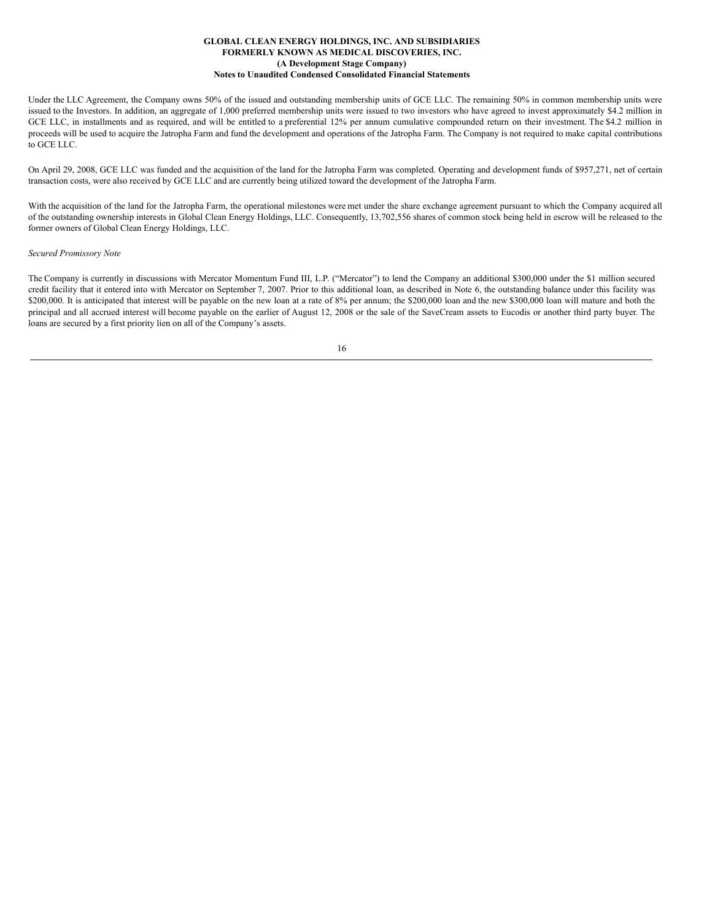Under the LLC Agreement, the Company owns 50% of the issued and outstanding membership units of GCE LLC. The remaining 50% in common membership units were issued to the Investors. In addition, an aggregate of 1,000 preferred membership units were issued to two investors who have agreed to invest approximately $4.2 million in GCE LLC, in installments and as required, and will be entitled to a preferential 12% per annum cumulative compounded return on their investment. The $4.2 million in proceeds will be used to acquire the Jatropha Farm and fund the development and operations of the Jatropha Farm. The Company is not required to make capital contributions to GCE LLC.

On April 29, 2008, GCE LLC was funded and the acquisition of the land for the Jatropha Farm was completed. Operating and development funds of $957,271, net of certain transaction costs, were also received by GCE LLC and are currently being utilized toward the development of the Jatropha Farm.

With the acquisition of the land for the Jatropha Farm, the operational milestones were met under the share exchange agreement pursuant to which the Company acquired all of the outstanding ownership interests in Global Clean Energy Holdings, LLC. Consequently, 13,702,556 shares of common stock being held in escrow will be released to the former owners of Global Clean Energy Holdings, LLC.

*Secured Promissory Note*

The Company is currently in discussions with Mercator Momentum Fund III, L.P. ("Mercator") to lend the Company an additional $300,000 under the $1 million secured credit facility that it entered into with Mercator on September 7, 2007. Prior to this additional loan, as described in Note 6, the outstanding balance under this facility was $200,000. It is anticipated that interest will be payable on the new loan at a rate of 8% per annum; the $200,000 loan and the new $300,000 loan will mature and both the principal and all accrued interest will become payable on the earlier of August 12, 2008 or the sale of the SaveCream assets to Eucodis or another third party buyer. The loans are secured by a first priority lien on all of the Company's assets.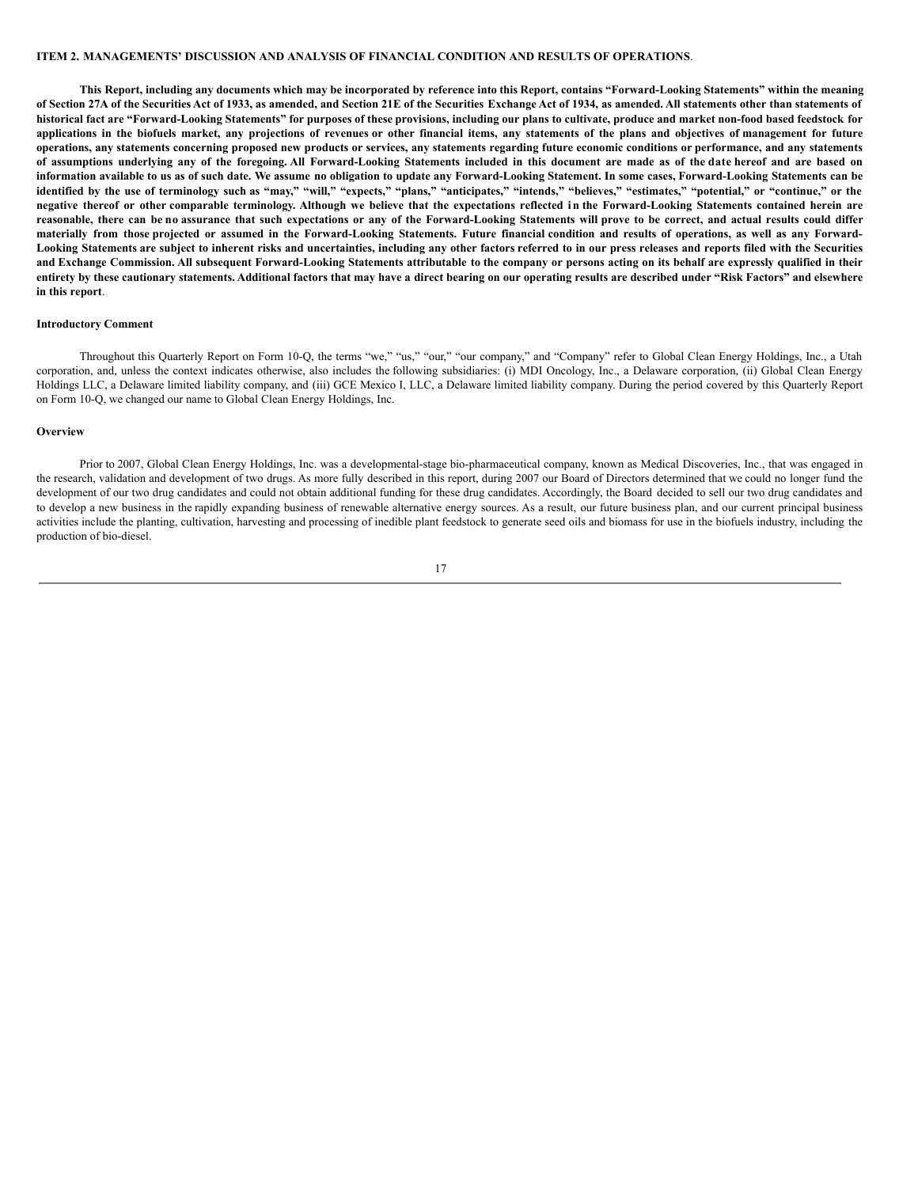**ITEM 2. MANAGEMENTS' DISCUSSION AND ANALYSIS OF FINANCIAL CONDITION AND RESULTS OF OPERATIONS**.

**This Report, including any documents which may be incorporated by reference into this Report, contains "Forward-Looking Statements" within the meaning of Section 27A of the Securities Act of 1933, as amended, and Section 21E of the Securities Exchange Act of 1934, as amended. All statements other than statements of historical fact are "Forward-Looking Statements" for purposes of these provisions, including our plans to cultivate, produce and market non-food based feedstock for applications in the biofuels market, any projections of revenues or other financial items, any statements of the plans and objectives of management for future operations, any statements concerning proposed new products or services, any statements regarding future economic conditions or performance, and any statements of assumptions underlying any of the foregoing. All Forward-Looking Statements included in this document are made as of the date hereof and are based on information available to us as of such date. We assume no obligation to update any Forward-Looking Statement. In some cases, Forward-Looking Statements can be identified by the use of terminology such as "may," "will," "expects," "plans," "anticipates," "intends," "believes," "estimates," "potential," or "continue," or the negative thereof or other comparable terminology. Although we believe that the expectations reflected in the Forward-Looking Statements contained herein are reasonable, there can be no assurance that such expectations or any of the Forward-Looking Statements will prove to be correct, and actual results could differ materially from those projected or assumed in the Forward-Looking Statements. Future financial condition and results of operations, as well as any Forward-Looking Statements are subject to inherent risks and uncertainties, including any other factors referred to in our press releases and reports filed with the Securities and Exchange Commission. All subsequent Forward-Looking Statements attributable to the company or persons acting on its behalf are expressly qualified in their entirety by these cautionary statements. Additional factors that may have a direct bearing on our operating results are described under "Risk Factors" and elsewhere in this report**.

**Introductory Comment**

Throughout this Quarterly Report on Form 10-Q, the terms "we," "us," "our," "our company," and "Company" refer to Global Clean Energy Holdings, Inc., a Utah corporation, and, unless the context indicates otherwise, also includes the following subsidiaries: (i) MDI Oncology, Inc., a Delaware corporation, (ii) Global Clean Energy Holdings LLC, a Delaware limited liability company, and (iii) GCE Mexico I, LLC, a Delaware limited liability company. During the period covered by this Quarterly Report on Form 10-Q, we changed our name to Global Clean Energy Holdings, Inc.

**Overview**

Prior to 2007, Global Clean Energy Holdings, Inc. was a developmental-stage bio-pharmaceutical company, known as Medical Discoveries, Inc., that was engaged in the research, validation and development of two drugs. As more fully described in this report, during 2007 our Board of Directors determined that we could no longer fund the development of our two drug candidates and could not obtain additional funding for these drug candidates. Accordingly, the Board decided to sell our two drug candidates and to develop a new business in the rapidly expanding business of renewable alternative energy sources. As a result, our future business plan, and our current principal business activities include the planting, cultivation, harvesting and processing of inedible plant feedstock to generate seed oils and biomass for use in the biofuels industry, including the production of bio-diesel.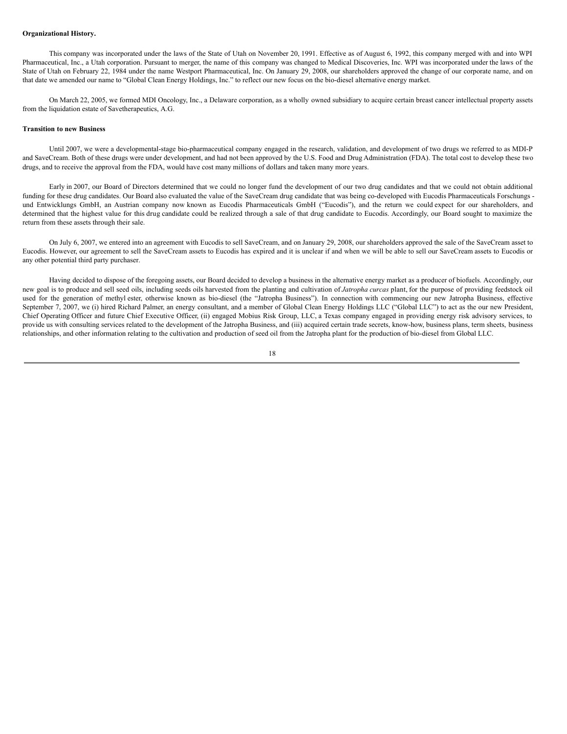**Organizational History.**

This company was incorporated under the laws of the State of Utah on November 20, 1991. Effective as of August 6, 1992, this company merged with and into WPI Pharmaceutical, Inc., a Utah corporation. Pursuant to merger, the name of this company was changed to Medical Discoveries, Inc. WPI was incorporated under the laws of the State of Utah on February 22, 1984 under the name Westport Pharmaceutical, Inc. On January 29, 2008, our shareholders approved the change of our corporate name, and on that date we amended our name to "Global Clean Energy Holdings, Inc." to reflect our new focus on the bio-diesel alternative energy market.

On March 22, 2005, we formed MDI Oncology, Inc., a Delaware corporation, as a wholly owned subsidiary to acquire certain breast cancer intellectual property assets from the liquidation estate of Savetherapeutics, A.G.

**Transition to new Business**

Until 2007, we were a developmental-stage bio-pharmaceutical company engaged in the research, validation, and development of two drugs we referred to as MDI-P and SaveCream. Both of these drugs were under development, and had not been approved by the U.S. Food and Drug Administration (FDA). The total cost to develop these two drugs, and to receive the approval from the FDA, would have cost many millions of dollars and taken many more years.

Early in 2007, our Board of Directors determined that we could no longer fund the development of our two drug candidates and that we could not obtain additional funding for these drug candidates. Our Board also evaluated the value of the SaveCream drug candidate that was being co-developed with Eucodis Pharmaceuticals Forschungs - und Entwicklungs GmbH, an Austrian company now known as Eucodis Pharmaceuticals GmbH ("Eucodis"), and the return we could expect for our shareholders, and determined that the highest value for this drug candidate could be realized through a sale of that drug candidate to Eucodis. Accordingly, our Board sought to maximize the return from these assets through their sale.

On July 6, 2007, we entered into an agreement with Eucodis to sell SaveCream, and on January 29, 2008, our shareholders approved the sale of the SaveCream asset to Eucodis. However, our agreement to sell the SaveCream assets to Eucodis has expired and it is unclear if and when we will be able to sell our SaveCream assets to Eucodis or any other potential third party purchaser.

Having decided to dispose of the foregoing assets, our Board decided to develop a business in the alternative energy market as a producer of biofuels. Accordingly, our new goal is to produce and sell seed oils, including seeds oils harvested from the planting and cultivation of *Jatropha curcas* plant, for the purpose of providing feedstock oil used for the generation of methyl ester, otherwise known as bio-diesel (the "Jatropha Business"). In connection with commencing our new Jatropha Business, effective September 7, 2007, we (i) hired Richard Palmer, an energy consultant, and a member of Global Clean Energy Holdings LLC ("Global LLC") to act as the our new President, Chief Operating Officer and future Chief Executive Officer, (ii) engaged Mobius Risk Group, LLC, a Texas company engaged in providing energy risk advisory services, to provide us with consulting services related to the development of the Jatropha Business, and (iii) acquired certain trade secrets, know-how, business plans, term sheets, business relationships, and other information relating to the cultivation and production of seed oil from the Jatropha plant for the production of bio-diesel from Global LLC.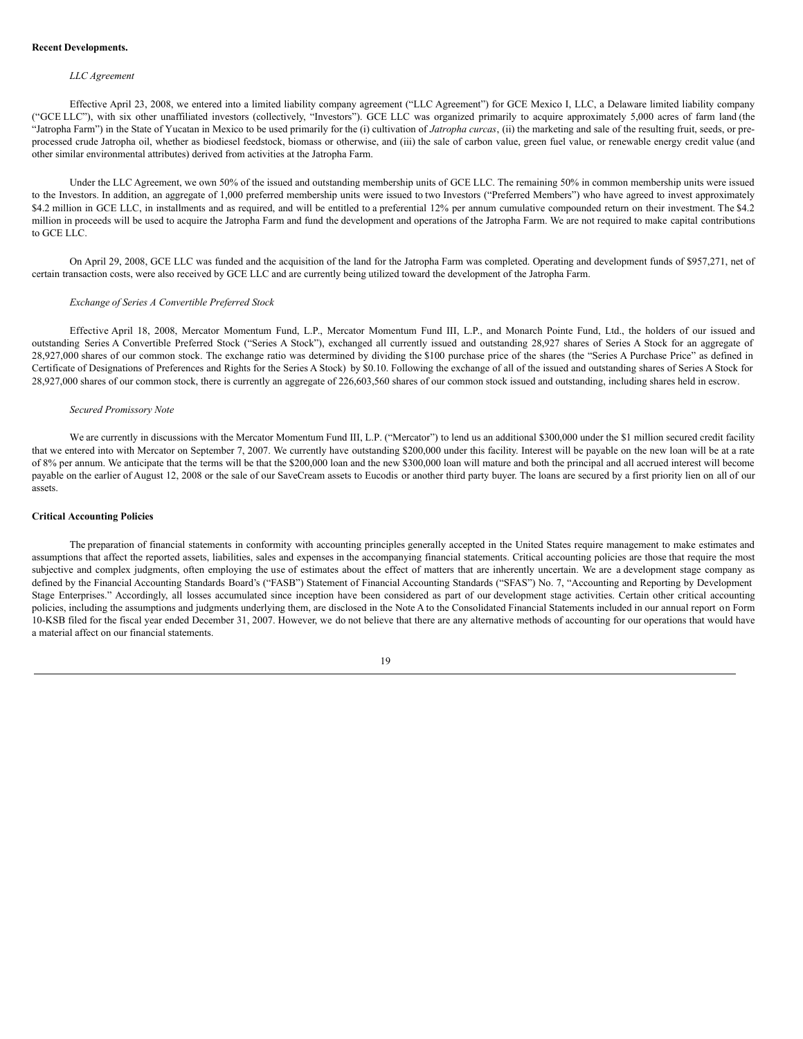**Recent Developments.**

*LLC Agreement*

Effective April 23, 2008, we entered into a limited liability company agreement ("LLC Agreement") for GCE Mexico I, LLC, a Delaware limited liability company ("GCE LLC"), with six other unaffiliated investors (collectively, "Investors"). GCE LLC was organized primarily to acquire approximately 5,000 acres of farm land (the "Jatropha Farm") in the State of Yucatan in Mexico to be used primarily for the (i) cultivation of *Jatropha curcas*, (ii) the marketing and sale of the resulting fruit, seeds, or pre-processed crude Jatropha oil, whether as biodiesel feedstock, biomass or otherwise, and (iii) the sale of carbon value, green fuel value, or renewable energy credit value (and other similar environmental attributes) derived from activities at the Jatropha Farm.

Under the LLC Agreement, we own 50% of the issued and outstanding membership units of GCE LLC. The remaining 50% in common membership units were issued to the Investors. In addition, an aggregate of 1,000 preferred membership units were issued to two Investors ("Preferred Members") who have agreed to invest approximately $4.2 million in GCE LLC, in installments and as required, and will be entitled to a preferential 12% per annum cumulative compounded return on their investment. The $4.2 million in proceeds will be used to acquire the Jatropha Farm and fund the development and operations of the Jatropha Farm. We are not required to make capital contributions to GCE LLC.

On April 29, 2008, GCE LLC was funded and the acquisition of the land for the Jatropha Farm was completed. Operating and development funds of $957,271, net of certain transaction costs, were also received by GCE LLC and are currently being utilized toward the development of the Jatropha Farm.

*Exchange of Series A Convertible Preferred Stock*

Effective April 18, 2008, Mercator Momentum Fund, L.P., Mercator Momentum Fund III, L.P., and Monarch Pointe Fund, Ltd., the holders of our issued and outstanding Series A Convertible Preferred Stock ("Series A Stock"), exchanged all currently issued and outstanding 28,927 shares of Series A Stock for an aggregate of 28,927,000 shares of our common stock. The exchange ratio was determined by dividing the $100 purchase price of the shares (the "Series A Purchase Price" as defined in Certificate of Designations of Preferences and Rights for the Series A Stock) by $0.10. Following the exchange of all of the issued and outstanding shares of Series A Stock for 28,927,000 shares of our common stock, there is currently an aggregate of 226,603,560 shares of our common stock issued and outstanding, including shares held in escrow.

*Secured Promissory Note*

We are currently in discussions with the Mercator Momentum Fund III, L.P. ("Mercator") to lend us an additional $300,000 under the $1 million secured credit facility that we entered into with Mercator on September 7, 2007. We currently have outstanding $200,000 under this facility. Interest will be payable on the new loan will be at a rate of 8% per annum. We anticipate that the terms will be that the $200,000 loan and the new $300,000 loan will mature and both the principal and all accrued interest will become payable on the earlier of August 12, 2008 or the sale of our SaveCream assets to Eucodis or another third party buyer. The loans are secured by a first priority lien on all of our assets.

**Critical Accounting Policies**

The preparation of financial statements in conformity with accounting principles generally accepted in the United States require management to make estimates and assumptions that affect the reported assets, liabilities, sales and expenses in the accompanying financial statements. Critical accounting policies are those that require the most subjective and complex judgments, often employing the use of estimates about the effect of matters that are inherently uncertain. We are a development stage company as defined by the Financial Accounting Standards Board's ("FASB") Statement of Financial Accounting Standards ("SFAS") No. 7, "Accounting and Reporting by Development Stage Enterprises." Accordingly, all losses accumulated since inception have been considered as part of our development stage activities. Certain other critical accounting policies, including the assumptions and judgments underlying them, are disclosed in the Note A to the Consolidated Financial Statements included in our annual report on Form 10-KSB filed for the fiscal year ended December 31, 2007. However, we do not believe that there are any alternative methods of accounting for our operations that would have a material affect on our financial statements.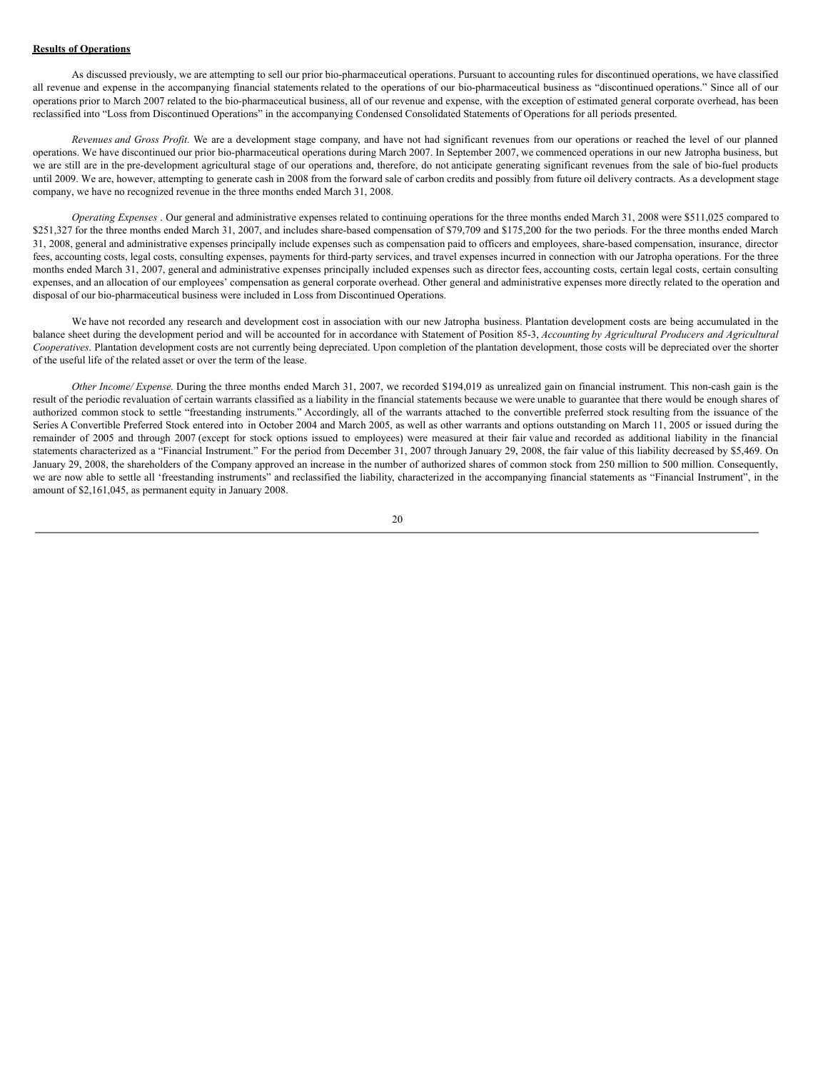**Results of Operations**

As discussed previously, we are attempting to sell our prior bio-pharmaceutical operations. Pursuant to accounting rules for discontinued operations, we have classified all revenue and expense in the accompanying financial statements related to the operations of our bio-pharmaceutical business as "discontinued operations." Since all of our operations prior to March 2007 related to the bio-pharmaceutical business, all of our revenue and expense, with the exception of estimated general corporate overhead, has been reclassified into "Loss from Discontinued Operations" in the accompanying Condensed Consolidated Statements of Operations for all periods presented.

*Revenues and Gross Profit.* We are a development stage company, and have not had significant revenues from our operations or reached the level of our planned operations. We have discontinued our prior bio-pharmaceutical operations during March 2007. In September 2007, we commenced operations in our new Jatropha business, but we are still are in the pre-development agricultural stage of our operations and, therefore, do not anticipate generating significant revenues from the sale of bio-fuel products until 2009. We are, however, attempting to generate cash in 2008 from the forward sale of carbon credits and possibly from future oil delivery contracts. As a development stage company, we have no recognized revenue in the three months ended March 31, 2008.

*Operating Expenses* . Our general and administrative expenses related to continuing operations for the three months ended March 31, 2008 were $511,025 compared to $251,327 for the three months ended March 31, 2007, and includes share-based compensation of $79,709 and $175,200 for the two periods. For the three months ended March 31, 2008, general and administrative expenses principally include expenses such as compensation paid to officers and employees, share-based compensation, insurance, director fees, accounting costs, legal costs, consulting expenses, payments for third-party services, and travel expenses incurred in connection with our Jatropha operations. For the three months ended March 31, 2007, general and administrative expenses principally included expenses such as director fees, accounting costs, certain legal costs, certain consulting expenses, and an allocation of our employees' compensation as general corporate overhead. Other general and administrative expenses more directly related to the operation and disposal of our bio-pharmaceutical business were included in Loss from Discontinued Operations.

We have not recorded any research and development cost in association with our new Jatropha business. Plantation development costs are being accumulated in the balance sheet during the development period and will be accounted for in accordance with Statement of Position 85-3, *Accounting by Agricultural Producers and Agricultural Cooperatives*. Plantation development costs are not currently being depreciated. Upon completion of the plantation development, those costs will be depreciated over the shorter of the useful life of the related asset or over the term of the lease.

*Other Income/ Expense.* During the three months ended March 31, 2007, we recorded $194,019 as unrealized gain on financial instrument. This non-cash gain is the result of the periodic revaluation of certain warrants classified as a liability in the financial statements because we were unable to guarantee that there would be enough shares of authorized common stock to settle "freestanding instruments." Accordingly, all of the warrants attached to the convertible preferred stock resulting from the issuance of the Series A Convertible Preferred Stock entered into in October 2004 and March 2005, as well as other warrants and options outstanding on March 11, 2005 or issued during the remainder of 2005 and through 2007 (except for stock options issued to employees) were measured at their fair value and recorded as additional liability in the financial statements characterized as a "Financial Instrument." For the period from December 31, 2007 through January 29, 2008, the fair value of this liability decreased by $5,469. On January 29, 2008, the shareholders of the Company approved an increase in the number of authorized shares of common stock from 250 million to 500 million. Consequently, we are now able to settle all 'freestanding instruments" and reclassified the liability, characterized in the accompanying financial statements as "Financial Instrument", in the amount of $2,161,045, as permanent equity in January 2008.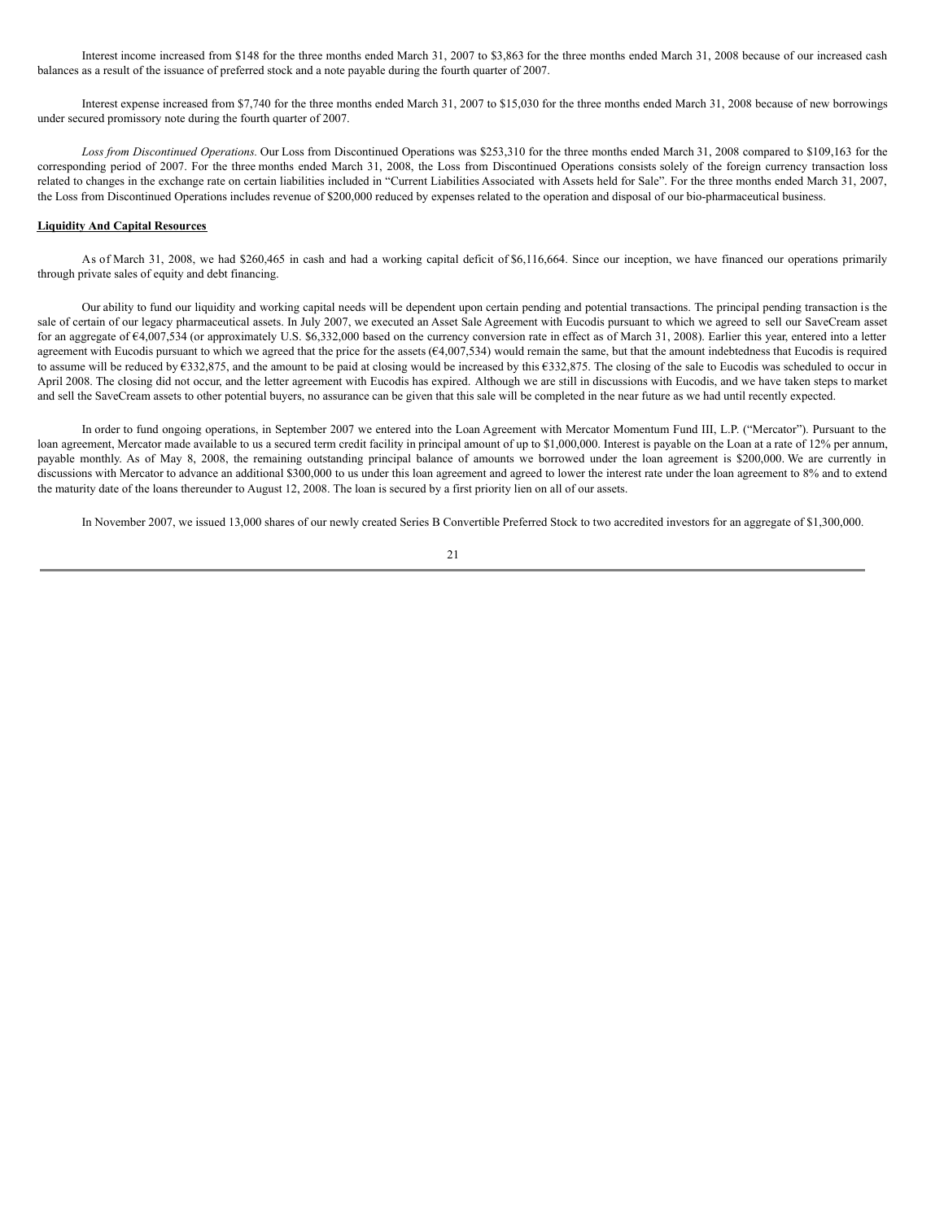Interest income increased from $148 for the three months ended March 31, 2007 to $3,863 for the three months ended March 31, 2008 because of our increased cash balances as a result of the issuance of preferred stock and a note payable during the fourth quarter of 2007.

Interest expense increased from $7,740 for the three months ended March 31, 2007 to $15,030 for the three months ended March 31, 2008 because of new borrowings under secured promissory note during the fourth quarter of 2007.

*Loss from Discontinued Operations.* Our Loss from Discontinued Operations was $253,310 for the three months ended March 31, 2008 compared to $109,163 for the corresponding period of 2007. For the three months ended March 31, 2008, the Loss from Discontinued Operations consists solely of the foreign currency transaction loss related to changes in the exchange rate on certain liabilities included in "Current Liabilities Associated with Assets held for Sale". For the three months ended March 31, 2007, the Loss from Discontinued Operations includes revenue of $200,000 reduced by expenses related to the operation and disposal of our bio-pharmaceutical business.

**Liquidity And Capital Resources**

As of March 31, 2008, we had $260,465 in cash and had a working capital deficit of $6,116,664. Since our inception, we have financed our operations primarily through private sales of equity and debt financing.

Our ability to fund our liquidity and working capital needs will be dependent upon certain pending and potential transactions. The principal pending transaction is the sale of certain of our legacy pharmaceutical assets. In July 2007, we executed an Asset Sale Agreement with Eucodis pursuant to which we agreed to sell our SaveCream asset for an aggregate of €4,007,534 (or approximately U.S. $6,332,000 based on the currency conversion rate in effect as of March 31, 2008). Earlier this year, entered into a letter agreement with Eucodis pursuant to which we agreed that the price for the assets (€4,007,534) would remain the same, but that the amount indebtedness that Eucodis is required to assume will be reduced by €332,875, and the amount to be paid at closing would be increased by this €332,875. The closing of the sale to Eucodis was scheduled to occur in April 2008. The closing did not occur, and the letter agreement with Eucodis has expired. Although we are still in discussions with Eucodis, and we have taken steps to market and sell the SaveCream assets to other potential buyers, no assurance can be given that this sale will be completed in the near future as we had until recently expected.

In order to fund ongoing operations, in September 2007 we entered into the Loan Agreement with Mercator Momentum Fund III, L.P. ("Mercator"). Pursuant to the loan agreement, Mercator made available to us a secured term credit facility in principal amount of up to $1,000,000. Interest is payable on the Loan at a rate of 12% per annum, payable monthly. As of May 8, 2008, the remaining outstanding principal balance of amounts we borrowed under the loan agreement is $200,000. We are currently in discussions with Mercator to advance an additional $300,000 to us under this loan agreement and agreed to lower the interest rate under the loan agreement to 8% and to extend the maturity date of the loans thereunder to August 12, 2008. The loan is secured by a first priority lien on all of our assets.

In November 2007, we issued 13,000 shares of our newly created Series B Convertible Preferred Stock to two accredited investors for an aggregate of $1,300,000.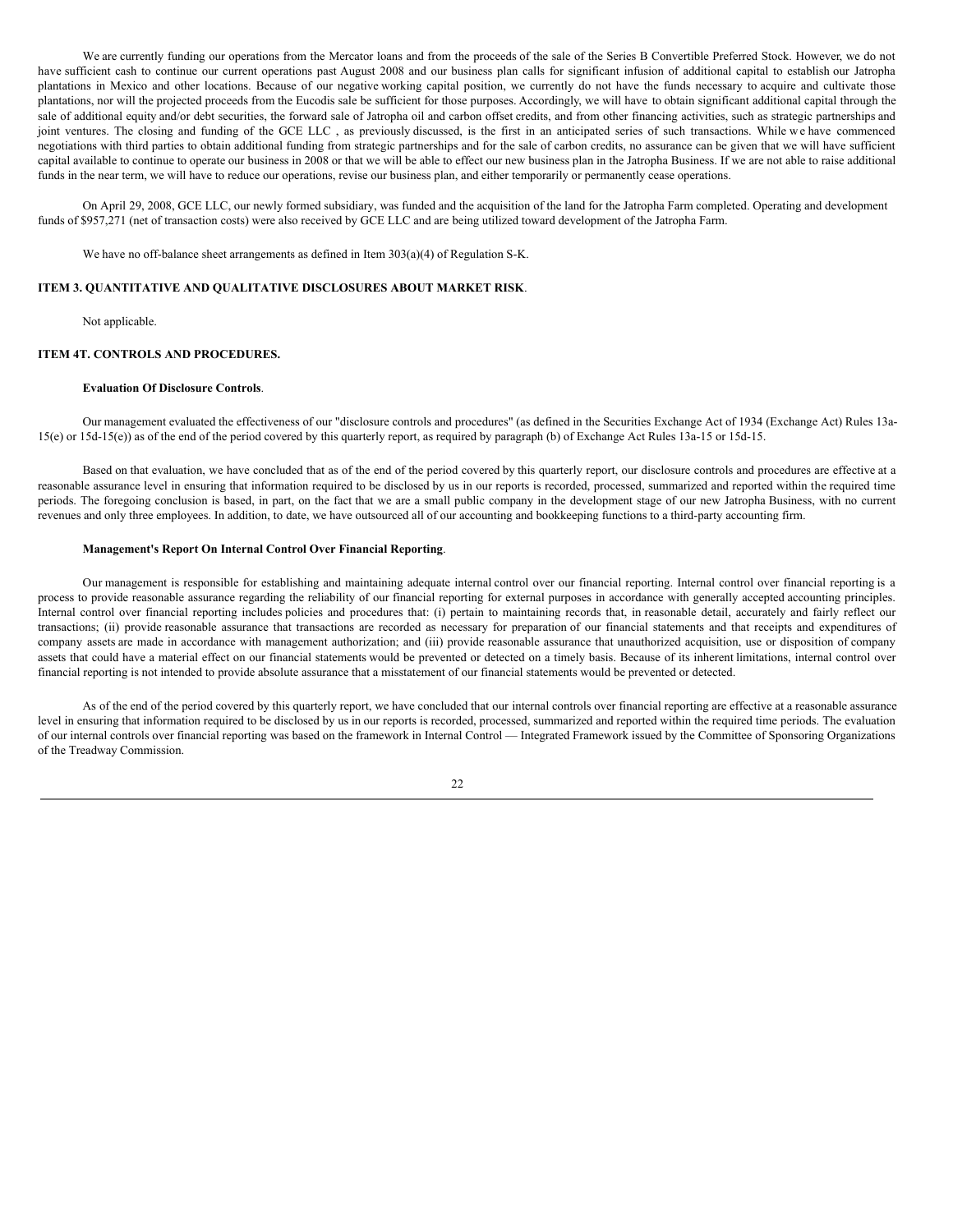We are currently funding our operations from the Mercator loans and from the proceeds of the sale of the Series B Convertible Preferred Stock. However, we do not have sufficient cash to continue our current operations past August 2008 and our business plan calls for significant infusion of additional capital to establish our Jatropha plantations in Mexico and other locations. Because of our negative working capital position, we currently do not have the funds necessary to acquire and cultivate those plantations, nor will the projected proceeds from the Eucodis sale be sufficient for those purposes. Accordingly, we will have to obtain significant additional capital through the sale of additional equity and/or debt securities, the forward sale of Jatropha oil and carbon offset credits, and from other financing activities, such as strategic partnerships and joint ventures. The closing and funding of the GCE LLC , as previously discussed, is the first in an anticipated series of such transactions. While we have commenced negotiations with third parties to obtain additional funding from strategic partnerships and for the sale of carbon credits, no assurance can be given that we will have sufficient capital available to continue to operate our business in 2008 or that we will be able to effect our new business plan in the Jatropha Business. If we are not able to raise additional funds in the near term, we will have to reduce our operations, revise our business plan, and either temporarily or permanently cease operations.

On April 29, 2008, GCE LLC, our newly formed subsidiary, was funded and the acquisition of the land for the Jatropha Farm completed. Operating and development funds of $957,271 (net of transaction costs) were also received by GCE LLC and are being utilized toward development of the Jatropha Farm.

We have no off-balance sheet arrangements as defined in Item 303(a)(4) of Regulation S-K.

**ITEM 3. QUANTITATIVE AND QUALITATIVE DISCLOSURES ABOUT MARKET RISK**.

Not applicable.

**ITEM 4T. CONTROLS AND PROCEDURES.**

**Evaluation Of Disclosure Controls**.

Our management evaluated the effectiveness of our "disclosure controls and procedures" (as defined in the Securities Exchange Act of 1934 (Exchange Act) Rules 13a-15(e) or 15d-15(e)) as of the end of the period covered by this quarterly report, as required by paragraph (b) of Exchange Act Rules 13a-15 or 15d-15.

Based on that evaluation, we have concluded that as of the end of the period covered by this quarterly report, our disclosure controls and procedures are effective at a reasonable assurance level in ensuring that information required to be disclosed by us in our reports is recorded, processed, summarized and reported within the required time periods. The foregoing conclusion is based, in part, on the fact that we are a small public company in the development stage of our new Jatropha Business, with no current revenues and only three employees. In addition, to date, we have outsourced all of our accounting and bookkeeping functions to a third-party accounting firm.

**Management's Report On Internal Control Over Financial Reporting**.

Our management is responsible for establishing and maintaining adequate internal control over our financial reporting. Internal control over financial reporting is a process to provide reasonable assurance regarding the reliability of our financial reporting for external purposes in accordance with generally accepted accounting principles. Internal control over financial reporting includes policies and procedures that: (i) pertain to maintaining records that, in reasonable detail, accurately and fairly reflect our transactions; (ii) provide reasonable assurance that transactions are recorded as necessary for preparation of our financial statements and that receipts and expenditures of company assets are made in accordance with management authorization; and (iii) provide reasonable assurance that unauthorized acquisition, use or disposition of company assets that could have a material effect on our financial statements would be prevented or detected on a timely basis. Because of its inherent limitations, internal control over financial reporting is not intended to provide absolute assurance that a misstatement of our financial statements would be prevented or detected.

As of the end of the period covered by this quarterly report, we have concluded that our internal controls over financial reporting are effective at a reasonable assurance level in ensuring that information required to be disclosed by us in our reports is recorded, processed, summarized and reported within the required time periods. The evaluation of our internal controls over financial reporting was based on the framework in Internal Control — Integrated Framework issued by the Committee of Sponsoring Organizations of the Treadway Commission.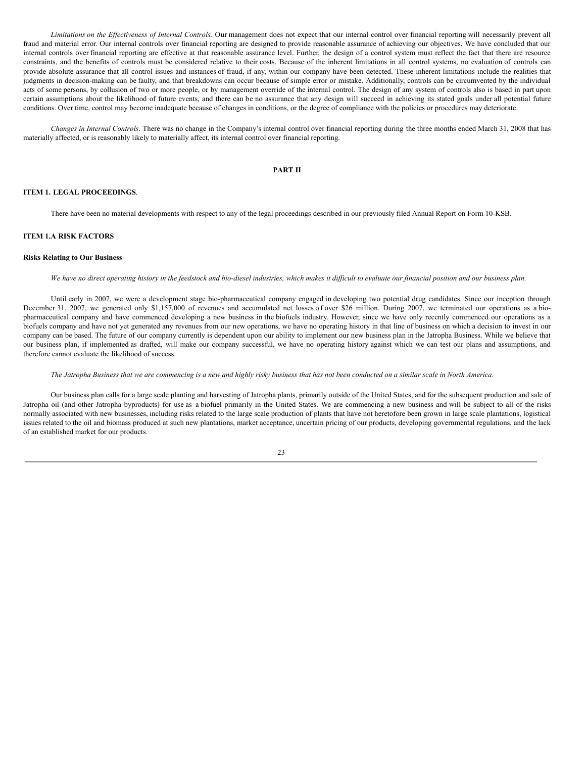*Limitations on the Effectiveness of Internal Controls.* Our management does not expect that our internal control over financial reporting will necessarily prevent all fraud and material error. Our internal controls over financial reporting are designed to provide reasonable assurance of achieving our objectives. We have concluded that our internal controls over financial reporting are effective at that reasonable assurance level. Further, the design of a control system must reflect the fact that there are resource constraints, and the benefits of controls must be considered relative to their costs. Because of the inherent limitations in all control systems, no evaluation of controls can provide absolute assurance that all control issues and instances of fraud, if any, within our company have been detected. These inherent limitations include the realities that judgments in decision-making can be faulty, and that breakdowns can occur because of simple error or mistake. Additionally, controls can be circumvented by the individual acts of some persons, by collusion of two or more people, or by management override of the internal control. The design of any system of controls also is based in part upon certain assumptions about the likelihood of future events, and there can be no assurance that any design will succeed in achieving its stated goals under all potential future conditions. Over time, control may become inadequate because of changes in conditions, or the degree of compliance with the policies or procedures may deteriorate.

*Changes in Internal Controls*. There was no change in the Company's internal control over financial reporting during the three months ended March 31, 2008 that has materially affected, or is reasonably likely to materially affect, its internal control over financial reporting.

# PART II

## ITEM 1. LEGAL PROCEEDINGS.

There have been no material developments with respect to any of the legal proceedings described in our previously filed Annual Report on Form 10-KSB.

## ITEM 1.A RISK FACTORS

### Risks Relating to Our Business

*We have no direct operating history in the feedstock and bio-diesel industries, which makes it difficult to evaluate our financial position and our business plan.*

Until early in 2007, we were a development stage bio-pharmaceutical company engaged in developing two potential drug candidates. Since our inception through December 31, 2007, we generated only $1,157,000 of revenues and accumulated net losses of over $26 million. During 2007, we terminated our operations as a bio-pharmaceutical company and have commenced developing a new business in the biofuels industry. However, since we have only recently commenced our operations as a biofuels company and have not yet generated any revenues from our new operations, we have no operating history in that line of business on which a decision to invest in our company can be based. The future of our company currently is dependent upon our ability to implement our new business plan in the Jatropha Business. While we believe that our business plan, if implemented as drafted, will make our company successful, we have no operating history against which we can test our plans and assumptions, and therefore cannot evaluate the likelihood of success.

*The Jatropha Business that we are commencing is a new and highly risky business that has not been conducted on a similar scale in North America.*

Our business plan calls for a large scale planting and harvesting of Jatropha plants, primarily outside of the United States, and for the subsequent production and sale of Jatropha oil (and other Jatropha byproducts) for use as a biofuel primarily in the United States. We are commencing a new business and will be subject to all of the risks normally associated with new businesses, including risks related to the large scale production of plants that have not heretofore been grown in large scale plantations, logistical issues related to the oil and biomass produced at such new plantations, market acceptance, uncertain pricing of our products, developing governmental regulations, and the lack of an established market for our products.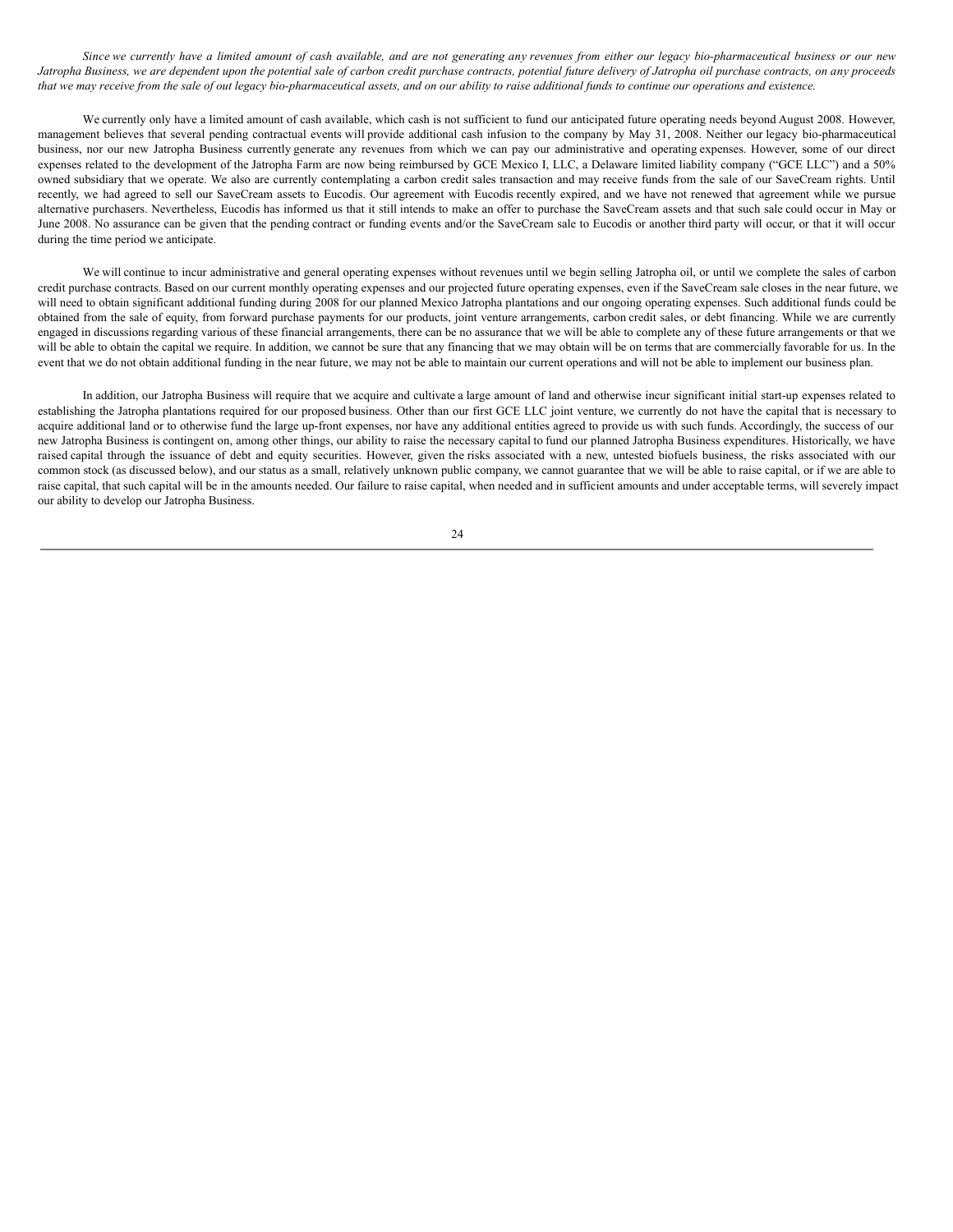*Since we currently have a limited amount of cash available, and are not generating any revenues from either our legacy bio-pharmaceutical business or our new Jatropha Business, we are dependent upon the potential sale of carbon credit purchase contracts, potential future delivery of Jatropha oil purchase contracts, on any proceeds that we may receive from the sale of out legacy bio-pharmaceutical assets, and on our ability to raise additional funds to continue our operations and existence.*

We currently only have a limited amount of cash available, which cash is not sufficient to fund our anticipated future operating needs beyond August 2008. However, management believes that several pending contractual events will provide additional cash infusion to the company by May 31, 2008. Neither our legacy bio-pharmaceutical business, nor our new Jatropha Business currently generate any revenues from which we can pay our administrative and operating expenses. However, some of our direct expenses related to the development of the Jatropha Farm are now being reimbursed by GCE Mexico I, LLC, a Delaware limited liability company ("GCE LLC") and a 50% owned subsidiary that we operate. We also are currently contemplating a carbon credit sales transaction and may receive funds from the sale of our SaveCream rights. Until recently, we had agreed to sell our SaveCream assets to Eucodis. Our agreement with Eucodis recently expired, and we have not renewed that agreement while we pursue alternative purchasers. Nevertheless, Eucodis has informed us that it still intends to make an offer to purchase the SaveCream assets and that such sale could occur in May or June 2008. No assurance can be given that the pending contract or funding events and/or the SaveCream sale to Eucodis or another third party will occur, or that it will occur during the time period we anticipate.

We will continue to incur administrative and general operating expenses without revenues until we begin selling Jatropha oil, or until we complete the sales of carbon credit purchase contracts. Based on our current monthly operating expenses and our projected future operating expenses, even if the SaveCream sale closes in the near future, we will need to obtain significant additional funding during 2008 for our planned Mexico Jatropha plantations and our ongoing operating expenses. Such additional funds could be obtained from the sale of equity, from forward purchase payments for our products, joint venture arrangements, carbon credit sales, or debt financing. While we are currently engaged in discussions regarding various of these financial arrangements, there can be no assurance that we will be able to complete any of these future arrangements or that we will be able to obtain the capital we require. In addition, we cannot be sure that any financing that we may obtain will be on terms that are commercially favorable for us. In the event that we do not obtain additional funding in the near future, we may not be able to maintain our current operations and will not be able to implement our business plan.

In addition, our Jatropha Business will require that we acquire and cultivate a large amount of land and otherwise incur significant initial start-up expenses related to establishing the Jatropha plantations required for our proposed business. Other than our first GCE LLC joint venture, we currently do not have the capital that is necessary to acquire additional land or to otherwise fund the large up-front expenses, nor have any additional entities agreed to provide us with such funds. Accordingly, the success of our new Jatropha Business is contingent on, among other things, our ability to raise the necessary capital to fund our planned Jatropha Business expenditures. Historically, we have raised capital through the issuance of debt and equity securities. However, given the risks associated with a new, untested biofuels business, the risks associated with our common stock (as discussed below), and our status as a small, relatively unknown public company, we cannot guarantee that we will be able to raise capital, or if we are able to raise capital, that such capital will be in the amounts needed. Our failure to raise capital, when needed and in sufficient amounts and under acceptable terms, will severely impact our ability to develop our Jatropha Business.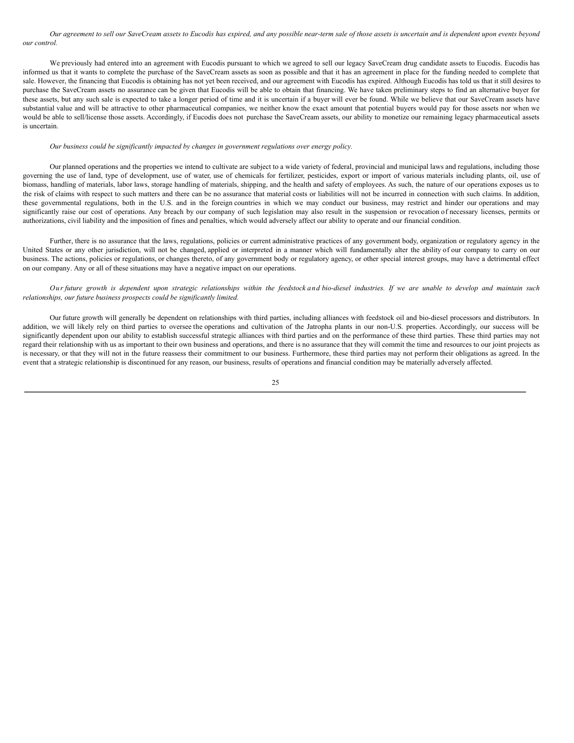*Our agreement to sell our SaveCream assets to Eucodis has expired, and any possible near-term sale of those assets is uncertain and is dependent upon events beyond our control.*

We previously had entered into an agreement with Eucodis pursuant to which we agreed to sell our legacy SaveCream drug candidate assets to Eucodis. Eucodis has informed us that it wants to complete the purchase of the SaveCream assets as soon as possible and that it has an agreement in place for the funding needed to complete that sale. However, the financing that Eucodis is obtaining has not yet been received, and our agreement with Eucodis has expired. Although Eucodis has told us that it still desires to purchase the SaveCream assets no assurance can be given that Eucodis will be able to obtain that financing. We have taken preliminary steps to find an alternative buyer for these assets, but any such sale is expected to take a longer period of time and it is uncertain if a buyer will ever be found. While we believe that our SaveCream assets have substantial value and will be attractive to other pharmaceutical companies, we neither know the exact amount that potential buyers would pay for those assets nor when we would be able to sell/license those assets. Accordingly, if Eucodis does not purchase the SaveCream assets, our ability to monetize our remaining legacy pharmaceutical assets is uncertain.

*Our business could be significantly impacted by changes in government regulations over energy policy.*

Our planned operations and the properties we intend to cultivate are subject to a wide variety of federal, provincial and municipal laws and regulations, including those governing the use of land, type of development, use of water, use of chemicals for fertilizer, pesticides, export or import of various materials including plants, oil, use of biomass, handling of materials, labor laws, storage handling of materials, shipping, and the health and safety of employees. As such, the nature of our operations exposes us to the risk of claims with respect to such matters and there can be no assurance that material costs or liabilities will not be incurred in connection with such claims. In addition, these governmental regulations, both in the U.S. and in the foreign countries in which we may conduct our business, may restrict and hinder our operations and may significantly raise our cost of operations. Any breach by our company of such legislation may also result in the suspension or revocation of necessary licenses, permits or authorizations, civil liability and the imposition of fines and penalties, which would adversely affect our ability to operate and our financial condition.

Further, there is no assurance that the laws, regulations, policies or current administrative practices of any government body, organization or regulatory agency in the United States or any other jurisdiction, will not be changed, applied or interpreted in a manner which will fundamentally alter the ability of our company to carry on our business. The actions, policies or regulations, or changes thereto, of any government body or regulatory agency, or other special interest groups, may have a detrimental effect on our company. Any or all of these situations may have a negative impact on our operations.

*Our future growth is dependent upon strategic relationships within the feedstock and bio-diesel industries. If we are unable to develop and maintain such relationships, our future business prospects could be significantly limited.*

Our future growth will generally be dependent on relationships with third parties, including alliances with feedstock oil and bio-diesel processors and distributors. In addition, we will likely rely on third parties to oversee the operations and cultivation of the Jatropha plants in our non-U.S. properties. Accordingly, our success will be significantly dependent upon our ability to establish successful strategic alliances with third parties and on the performance of these third parties. These third parties may not regard their relationship with us as important to their own business and operations, and there is no assurance that they will commit the time and resources to our joint projects as is necessary, or that they will not in the future reassess their commitment to our business. Furthermore, these third parties may not perform their obligations as agreed. In the event that a strategic relationship is discontinued for any reason, our business, results of operations and financial condition may be materially adversely affected.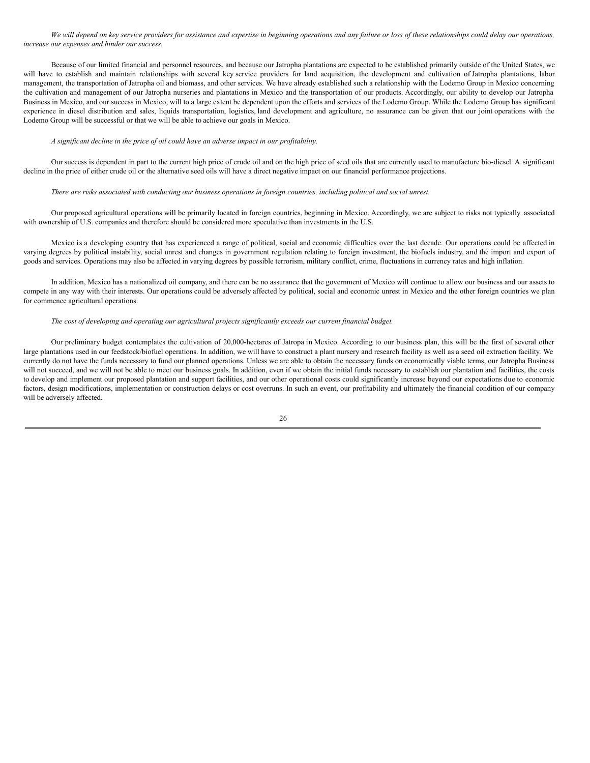*We will depend on key service providers for assistance and expertise in beginning operations and any failure or loss of these relationships could delay our operations, increase our expenses and hinder our success.*

Because of our limited financial and personnel resources, and because our Jatropha plantations are expected to be established primarily outside of the United States, we will have to establish and maintain relationships with several key service providers for land acquisition, the development and cultivation of Jatropha plantations, labor management, the transportation of Jatropha oil and biomass, and other services. We have already established such a relationship with the Lodemo Group in Mexico concerning the cultivation and management of our Jatropha nurseries and plantations in Mexico and the transportation of our products. Accordingly, our ability to develop our Jatropha Business in Mexico, and our success in Mexico, will to a large extent be dependent upon the efforts and services of the Lodemo Group. While the Lodemo Group has significant experience in diesel distribution and sales, liquids transportation, logistics, land development and agriculture, no assurance can be given that our joint operations with the Lodemo Group will be successful or that we will be able to achieve our goals in Mexico.

*A significant decline in the price of oil could have an adverse impact in our profitability.*

Our success is dependent in part to the current high price of crude oil and on the high price of seed oils that are currently used to manufacture bio-diesel. A significant decline in the price of either crude oil or the alternative seed oils will have a direct negative impact on our financial performance projections.

*There are risks associated with conducting our business operations in foreign countries, including political and social unrest.*

Our proposed agricultural operations will be primarily located in foreign countries, beginning in Mexico. Accordingly, we are subject to risks not typically associated with ownership of U.S. companies and therefore should be considered more speculative than investments in the U.S.

Mexico is a developing country that has experienced a range of political, social and economic difficulties over the last decade. Our operations could be affected in varying degrees by political instability, social unrest and changes in government regulation relating to foreign investment, the biofuels industry, and the import and export of goods and services. Operations may also be affected in varying degrees by possible terrorism, military conflict, crime, fluctuations in currency rates and high inflation.

In addition, Mexico has a nationalized oil company, and there can be no assurance that the government of Mexico will continue to allow our business and our assets to compete in any way with their interests. Our operations could be adversely affected by political, social and economic unrest in Mexico and the other foreign countries we plan for commence agricultural operations.

*The cost of developing and operating our agricultural projects significantly exceeds our current financial budget.*

Our preliminary budget contemplates the cultivation of 20,000-hectares of Jatropa in Mexico. According to our business plan, this will be the first of several other large plantations used in our feedstock/biofuel operations. In addition, we will have to construct a plant nursery and research facility as well as a seed oil extraction facility. We currently do not have the funds necessary to fund our planned operations. Unless we are able to obtain the necessary funds on economically viable terms, our Jatropha Business will not succeed, and we will not be able to meet our business goals. In addition, even if we obtain the initial funds necessary to establish our plantation and facilities, the costs to develop and implement our proposed plantation and support facilities, and our other operational costs could significantly increase beyond our expectations due to economic factors, design modifications, implementation or construction delays or cost overruns. In such an event, our profitability and ultimately the financial condition of our company will be adversely affected.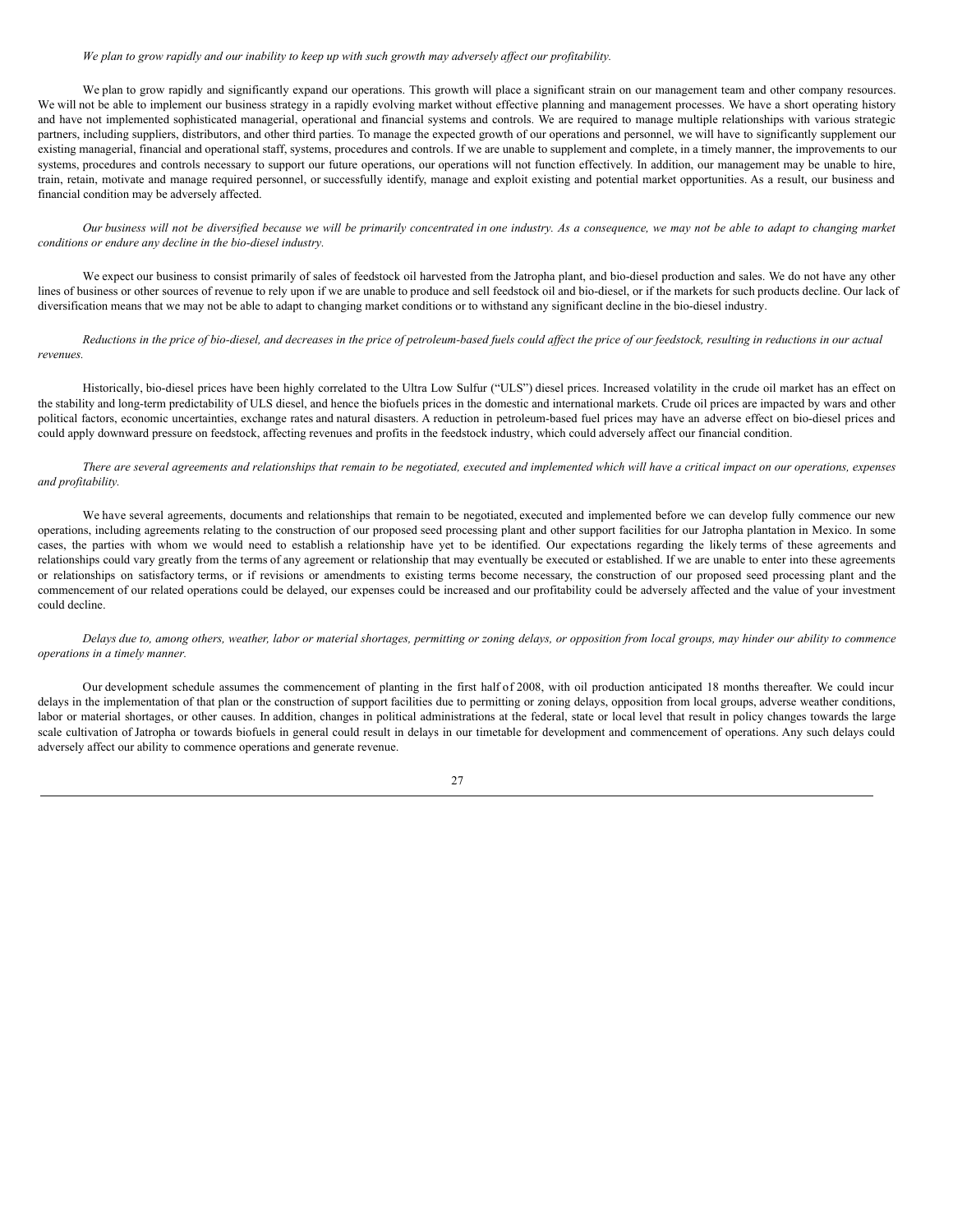*We plan to grow rapidly and our inability to keep up with such growth may adversely affect our profitability.*

We plan to grow rapidly and significantly expand our operations. This growth will place a significant strain on our management team and other company resources. We will not be able to implement our business strategy in a rapidly evolving market without effective planning and management processes. We have a short operating history and have not implemented sophisticated managerial, operational and financial systems and controls. We are required to manage multiple relationships with various strategic partners, including suppliers, distributors, and other third parties. To manage the expected growth of our operations and personnel, we will have to significantly supplement our existing managerial, financial and operational staff, systems, procedures and controls. If we are unable to supplement and complete, in a timely manner, the improvements to our systems, procedures and controls necessary to support our future operations, our operations will not function effectively. In addition, our management may be unable to hire, train, retain, motivate and manage required personnel, or successfully identify, manage and exploit existing and potential market opportunities. As a result, our business and financial condition may be adversely affected.

*Our business will not be diversified because we will be primarily concentrated in one industry. As a consequence, we may not be able to adapt to changing market conditions or endure any decline in the bio-diesel industry.*

We expect our business to consist primarily of sales of feedstock oil harvested from the Jatropha plant, and bio-diesel production and sales. We do not have any other lines of business or other sources of revenue to rely upon if we are unable to produce and sell feedstock oil and bio-diesel, or if the markets for such products decline. Our lack of diversification means that we may not be able to adapt to changing market conditions or to withstand any significant decline in the bio-diesel industry.

*Reductions in the price of bio-diesel, and decreases in the price of petroleum-based fuels could affect the price of our feedstock, resulting in reductions in our actual revenues.*

Historically, bio-diesel prices have been highly correlated to the Ultra Low Sulfur ("ULS") diesel prices. Increased volatility in the crude oil market has an effect on the stability and long-term predictability of ULS diesel, and hence the biofuels prices in the domestic and international markets. Crude oil prices are impacted by wars and other political factors, economic uncertainties, exchange rates and natural disasters. A reduction in petroleum-based fuel prices may have an adverse effect on bio-diesel prices and could apply downward pressure on feedstock, affecting revenues and profits in the feedstock industry, which could adversely affect our financial condition.

*There are several agreements and relationships that remain to be negotiated, executed and implemented which will have a critical impact on our operations, expenses and profitability.*

We have several agreements, documents and relationships that remain to be negotiated, executed and implemented before we can develop fully commence our new operations, including agreements relating to the construction of our proposed seed processing plant and other support facilities for our Jatropha plantation in Mexico. In some cases, the parties with whom we would need to establish a relationship have yet to be identified. Our expectations regarding the likely terms of these agreements and relationships could vary greatly from the terms of any agreement or relationship that may eventually be executed or established. If we are unable to enter into these agreements or relationships on satisfactory terms, or if revisions or amendments to existing terms become necessary, the construction of our proposed seed processing plant and the commencement of our related operations could be delayed, our expenses could be increased and our profitability could be adversely affected and the value of your investment could decline.

*Delays due to, among others, weather, labor or material shortages, permitting or zoning delays, or opposition from local groups, may hinder our ability to commence operations in a timely manner.*

Our development schedule assumes the commencement of planting in the first half of 2008, with oil production anticipated 18 months thereafter. We could incur delays in the implementation of that plan or the construction of support facilities due to permitting or zoning delays, opposition from local groups, adverse weather conditions, labor or material shortages, or other causes. In addition, changes in political administrations at the federal, state or local level that result in policy changes towards the large scale cultivation of Jatropha or towards biofuels in general could result in delays in our timetable for development and commencement of operations. Any such delays could adversely affect our ability to commence operations and generate revenue.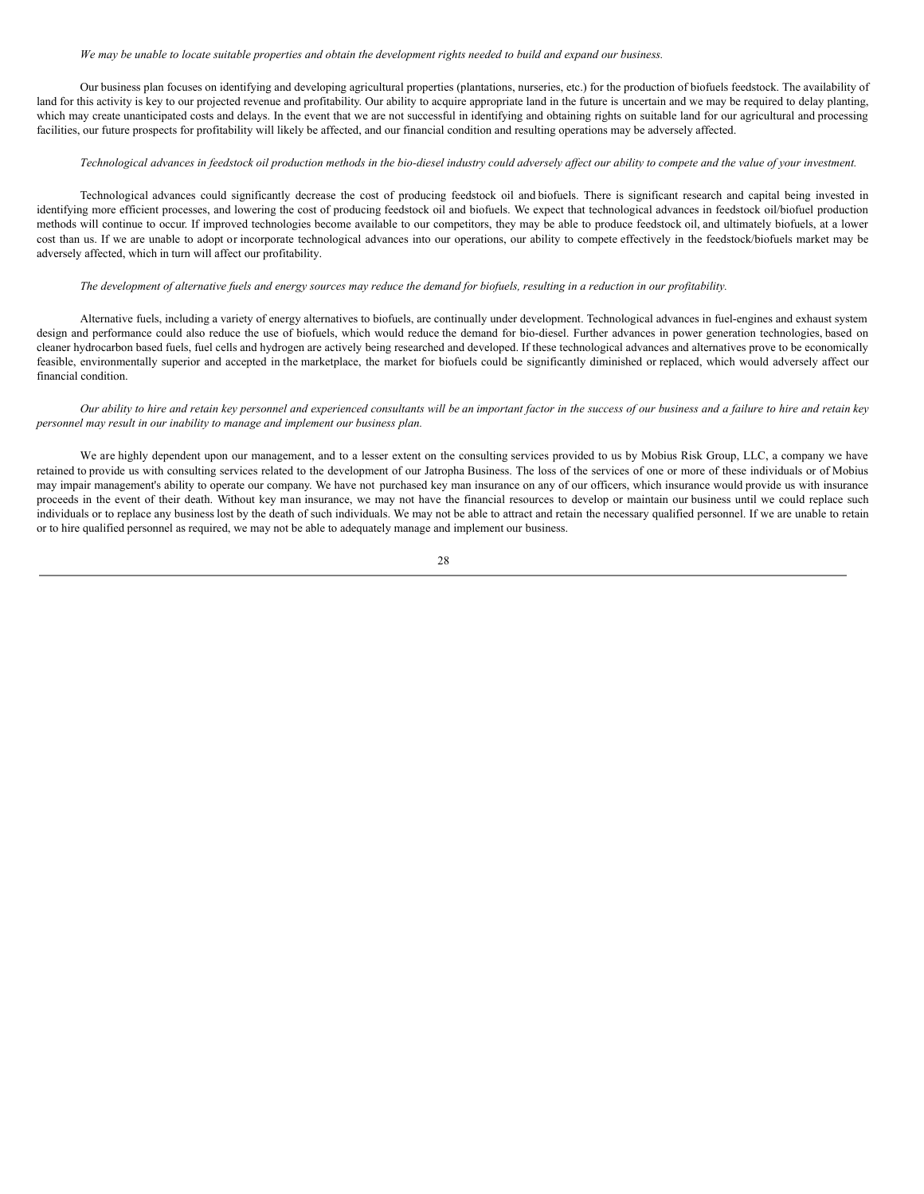*We may be unable to locate suitable properties and obtain the development rights needed to build and expand our business.*

Our business plan focuses on identifying and developing agricultural properties (plantations, nurseries, etc.) for the production of biofuels feedstock. The availability of land for this activity is key to our projected revenue and profitability. Our ability to acquire appropriate land in the future is uncertain and we may be required to delay planting, which may create unanticipated costs and delays. In the event that we are not successful in identifying and obtaining rights on suitable land for our agricultural and processing facilities, our future prospects for profitability will likely be affected, and our financial condition and resulting operations may be adversely affected.

*Technological advances in feedstock oil production methods in the bio-diesel industry could adversely affect our ability to compete and the value of your investment.*

Technological advances could significantly decrease the cost of producing feedstock oil and biofuels. There is significant research and capital being invested in identifying more efficient processes, and lowering the cost of producing feedstock oil and biofuels. We expect that technological advances in feedstock oil/biofuel production methods will continue to occur. If improved technologies become available to our competitors, they may be able to produce feedstock oil, and ultimately biofuels, at a lower cost than us. If we are unable to adopt or incorporate technological advances into our operations, our ability to compete effectively in the feedstock/biofuels market may be adversely affected, which in turn will affect our profitability.

*The development of alternative fuels and energy sources may reduce the demand for biofuels, resulting in a reduction in our profitability.*

Alternative fuels, including a variety of energy alternatives to biofuels, are continually under development. Technological advances in fuel-engines and exhaust system design and performance could also reduce the use of biofuels, which would reduce the demand for bio-diesel. Further advances in power generation technologies, based on cleaner hydrocarbon based fuels, fuel cells and hydrogen are actively being researched and developed. If these technological advances and alternatives prove to be economically feasible, environmentally superior and accepted in the marketplace, the market for biofuels could be significantly diminished or replaced, which would adversely affect our financial condition.

*Our ability to hire and retain key personnel and experienced consultants will be an important factor in the success of our business and a failure to hire and retain key personnel may result in our inability to manage and implement our business plan.*

We are highly dependent upon our management, and to a lesser extent on the consulting services provided to us by Mobius Risk Group, LLC, a company we have retained to provide us with consulting services related to the development of our Jatropha Business. The loss of the services of one or more of these individuals or of Mobius may impair management's ability to operate our company. We have not purchased key man insurance on any of our officers, which insurance would provide us with insurance proceeds in the event of their death. Without key man insurance, we may not have the financial resources to develop or maintain our business until we could replace such individuals or to replace any business lost by the death of such individuals. We may not be able to attract and retain the necessary qualified personnel. If we are unable to retain or to hire qualified personnel as required, we may not be able to adequately manage and implement our business.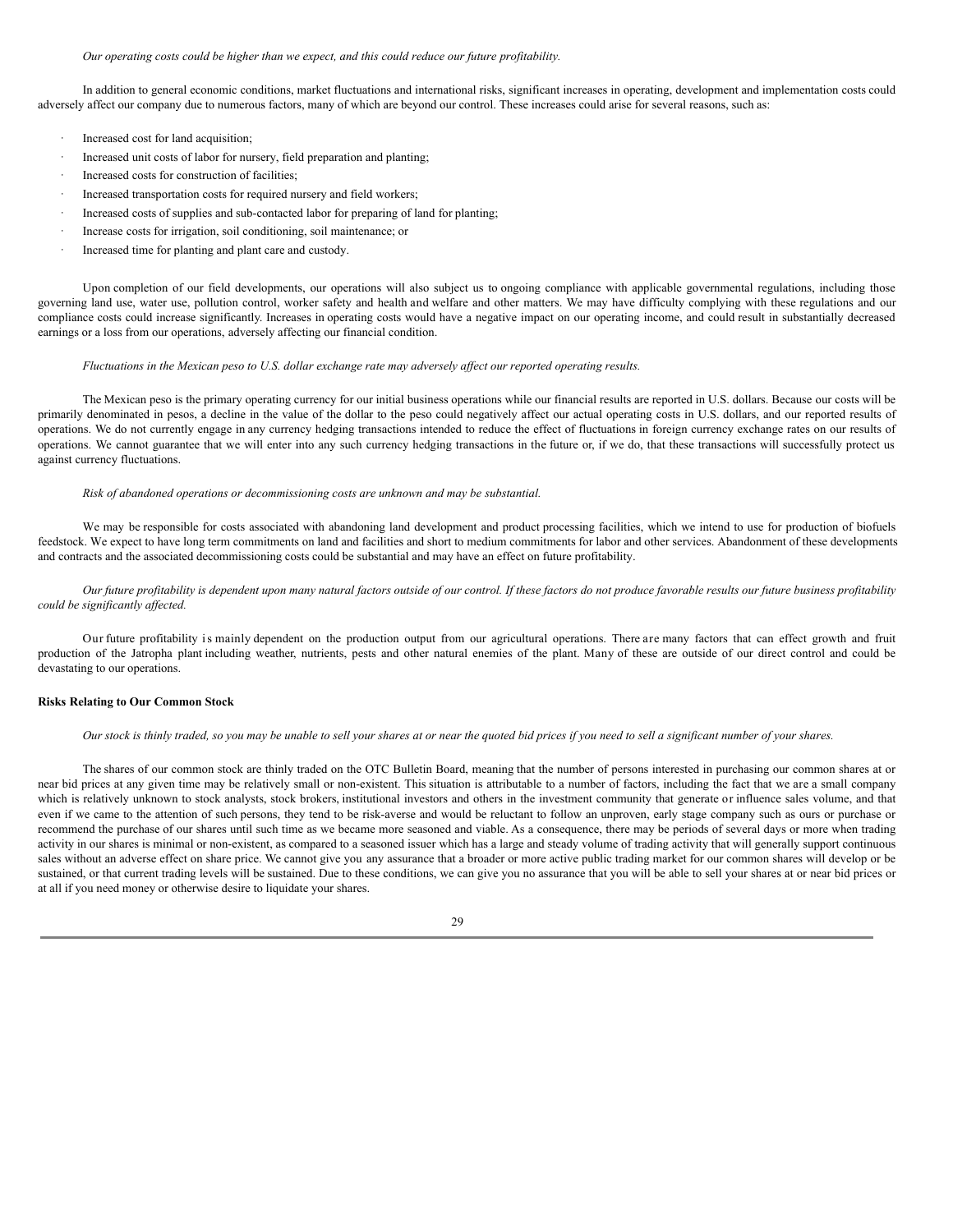*Our operating costs could be higher than we expect, and this could reduce our future profitability.*

In addition to general economic conditions, market fluctuations and international risks, significant increases in operating, development and implementation costs could adversely affect our company due to numerous factors, many of which are beyond our control. These increases could arise for several reasons, such as:

- Increased cost for land acquisition;
- Increased unit costs of labor for nursery, field preparation and planting;
- Increased costs for construction of facilities;
- Increased transportation costs for required nursery and field workers;
- Increased costs of supplies and sub-contacted labor for preparing of land for planting;
- Increase costs for irrigation, soil conditioning, soil maintenance; or
- Increased time for planting and plant care and custody.

Upon completion of our field developments, our operations will also subject us to ongoing compliance with applicable governmental regulations, including those governing land use, water use, pollution control, worker safety and health and welfare and other matters. We may have difficulty complying with these regulations and our compliance costs could increase significantly. Increases in operating costs would have a negative impact on our operating income, and could result in substantially decreased earnings or a loss from our operations, adversely affecting our financial condition.

*Fluctuations in the Mexican peso to U.S. dollar exchange rate may adversely affect our reported operating results.*

The Mexican peso is the primary operating currency for our initial business operations while our financial results are reported in U.S. dollars. Because our costs will be primarily denominated in pesos, a decline in the value of the dollar to the peso could negatively affect our actual operating costs in U.S. dollars, and our reported results of operations. We do not currently engage in any currency hedging transactions intended to reduce the effect of fluctuations in foreign currency exchange rates on our results of operations. We cannot guarantee that we will enter into any such currency hedging transactions in the future or, if we do, that these transactions will successfully protect us against currency fluctuations.

*Risk of abandoned operations or decommissioning costs are unknown and may be substantial.*

We may be responsible for costs associated with abandoning land development and product processing facilities, which we intend to use for production of biofuels feedstock. We expect to have long term commitments on land and facilities and short to medium commitments for labor and other services. Abandonment of these developments and contracts and the associated decommissioning costs could be substantial and may have an effect on future profitability.

*Our future profitability is dependent upon many natural factors outside of our control. If these factors do not produce favorable results our future business profitability could be significantly affected.*

Our future profitability is mainly dependent on the production output from our agricultural operations. There are many factors that can effect growth and fruit production of the Jatropha plant including weather, nutrients, pests and other natural enemies of the plant. Many of these are outside of our direct control and could be devastating to our operations.

**Risks Relating to Our Common Stock**

*Our stock is thinly traded, so you may be unable to sell your shares at or near the quoted bid prices if you need to sell a significant number of your shares.*

The shares of our common stock are thinly traded on the OTC Bulletin Board, meaning that the number of persons interested in purchasing our common shares at or near bid prices at any given time may be relatively small or non-existent. This situation is attributable to a number of factors, including the fact that we are a small company which is relatively unknown to stock analysts, stock brokers, institutional investors and others in the investment community that generate or influence sales volume, and that even if we came to the attention of such persons, they tend to be risk-averse and would be reluctant to follow an unproven, early stage company such as ours or purchase or recommend the purchase of our shares until such time as we became more seasoned and viable. As a consequence, there may be periods of several days or more when trading activity in our shares is minimal or non-existent, as compared to a seasoned issuer which has a large and steady volume of trading activity that will generally support continuous sales without an adverse effect on share price. We cannot give you any assurance that a broader or more active public trading market for our common shares will develop or be sustained, or that current trading levels will be sustained. Due to these conditions, we can give you no assurance that you will be able to sell your shares at or near bid prices or at all if you need money or otherwise desire to liquidate your shares.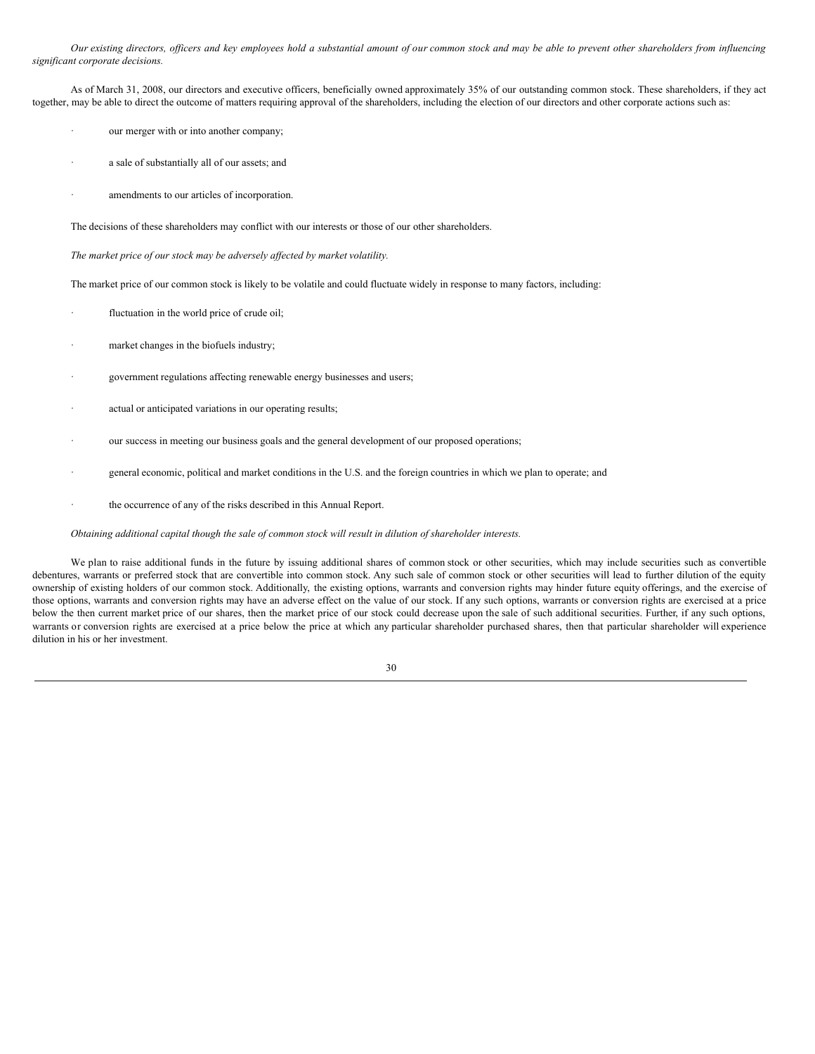*Our existing directors, officers and key employees hold a substantial amount of our common stock and may be able to prevent other shareholders from influencing significant corporate decisions.*

As of March 31, 2008, our directors and executive officers, beneficially owned approximately 35% of our outstanding common stock. These shareholders, if they act together, may be able to direct the outcome of matters requiring approval of the shareholders, including the election of our directors and other corporate actions such as:

- our merger with or into another company;
- a sale of substantially all of our assets; and
- amendments to our articles of incorporation.

The decisions of these shareholders may conflict with our interests or those of our other shareholders.

*The market price of our stock may be adversely affected by market volatility.*

The market price of our common stock is likely to be volatile and could fluctuate widely in response to many factors, including:

- fluctuation in the world price of crude oil;
- market changes in the biofuels industry;
- government regulations affecting renewable energy businesses and users;
- actual or anticipated variations in our operating results;
- our success in meeting our business goals and the general development of our proposed operations;
- general economic, political and market conditions in the U.S. and the foreign countries in which we plan to operate; and
- the occurrence of any of the risks described in this Annual Report.

*Obtaining additional capital though the sale of common stock will result in dilution of shareholder interests.*

We plan to raise additional funds in the future by issuing additional shares of common stock or other securities, which may include securities such as convertible debentures, warrants or preferred stock that are convertible into common stock. Any such sale of common stock or other securities will lead to further dilution of the equity ownership of existing holders of our common stock. Additionally, the existing options, warrants and conversion rights may hinder future equity offerings, and the exercise of those options, warrants and conversion rights may have an adverse effect on the value of our stock. If any such options, warrants or conversion rights are exercised at a price below the then current market price of our shares, then the market price of our stock could decrease upon the sale of such additional securities. Further, if any such options, warrants or conversion rights are exercised at a price below the price at which any particular shareholder purchased shares, then that particular shareholder will experience dilution in his or her investment.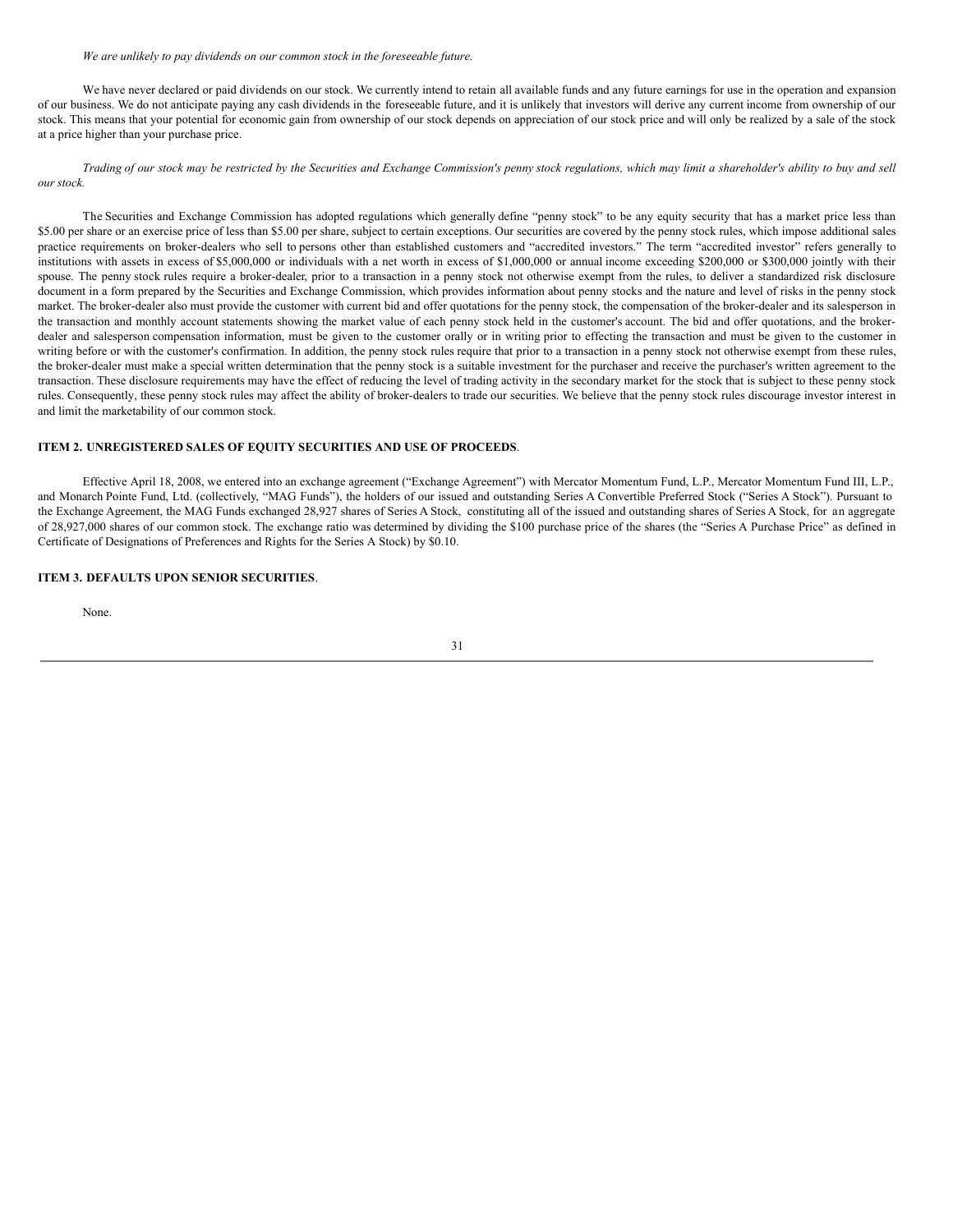*We are unlikely to pay dividends on our common stock in the foreseeable future.*

We have never declared or paid dividends on our stock. We currently intend to retain all available funds and any future earnings for use in the operation and expansion of our business. We do not anticipate paying any cash dividends in the foreseeable future, and it is unlikely that investors will derive any current income from ownership of our stock. This means that your potential for economic gain from ownership of our stock depends on appreciation of our stock price and will only be realized by a sale of the stock at a price higher than your purchase price.

*Trading of our stock may be restricted by the Securities and Exchange Commission's penny stock regulations, which may limit a shareholder's ability to buy and sell our stock.*

The Securities and Exchange Commission has adopted regulations which generally define "penny stock" to be any equity security that has a market price less than $5.00 per share or an exercise price of less than $5.00 per share, subject to certain exceptions. Our securities are covered by the penny stock rules, which impose additional sales practice requirements on broker-dealers who sell to persons other than established customers and "accredited investors." The term "accredited investor" refers generally to institutions with assets in excess of $5,000,000 or individuals with a net worth in excess of $1,000,000 or annual income exceeding $200,000 or $300,000 jointly with their spouse. The penny stock rules require a broker-dealer, prior to a transaction in a penny stock not otherwise exempt from the rules, to deliver a standardized risk disclosure document in a form prepared by the Securities and Exchange Commission, which provides information about penny stocks and the nature and level of risks in the penny stock market. The broker-dealer also must provide the customer with current bid and offer quotations for the penny stock, the compensation of the broker-dealer and its salesperson in the transaction and monthly account statements showing the market value of each penny stock held in the customer's account. The bid and offer quotations, and the broker-dealer and salesperson compensation information, must be given to the customer orally or in writing prior to effecting the transaction and must be given to the customer in writing before or with the customer's confirmation. In addition, the penny stock rules require that prior to a transaction in a penny stock not otherwise exempt from these rules, the broker-dealer must make a special written determination that the penny stock is a suitable investment for the purchaser and receive the purchaser's written agreement to the transaction. These disclosure requirements may have the effect of reducing the level of trading activity in the secondary market for the stock that is subject to these penny stock rules. Consequently, these penny stock rules may affect the ability of broker-dealers to trade our securities. We believe that the penny stock rules discourage investor interest in and limit the marketability of our common stock.

## ITEM 2. UNREGISTERED SALES OF EQUITY SECURITIES AND USE OF PROCEEDS.

Effective April 18, 2008, we entered into an exchange agreement ("Exchange Agreement") with Mercator Momentum Fund, L.P., Mercator Momentum Fund III, L.P., and Monarch Pointe Fund, Ltd. (collectively, "MAG Funds"), the holders of our issued and outstanding Series A Convertible Preferred Stock ("Series A Stock"). Pursuant to the Exchange Agreement, the MAG Funds exchanged 28,927 shares of Series A Stock, constituting all of the issued and outstanding shares of Series A Stock, for an aggregate of 28,927,000 shares of our common stock. The exchange ratio was determined by dividing the $100 purchase price of the shares (the "Series A Purchase Price" as defined in Certificate of Designations of Preferences and Rights for the Series A Stock) by $0.10.

## ITEM 3. DEFAULTS UPON SENIOR SECURITIES.

None.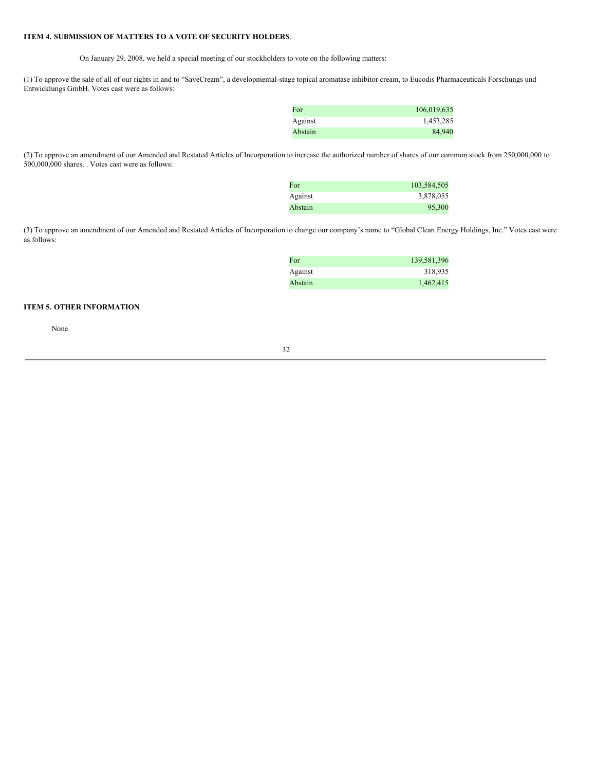**ITEM 4. SUBMISSION OF MATTERS TO A VOTE OF SECURITY HOLDERS**.

On January 29, 2008, we held a special meeting of our stockholders to vote on the following matters:

(1) To approve the sale of all of our rights in and to "SaveCream", a developmental-stage topical aromatase inhibitor cream, to Eucodis Pharmaceuticals Forschungs und Entwicklungs GmbH. Votes cast were as follows:

| | |
|---|---:|
| For | 106,019,635 |
| Against | 1,453,285 |
| Abstain | 84,940 |

(2) To approve an amendment of our Amended and Restated Articles of Incorporation to increase the authorized number of shares of our common stock from 250,000,000 to 500,000,000 shares. . Votes cast were as follows:

| | |
|---|---:|
| For | 103,584,505 |
| Against | 3,878,055 |
| Abstain | 95,300 |

(3) To approve an amendment of our Amended and Restated Articles of Incorporation to change our company's name to "Global Clean Energy Holdings, Inc." Votes cast were as follows:

| | |
|---|---:|
| For | 139,581,396 |
| Against | 318,935 |
| Abstain | 1,462,415 |

**ITEM 5. OTHER INFORMATION**

None.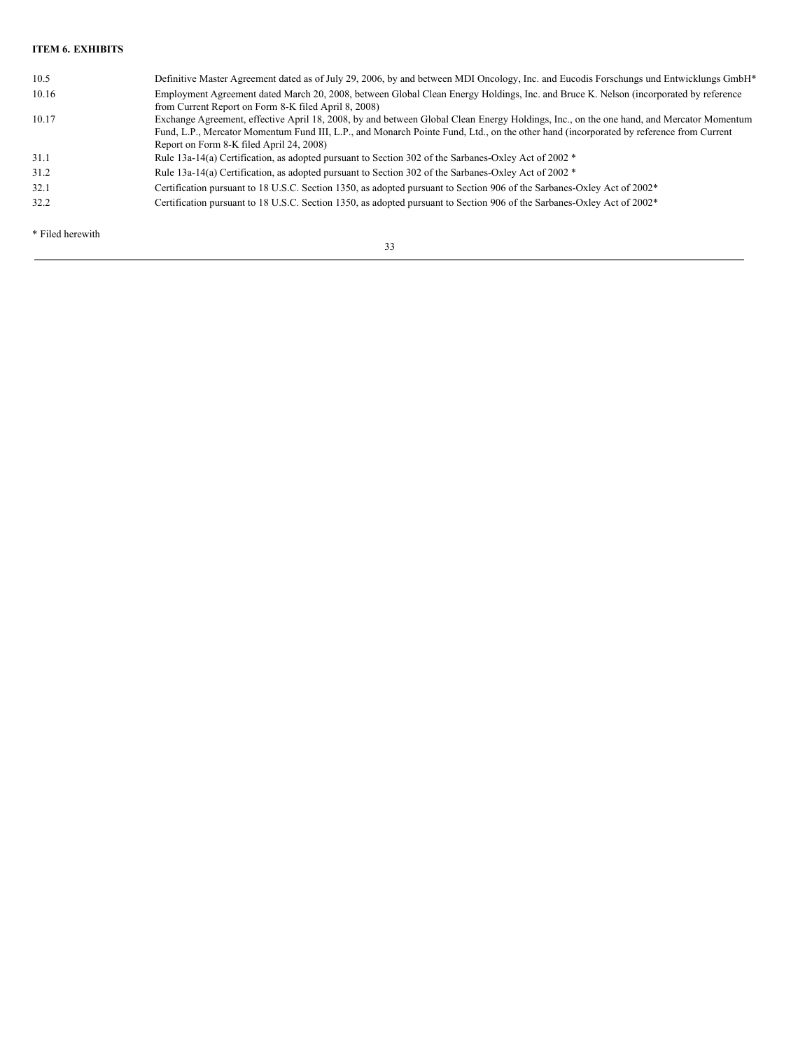**ITEM 6. EXHIBITS**

| | |
|---|---|
| 10.5 | Definitive Master Agreement dated as of July 29, 2006, by and between MDI Oncology, Inc. and Eucodis Forschungs und Entwicklungs GmbH* |
| 10.16 | Employment Agreement dated March 20, 2008, between Global Clean Energy Holdings, Inc. and Bruce K. Nelson (incorporated by reference from Current Report on Form 8-K filed April 8, 2008) |
| 10.17 | Exchange Agreement, effective April 18, 2008, by and between Global Clean Energy Holdings, Inc., on the one hand, and Mercator Momentum Fund, L.P., Mercator Momentum Fund III, L.P., and Monarch Pointe Fund, Ltd., on the other hand (incorporated by reference from Current Report on Form 8-K filed April 24, 2008) |
| 31.1 | Rule 13a-14(a) Certification, as adopted pursuant to Section 302 of the Sarbanes-Oxley Act of 2002 * |
| 31.2 | Rule 13a-14(a) Certification, as adopted pursuant to Section 302 of the Sarbanes-Oxley Act of 2002 * |
| 32.1 | Certification pursuant to 18 U.S.C. Section 1350, as adopted pursuant to Section 906 of the Sarbanes-Oxley Act of 2002* |
| 32.2 | Certification pursuant to 18 U.S.C. Section 1350, as adopted pursuant to Section 906 of the Sarbanes-Oxley Act of 2002* |

* Filed herewith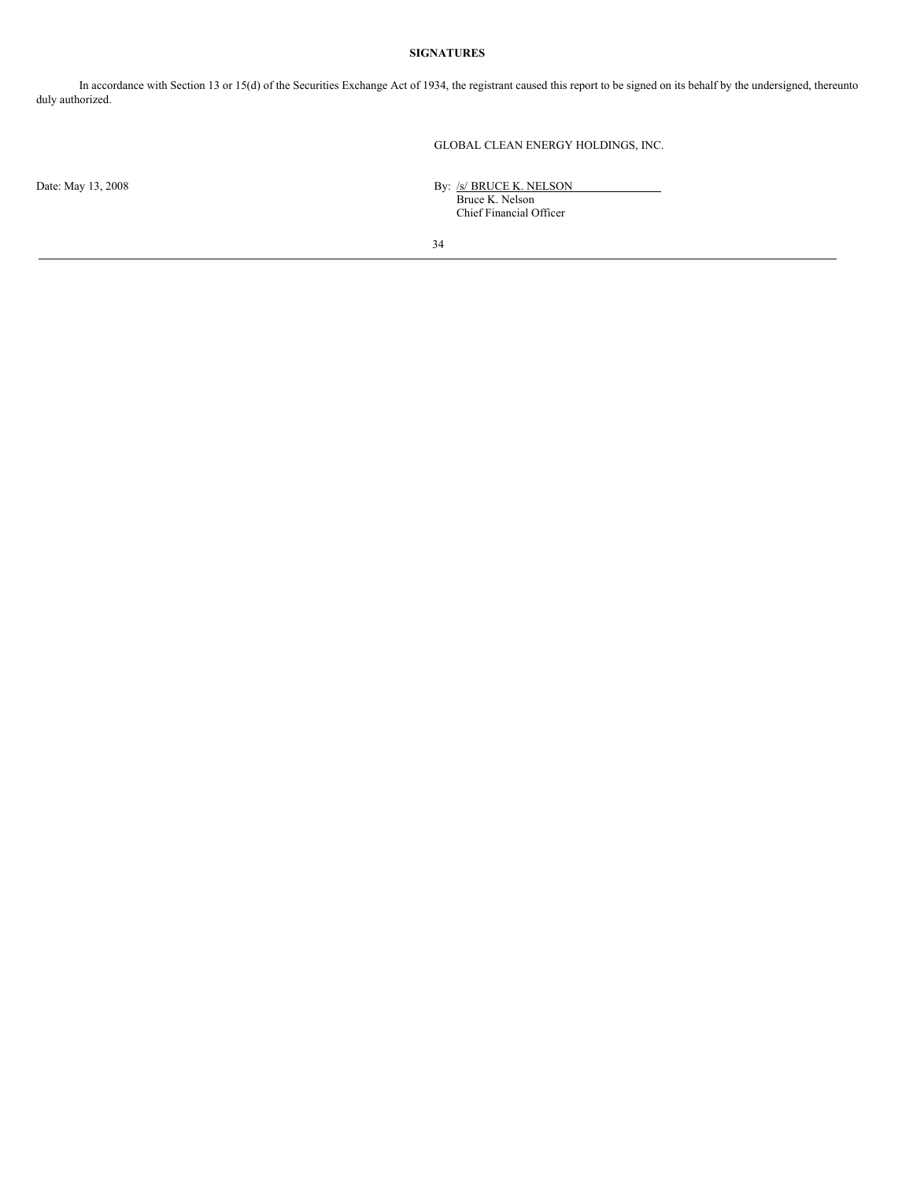**SIGNATURES**

In accordance with Section 13 or 15(d) of the Securities Exchange Act of 1934, the registrant caused this report to be signed on its behalf by the undersigned, thereunto duly authorized.

GLOBAL CLEAN ENERGY HOLDINGS, INC.

Date: May 13, 2008

By: /s/ BRUCE K. NELSON
Bruce K. Nelson
Chief Financial Officer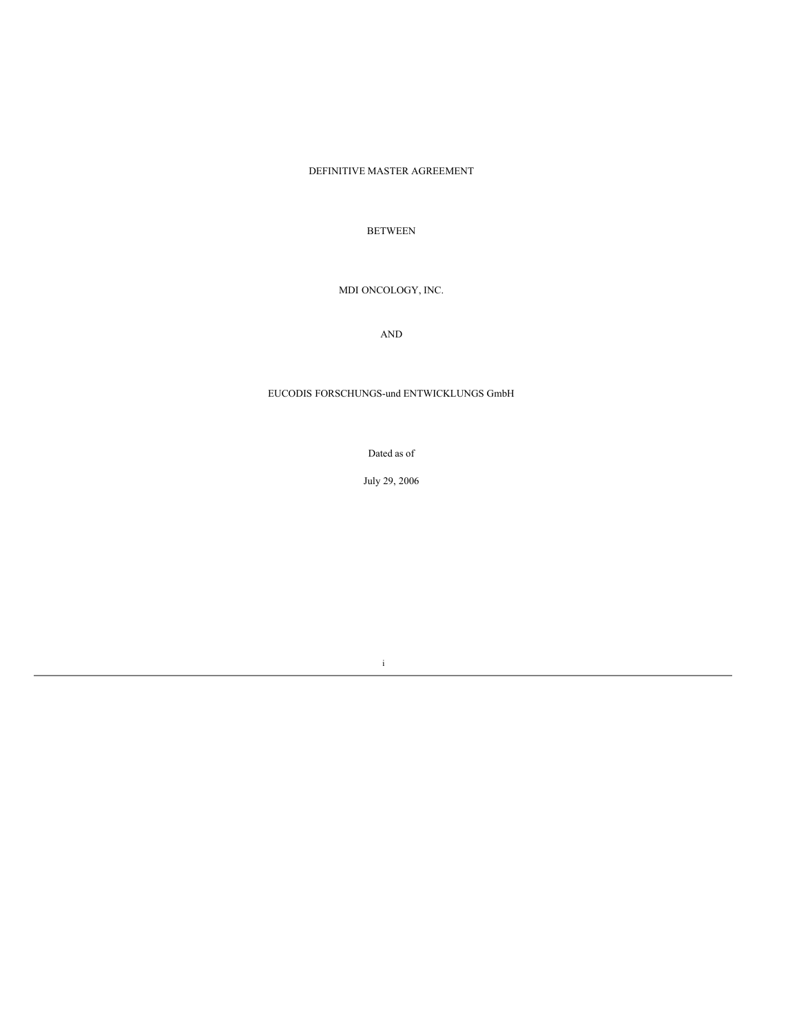DEFINITIVE MASTER AGREEMENT

BETWEEN

MDI ONCOLOGY, INC.

AND

EUCODIS FORSCHUNGS-und ENTWICKLUNGS GmbH

Dated as of

July 29, 2006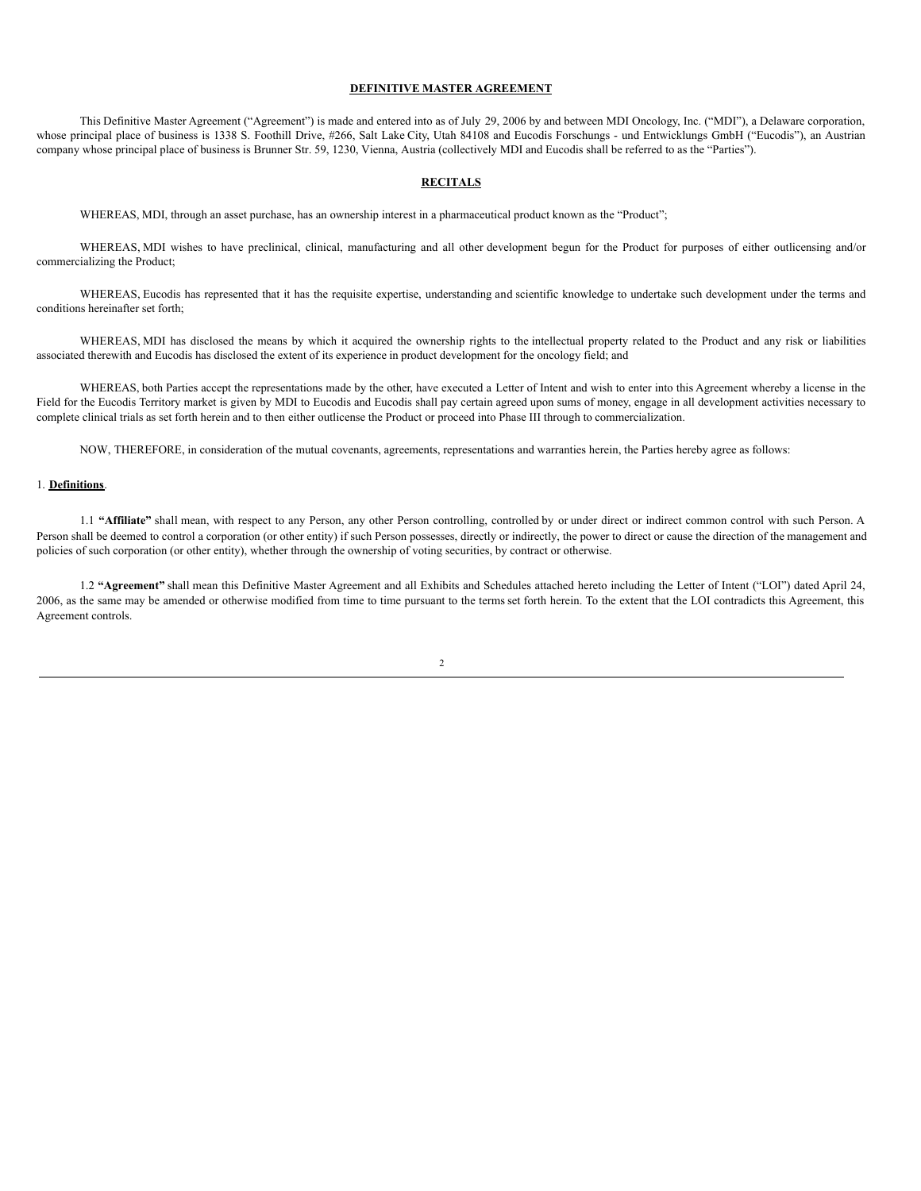**DEFINITIVE MASTER AGREEMENT**

This Definitive Master Agreement ("Agreement") is made and entered into as of July 29, 2006 by and between MDI Oncology, Inc. ("MDI"), a Delaware corporation, whose principal place of business is 1338 S. Foothill Drive, #266, Salt Lake City, Utah 84108 and Eucodis Forschungs - und Entwicklungs GmbH ("Eucodis"), an Austrian company whose principal place of business is Brunner Str. 59, 1230, Vienna, Austria (collectively MDI and Eucodis shall be referred to as the "Parties").

**RECITALS**

WHEREAS, MDI, through an asset purchase, has an ownership interest in a pharmaceutical product known as the "Product";

WHEREAS, MDI wishes to have preclinical, clinical, manufacturing and all other development begun for the Product for purposes of either outlicensing and/or commercializing the Product;

WHEREAS, Eucodis has represented that it has the requisite expertise, understanding and scientific knowledge to undertake such development under the terms and conditions hereinafter set forth;

WHEREAS, MDI has disclosed the means by which it acquired the ownership rights to the intellectual property related to the Product and any risk or liabilities associated therewith and Eucodis has disclosed the extent of its experience in product development for the oncology field; and

WHEREAS, both Parties accept the representations made by the other, have executed a Letter of Intent and wish to enter into this Agreement whereby a license in the Field for the Eucodis Territory market is given by MDI to Eucodis and Eucodis shall pay certain agreed upon sums of money, engage in all development activities necessary to complete clinical trials as set forth herein and to then either outlicense the Product or proceed into Phase III through to commercialization.

NOW, THEREFORE, in consideration of the mutual covenants, agreements, representations and warranties herein, the Parties hereby agree as follows:

1. **Definitions**.

1.1 **"Affiliate"** shall mean, with respect to any Person, any other Person controlling, controlled by or under direct or indirect common control with such Person. A Person shall be deemed to control a corporation (or other entity) if such Person possesses, directly or indirectly, the power to direct or cause the direction of the management and policies of such corporation (or other entity), whether through the ownership of voting securities, by contract or otherwise.

1.2 **"Agreement"** shall mean this Definitive Master Agreement and all Exhibits and Schedules attached hereto including the Letter of Intent ("LOI") dated April 24, 2006, as the same may be amended or otherwise modified from time to time pursuant to the terms set forth herein. To the extent that the LOI contradicts this Agreement, this Agreement controls.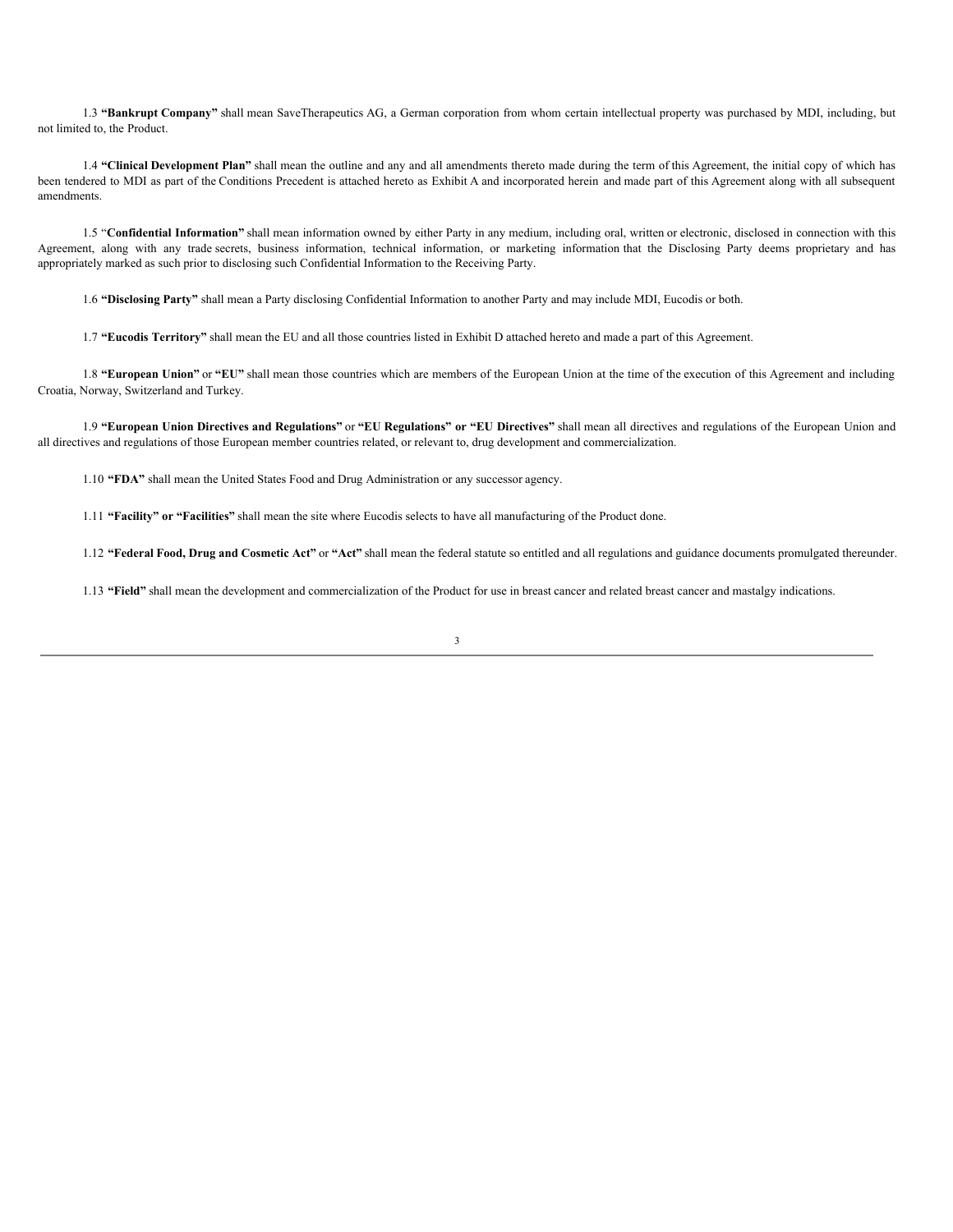1.3 **"Bankrupt Company"** shall mean SaveTherapeutics AG, a German corporation from whom certain intellectual property was purchased by MDI, including, but not limited to, the Product.

1.4 **"Clinical Development Plan"** shall mean the outline and any and all amendments thereto made during the term of this Agreement, the initial copy of which has been tendered to MDI as part of the Conditions Precedent is attached hereto as Exhibit A and incorporated herein and made part of this Agreement along with all subsequent amendments.

1.5 "**Confidential Information"** shall mean information owned by either Party in any medium, including oral, written or electronic, disclosed in connection with this Agreement, along with any trade secrets, business information, technical information, or marketing information that the Disclosing Party deems proprietary and has appropriately marked as such prior to disclosing such Confidential Information to the Receiving Party.

1.6 **"Disclosing Party"** shall mean a Party disclosing Confidential Information to another Party and may include MDI, Eucodis or both.

1.7 **"Eucodis Territory"** shall mean the EU and all those countries listed in Exhibit D attached hereto and made a part of this Agreement.

1.8 **"European Union"** or **"EU"** shall mean those countries which are members of the European Union at the time of the execution of this Agreement and including Croatia, Norway, Switzerland and Turkey.

1.9 **"European Union Directives and Regulations"** or **"EU Regulations" or "EU Directives"** shall mean all directives and regulations of the European Union and all directives and regulations of those European member countries related, or relevant to, drug development and commercialization.

1.10 **"FDA"** shall mean the United States Food and Drug Administration or any successor agency.

1.11 **"Facility" or "Facilities"** shall mean the site where Eucodis selects to have all manufacturing of the Product done.

1.12 **"Federal Food, Drug and Cosmetic Act"** or **"Act"** shall mean the federal statute so entitled and all regulations and guidance documents promulgated thereunder.

1.13 **"Field"** shall mean the development and commercialization of the Product for use in breast cancer and related breast cancer and mastalgy indications.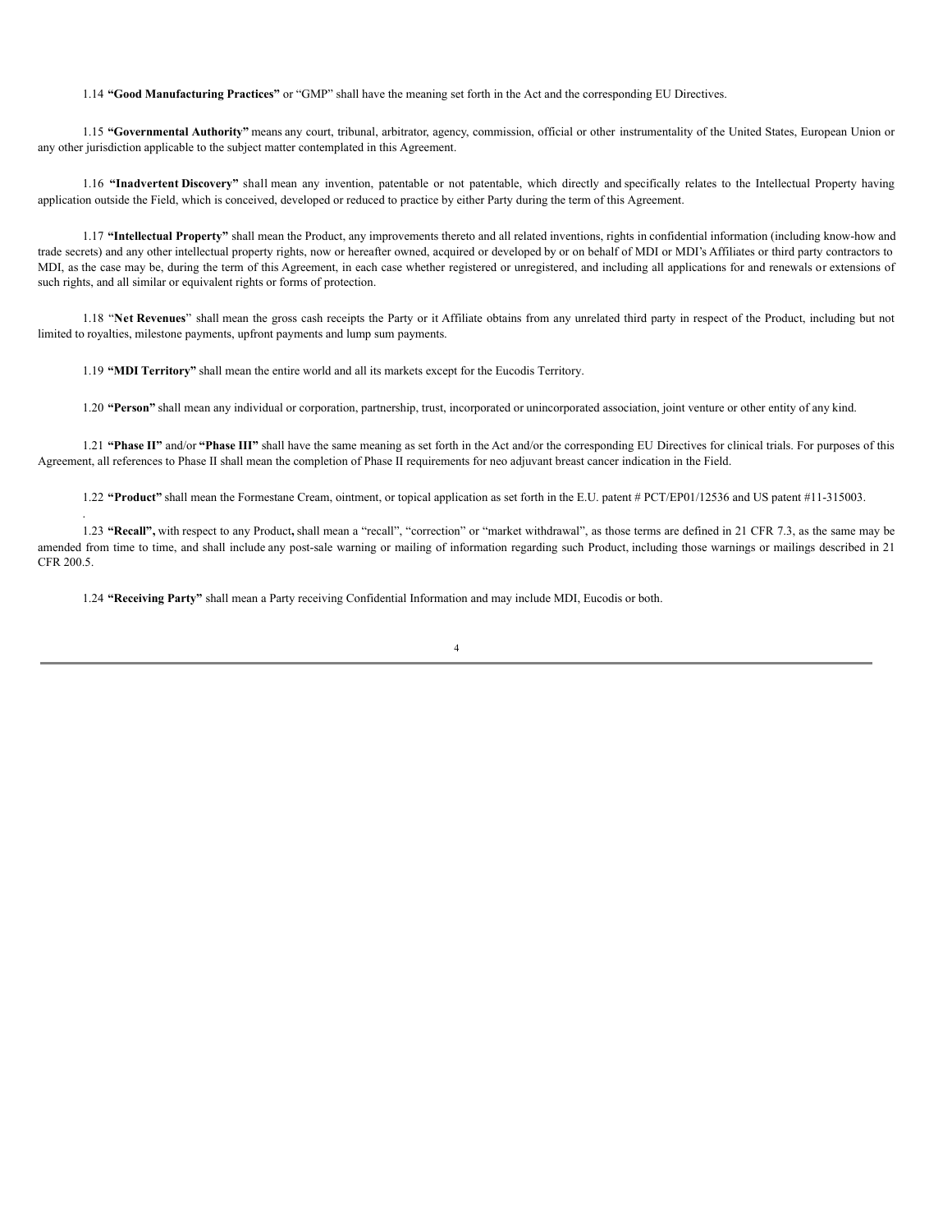1.14 **“Good Manufacturing Practices”** or “GMP” shall have the meaning set forth in the Act and the corresponding EU Directives.

1.15 **“Governmental Authority”** means any court, tribunal, arbitrator, agency, commission, official or other instrumentality of the United States, European Union or any other jurisdiction applicable to the subject matter contemplated in this Agreement.

1.16 **“Inadvertent Discovery”** shall mean any invention, patentable or not patentable, which directly and specifically relates to the Intellectual Property having application outside the Field, which is conceived, developed or reduced to practice by either Party during the term of this Agreement.

1.17 **“Intellectual Property”** shall mean the Product, any improvements thereto and all related inventions, rights in confidential information (including know-how and trade secrets) and any other intellectual property rights, now or hereafter owned, acquired or developed by or on behalf of MDI or MDI’s Affiliates or third party contractors to MDI, as the case may be, during the term of this Agreement, in each case whether registered or unregistered, and including all applications for and renewals or extensions of such rights, and all similar or equivalent rights or forms of protection.

1.18 “**Net Revenues**” shall mean the gross cash receipts the Party or it Affiliate obtains from any unrelated third party in respect of the Product, including but not limited to royalties, milestone payments, upfront payments and lump sum payments.

1.19 **“MDI Territory”** shall mean the entire world and all its markets except for the Eucodis Territory.

1.20 **“Person”** shall mean any individual or corporation, partnership, trust, incorporated or unincorporated association, joint venture or other entity of any kind.

1.21 **“Phase II”** and/or **“Phase III”** shall have the same meaning as set forth in the Act and/or the corresponding EU Directives for clinical trials. For purposes of this Agreement, all references to Phase II shall mean the completion of Phase II requirements for neo adjuvant breast cancer indication in the Field.

1.22 **“Product”** shall mean the Formestane Cream, ointment, or topical application as set forth in the E.U. patent # PCT/EP01/12536 and US patent #11-315003.

1.23 **“Recall”,** with respect to any Product**,** shall mean a “recall”, “correction” or “market withdrawal”, as those terms are defined in 21 CFR 7.3, as the same may be amended from time to time, and shall include any post-sale warning or mailing of information regarding such Product, including those warnings or mailings described in 21 CFR 200.5.

1.24 **“Receiving Party”** shall mean a Party receiving Confidential Information and may include MDI, Eucodis or both.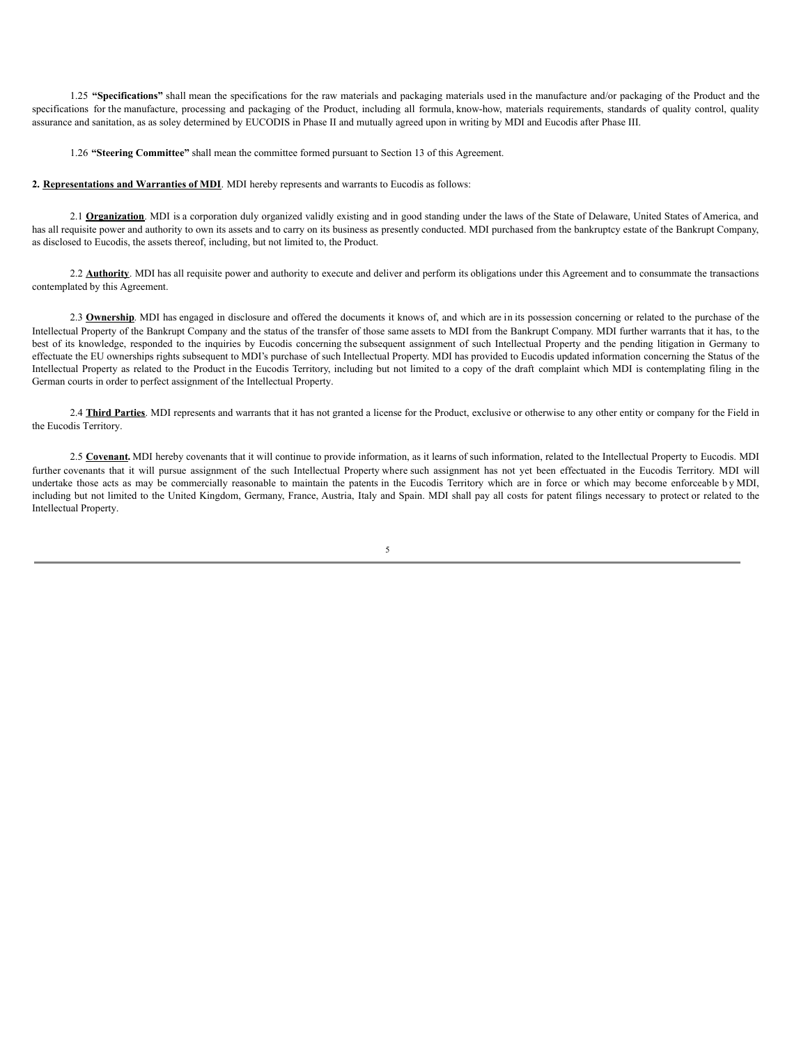1.25 **"Specifications"** shall mean the specifications for the raw materials and packaging materials used in the manufacture and/or packaging of the Product and the specifications for the manufacture, processing and packaging of the Product, including all formula, know-how, materials requirements, standards of quality control, quality assurance and sanitation, as as soley determined by EUCODIS in Phase II and mutually agreed upon in writing by MDI and Eucodis after Phase III.

1.26 **"Steering Committee"** shall mean the committee formed pursuant to Section 13 of this Agreement.

**2. Representations and Warranties of MDI**. MDI hereby represents and warrants to Eucodis as follows:

2.1 **Organization**. MDI is a corporation duly organized validly existing and in good standing under the laws of the State of Delaware, United States of America, and has all requisite power and authority to own its assets and to carry on its business as presently conducted. MDI purchased from the bankruptcy estate of the Bankrupt Company, as disclosed to Eucodis, the assets thereof, including, but not limited to, the Product.

2.2 **Authority**. MDI has all requisite power and authority to execute and deliver and perform its obligations under this Agreement and to consummate the transactions contemplated by this Agreement.

2.3 **Ownership**. MDI has engaged in disclosure and offered the documents it knows of, and which are in its possession concerning or related to the purchase of the Intellectual Property of the Bankrupt Company and the status of the transfer of those same assets to MDI from the Bankrupt Company. MDI further warrants that it has, to the best of its knowledge, responded to the inquiries by Eucodis concerning the subsequent assignment of such Intellectual Property and the pending litigation in Germany to effectuate the EU ownerships rights subsequent to MDI's purchase of such Intellectual Property. MDI has provided to Eucodis updated information concerning the Status of the Intellectual Property as related to the Product in the Eucodis Territory, including but not limited to a copy of the draft complaint which MDI is contemplating filing in the German courts in order to perfect assignment of the Intellectual Property.

2.4 **Third Parties**. MDI represents and warrants that it has not granted a license for the Product, exclusive or otherwise to any other entity or company for the Field in the Eucodis Territory.

2.5 **Covenant.** MDI hereby covenants that it will continue to provide information, as it learns of such information, related to the Intellectual Property to Eucodis. MDI further covenants that it will pursue assignment of the such Intellectual Property where such assignment has not yet been effectuated in the Eucodis Territory. MDI will undertake those acts as may be commercially reasonable to maintain the patents in the Eucodis Territory which are in force or which may become enforceable by MDI, including but not limited to the United Kingdom, Germany, France, Austria, Italy and Spain. MDI shall pay all costs for patent filings necessary to protect or related to the Intellectual Property.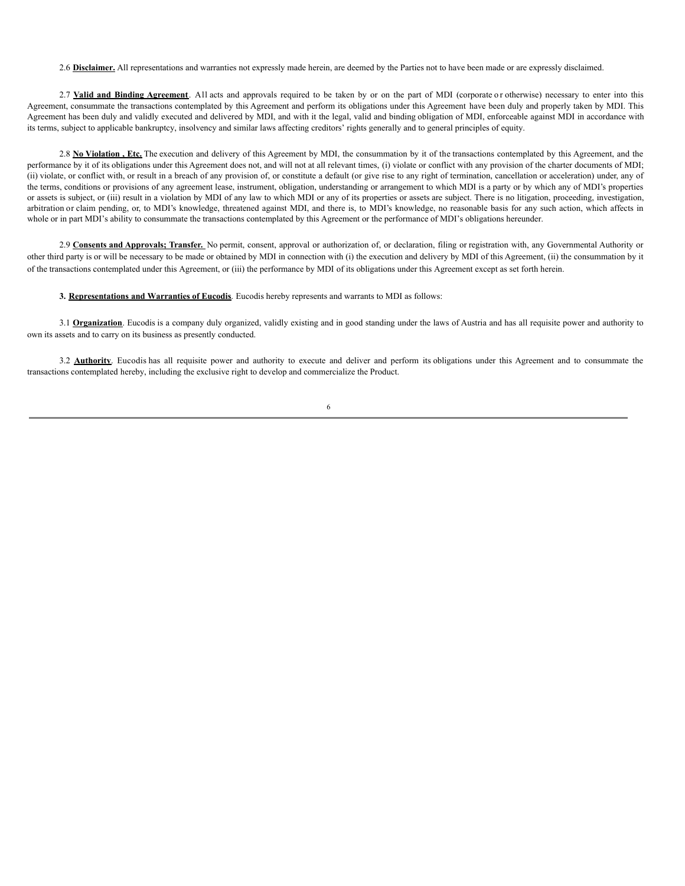2.6 **Disclaimer.** All representations and warranties not expressly made herein, are deemed by the Parties not to have been made or are expressly disclaimed.

2.7 **Valid and Binding Agreement**. All acts and approvals required to be taken by or on the part of MDI (corporate or otherwise) necessary to enter into this Agreement, consummate the transactions contemplated by this Agreement and perform its obligations under this Agreement have been duly and properly taken by MDI. This Agreement has been duly and validly executed and delivered by MDI, and with it the legal, valid and binding obligation of MDI, enforceable against MDI in accordance with its terms, subject to applicable bankruptcy, insolvency and similar laws affecting creditors' rights generally and to general principles of equity.

2.8 **No Violation , Etc.** The execution and delivery of this Agreement by MDI, the consummation by it of the transactions contemplated by this Agreement, and the performance by it of its obligations under this Agreement does not, and will not at all relevant times, (i) violate or conflict with any provision of the charter documents of MDI; (ii) violate, or conflict with, or result in a breach of any provision of, or constitute a default (or give rise to any right of termination, cancellation or acceleration) under, any of the terms, conditions or provisions of any agreement lease, instrument, obligation, understanding or arrangement to which MDI is a party or by which any of MDI's properties or assets is subject, or (iii) result in a violation by MDI of any law to which MDI or any of its properties or assets are subject. There is no litigation, proceeding, investigation, arbitration or claim pending, or, to MDI's knowledge, threatened against MDI, and there is, to MDI's knowledge, no reasonable basis for any such action, which affects in whole or in part MDI's ability to consummate the transactions contemplated by this Agreement or the performance of MDI's obligations hereunder.

2.9 **Consents and Approvals; Transfer.** No permit, consent, approval or authorization of, or declaration, filing or registration with, any Governmental Authority or other third party is or will be necessary to be made or obtained by MDI in connection with (i) the execution and delivery by MDI of this Agreement, (ii) the consummation by it of the transactions contemplated under this Agreement, or (iii) the performance by MDI of its obligations under this Agreement except as set forth herein.

**3. Representations and Warranties of Eucodis**. Eucodis hereby represents and warrants to MDI as follows:

3.1 **Organization**. Eucodis is a company duly organized, validly existing and in good standing under the laws of Austria and has all requisite power and authority to own its assets and to carry on its business as presently conducted.

3.2 **Authority**. Eucodis has all requisite power and authority to execute and deliver and perform its obligations under this Agreement and to consummate the transactions contemplated hereby, including the exclusive right to develop and commercialize the Product.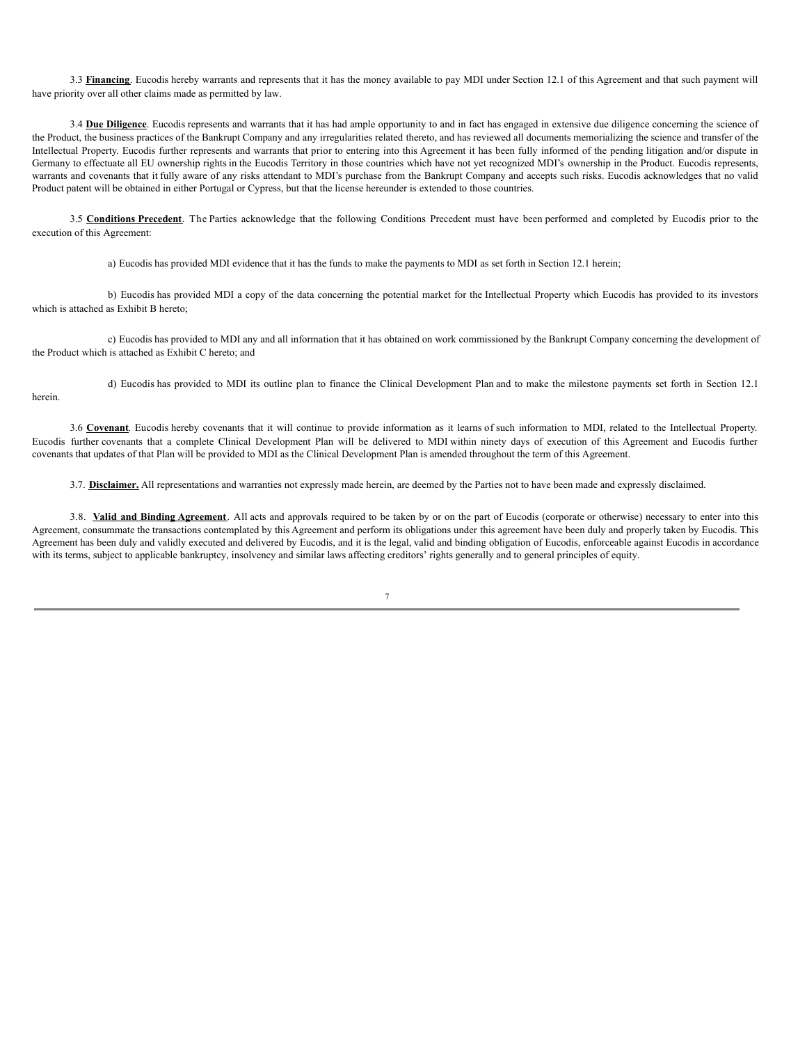3.3 **Financing**. Eucodis hereby warrants and represents that it has the money available to pay MDI under Section 12.1 of this Agreement and that such payment will have priority over all other claims made as permitted by law.

3.4 **Due Diligence**. Eucodis represents and warrants that it has had ample opportunity to and in fact has engaged in extensive due diligence concerning the science of the Product, the business practices of the Bankrupt Company and any irregularities related thereto, and has reviewed all documents memorializing the science and transfer of the Intellectual Property. Eucodis further represents and warrants that prior to entering into this Agreement it has been fully informed of the pending litigation and/or dispute in Germany to effectuate all EU ownership rights in the Eucodis Territory in those countries which have not yet recognized MDI's ownership in the Product. Eucodis represents, warrants and covenants that it fully aware of any risks attendant to MDI's purchase from the Bankrupt Company and accepts such risks. Eucodis acknowledges that no valid Product patent will be obtained in either Portugal or Cypress, but that the license hereunder is extended to those countries.

3.5 **Conditions Precedent**. The Parties acknowledge that the following Conditions Precedent must have been performed and completed by Eucodis prior to the execution of this Agreement:

a) Eucodis has provided MDI evidence that it has the funds to make the payments to MDI as set forth in Section 12.1 herein;

b) Eucodis has provided MDI a copy of the data concerning the potential market for the Intellectual Property which Eucodis has provided to its investors which is attached as Exhibit B hereto;

c) Eucodis has provided to MDI any and all information that it has obtained on work commissioned by the Bankrupt Company concerning the development of the Product which is attached as Exhibit C hereto; and

d) Eucodis has provided to MDI its outline plan to finance the Clinical Development Plan and to make the milestone payments set forth in Section 12.1 herein.

3.6 **Covenant**. Eucodis hereby covenants that it will continue to provide information as it learns of such information to MDI, related to the Intellectual Property. Eucodis further covenants that a complete Clinical Development Plan will be delivered to MDI within ninety days of execution of this Agreement and Eucodis further covenants that updates of that Plan will be provided to MDI as the Clinical Development Plan is amended throughout the term of this Agreement.

3.7. **Disclaimer.** All representations and warranties not expressly made herein, are deemed by the Parties not to have been made and expressly disclaimed.

3.8. **Valid and Binding Agreement**. All acts and approvals required to be taken by or on the part of Eucodis (corporate or otherwise) necessary to enter into this Agreement, consummate the transactions contemplated by this Agreement and perform its obligations under this agreement have been duly and properly taken by Eucodis. This Agreement has been duly and validly executed and delivered by Eucodis, and it is the legal, valid and binding obligation of Eucodis, enforceable against Eucodis in accordance with its terms, subject to applicable bankruptcy, insolvency and similar laws affecting creditors' rights generally and to general principles of equity.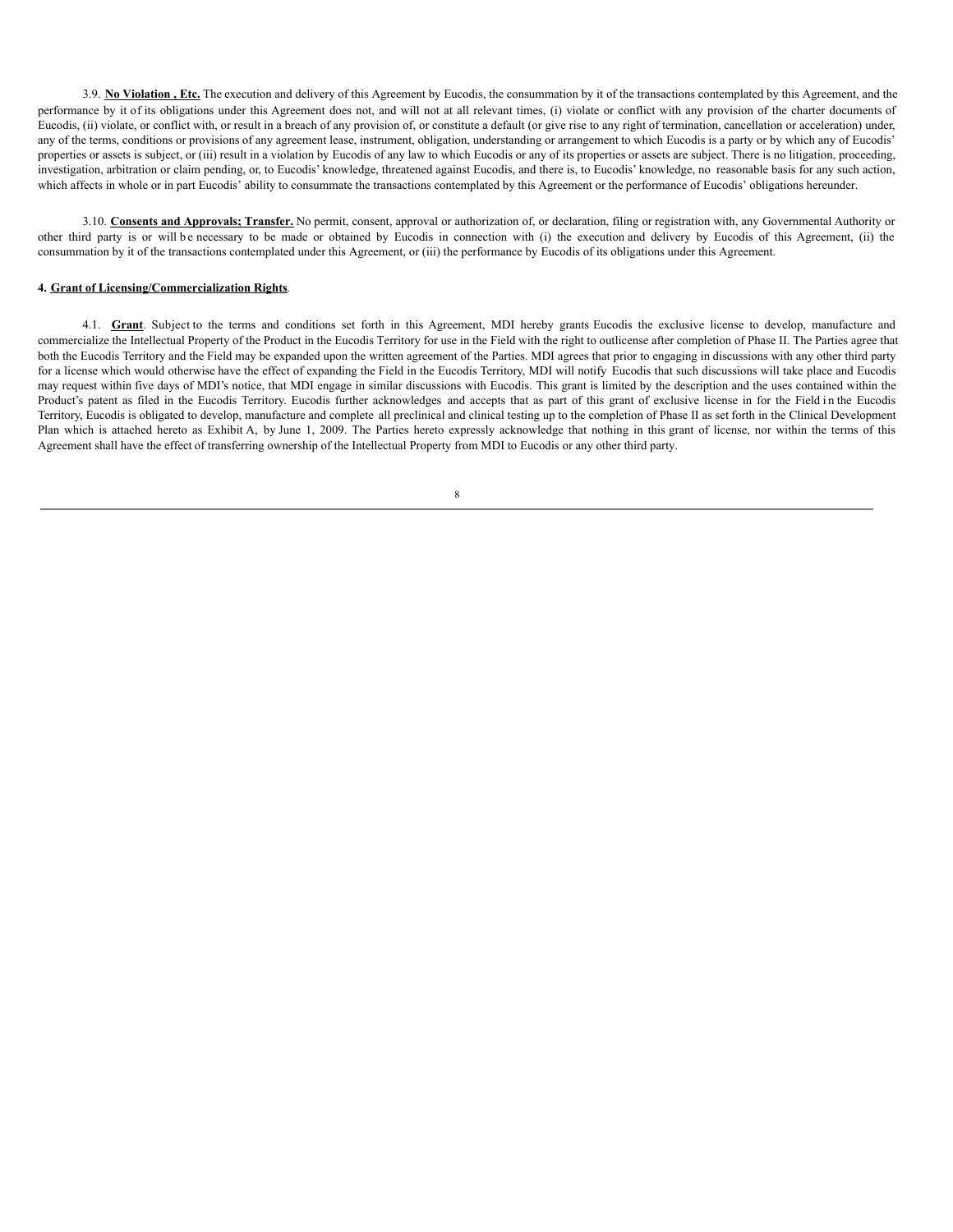3.9. **No Violation , Etc.** The execution and delivery of this Agreement by Eucodis, the consummation by it of the transactions contemplated by this Agreement, and the performance by it of its obligations under this Agreement does not, and will not at all relevant times, (i) violate or conflict with any provision of the charter documents of Eucodis, (ii) violate, or conflict with, or result in a breach of any provision of, or constitute a default (or give rise to any right of termination, cancellation or acceleration) under, any of the terms, conditions or provisions of any agreement lease, instrument, obligation, understanding or arrangement to which Eucodis is a party or by which any of Eucodis' properties or assets is subject, or (iii) result in a violation by Eucodis of any law to which Eucodis or any of its properties or assets are subject. There is no litigation, proceeding, investigation, arbitration or claim pending, or, to Eucodis' knowledge, threatened against Eucodis, and there is, to Eucodis' knowledge, no reasonable basis for any such action, which affects in whole or in part Eucodis' ability to consummate the transactions contemplated by this Agreement or the performance of Eucodis' obligations hereunder.

3.10. **Consents and Approvals; Transfer.** No permit, consent, approval or authorization of, or declaration, filing or registration with, any Governmental Authority or other third party is or will be necessary to be made or obtained by Eucodis in connection with (i) the execution and delivery by Eucodis of this Agreement, (ii) the consummation by it of the transactions contemplated under this Agreement, or (iii) the performance by Eucodis of its obligations under this Agreement.

**4. Grant of Licensing/Commercialization Rights**.

4.1. **Grant**. Subject to the terms and conditions set forth in this Agreement, MDI hereby grants Eucodis the exclusive license to develop, manufacture and commercialize the Intellectual Property of the Product in the Eucodis Territory for use in the Field with the right to outlicense after completion of Phase II. The Parties agree that both the Eucodis Territory and the Field may be expanded upon the written agreement of the Parties. MDI agrees that prior to engaging in discussions with any other third party for a license which would otherwise have the effect of expanding the Field in the Eucodis Territory, MDI will notify Eucodis that such discussions will take place and Eucodis may request within five days of MDI's notice, that MDI engage in similar discussions with Eucodis. This grant is limited by the description and the uses contained within the Product's patent as filed in the Eucodis Territory. Eucodis further acknowledges and accepts that as part of this grant of exclusive license in for the Field in the Eucodis Territory, Eucodis is obligated to develop, manufacture and complete all preclinical and clinical testing up to the completion of Phase II as set forth in the Clinical Development Plan which is attached hereto as Exhibit A, by June 1, 2009. The Parties hereto expressly acknowledge that nothing in this grant of license, nor within the terms of this Agreement shall have the effect of transferring ownership of the Intellectual Property from MDI to Eucodis or any other third party.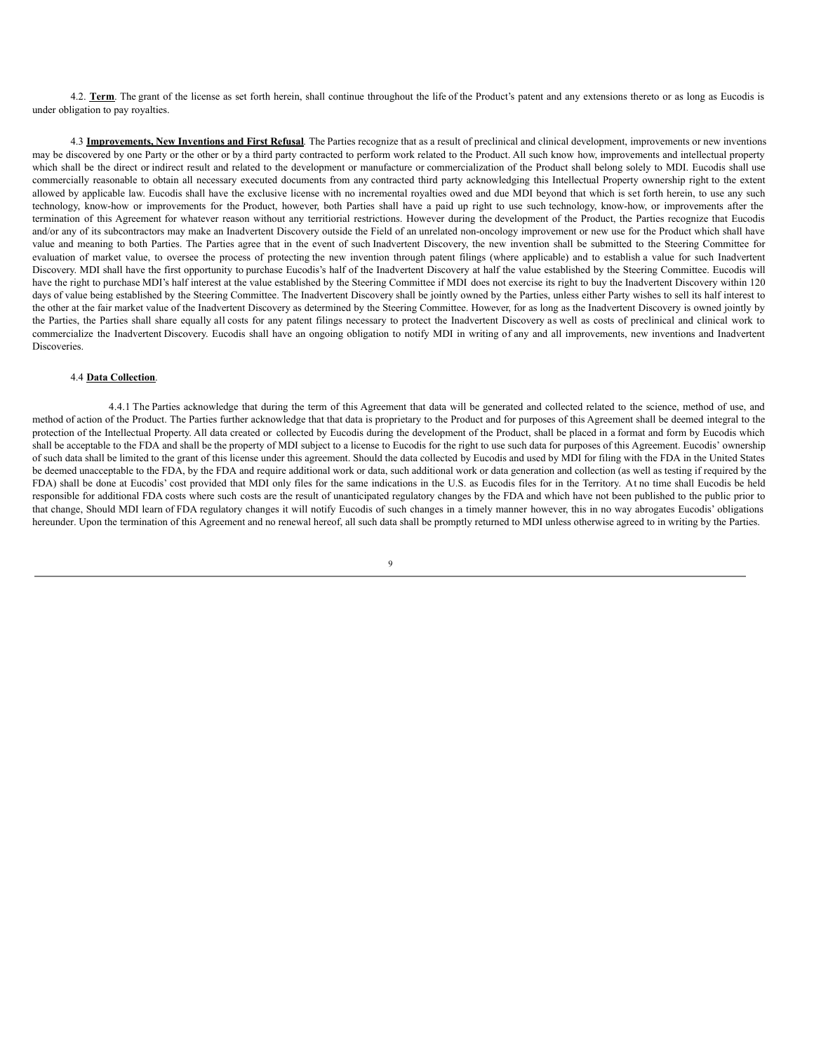4.2. **Term**. The grant of the license as set forth herein, shall continue throughout the life of the Product's patent and any extensions thereto or as long as Eucodis is under obligation to pay royalties.

4.3 **Improvements, New Inventions and First Refusal**. The Parties recognize that as a result of preclinical and clinical development, improvements or new inventions may be discovered by one Party or the other or by a third party contracted to perform work related to the Product. All such know how, improvements and intellectual property which shall be the direct or indirect result and related to the development or manufacture or commercialization of the Product shall belong solely to MDI. Eucodis shall use commercially reasonable to obtain all necessary executed documents from any contracted third party acknowledging this Intellectual Property ownership right to the extent allowed by applicable law. Eucodis shall have the exclusive license with no incremental royalties owed and due MDI beyond that which is set forth herein, to use any such technology, know-how or improvements for the Product, however, both Parties shall have a paid up right to use such technology, know-how, or improvements after the termination of this Agreement for whatever reason without any territiorial restrictions. However during the development of the Product, the Parties recognize that Eucodis and/or any of its subcontractors may make an Inadvertent Discovery outside the Field of an unrelated non-oncology improvement or new use for the Product which shall have value and meaning to both Parties. The Parties agree that in the event of such Inadvertent Discovery, the new invention shall be submitted to the Steering Committee for evaluation of market value, to oversee the process of protecting the new invention through patent filings (where applicable) and to establish a value for such Inadvertent Discovery. MDI shall have the first opportunity to purchase Eucodis's half of the Inadvertent Discovery at half the value established by the Steering Committee. Eucodis will have the right to purchase MDI's half interest at the value established by the Steering Committee if MDI does not exercise its right to buy the Inadvertent Discovery within 120 days of value being established by the Steering Committee. The Inadvertent Discovery shall be jointly owned by the Parties, unless either Party wishes to sell its half interest to the other at the fair market value of the Inadvertent Discovery as determined by the Steering Committee. However, for as long as the Inadvertent Discovery is owned jointly by the Parties, the Parties shall share equally all costs for any patent filings necessary to protect the Inadvertent Discovery as well as costs of preclinical and clinical work to commercialize the Inadvertent Discovery. Eucodis shall have an ongoing obligation to notify MDI in writing of any and all improvements, new inventions and Inadvertent Discoveries.

4.4 **Data Collection**.

4.4.1 The Parties acknowledge that during the term of this Agreement that data will be generated and collected related to the science, method of use, and method of action of the Product. The Parties further acknowledge that that data is proprietary to the Product and for purposes of this Agreement shall be deemed integral to the protection of the Intellectual Property. All data created or collected by Eucodis during the development of the Product, shall be placed in a format and form by Eucodis which shall be acceptable to the FDA and shall be the property of MDI subject to a license to Eucodis for the right to use such data for purposes of this Agreement. Eucodis' ownership of such data shall be limited to the grant of this license under this agreement. Should the data collected by Eucodis and used by MDI for filing with the FDA in the United States be deemed unacceptable to the FDA, by the FDA and require additional work or data, such additional work or data generation and collection (as well as testing if required by the FDA) shall be done at Eucodis' cost provided that MDI only files for the same indications in the U.S. as Eucodis files for in the Territory. At no time shall Eucodis be held responsible for additional FDA costs where such costs are the result of unanticipated regulatory changes by the FDA and which have not been published to the public prior to that change, Should MDI learn of FDA regulatory changes it will notify Eucodis of such changes in a timely manner however, this in no way abrogates Eucodis' obligations hereunder. Upon the termination of this Agreement and no renewal hereof, all such data shall be promptly returned to MDI unless otherwise agreed to in writing by the Parties.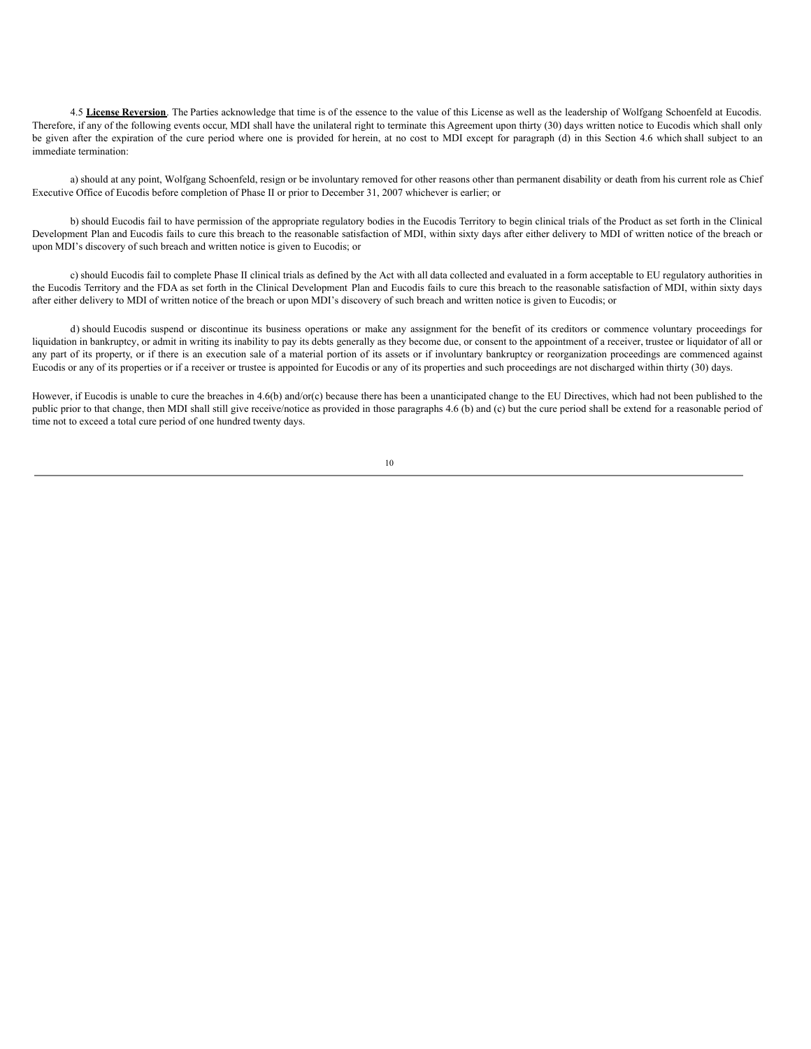4.5 **License Reversion**. The Parties acknowledge that time is of the essence to the value of this License as well as the leadership of Wolfgang Schoenfeld at Eucodis. Therefore, if any of the following events occur, MDI shall have the unilateral right to terminate this Agreement upon thirty (30) days written notice to Eucodis which shall only be given after the expiration of the cure period where one is provided for herein, at no cost to MDI except for paragraph (d) in this Section 4.6 which shall subject to an immediate termination:

a) should at any point, Wolfgang Schoenfeld, resign or be involuntary removed for other reasons other than permanent disability or death from his current role as Chief Executive Office of Eucodis before completion of Phase II or prior to December 31, 2007 whichever is earlier; or

b) should Eucodis fail to have permission of the appropriate regulatory bodies in the Eucodis Territory to begin clinical trials of the Product as set forth in the Clinical Development Plan and Eucodis fails to cure this breach to the reasonable satisfaction of MDI, within sixty days after either delivery to MDI of written notice of the breach or upon MDI's discovery of such breach and written notice is given to Eucodis; or

c) should Eucodis fail to complete Phase II clinical trials as defined by the Act with all data collected and evaluated in a form acceptable to EU regulatory authorities in the Eucodis Territory and the FDA as set forth in the Clinical Development Plan and Eucodis fails to cure this breach to the reasonable satisfaction of MDI, within sixty days after either delivery to MDI of written notice of the breach or upon MDI's discovery of such breach and written notice is given to Eucodis; or

d) should Eucodis suspend or discontinue its business operations or make any assignment for the benefit of its creditors or commence voluntary proceedings for liquidation in bankruptcy, or admit in writing its inability to pay its debts generally as they become due, or consent to the appointment of a receiver, trustee or liquidator of all or any part of its property, or if there is an execution sale of a material portion of its assets or if involuntary bankruptcy or reorganization proceedings are commenced against Eucodis or any of its properties or if a receiver or trustee is appointed for Eucodis or any of its properties and such proceedings are not discharged within thirty (30) days.

However, if Eucodis is unable to cure the breaches in 4.6(b) and/or(c) because there has been a unanticipated change to the EU Directives, which had not been published to the public prior to that change, then MDI shall still give receive/notice as provided in those paragraphs 4.6 (b) and (c) but the cure period shall be extend for a reasonable period of time not to exceed a total cure period of one hundred twenty days.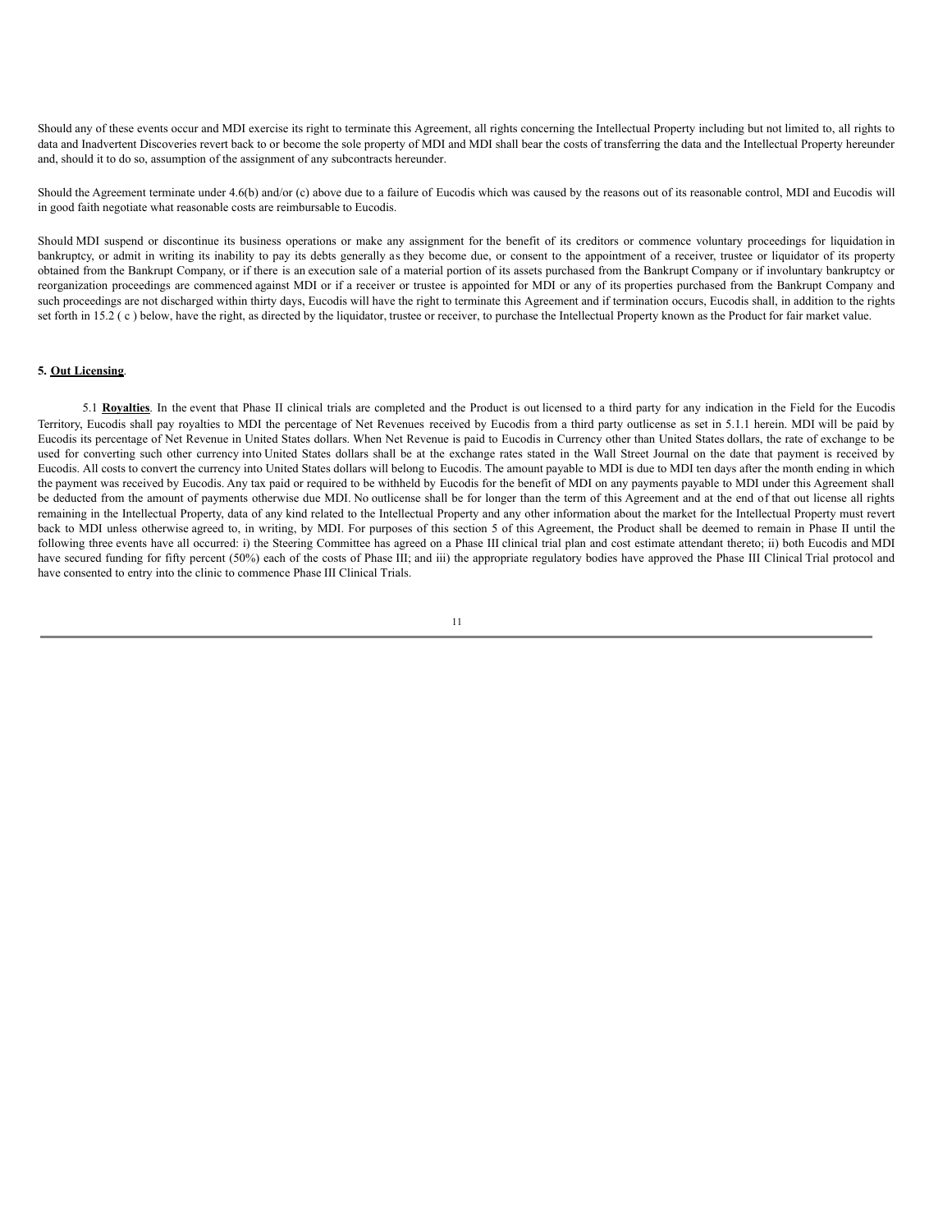Should any of these events occur and MDI exercise its right to terminate this Agreement, all rights concerning the Intellectual Property including but not limited to, all rights to data and Inadvertent Discoveries revert back to or become the sole property of MDI and MDI shall bear the costs of transferring the data and the Intellectual Property hereunder and, should it to do so, assumption of the assignment of any subcontracts hereunder.

Should the Agreement terminate under 4.6(b) and/or (c) above due to a failure of Eucodis which was caused by the reasons out of its reasonable control, MDI and Eucodis will in good faith negotiate what reasonable costs are reimbursable to Eucodis.

Should MDI suspend or discontinue its business operations or make any assignment for the benefit of its creditors or commence voluntary proceedings for liquidation in bankruptcy, or admit in writing its inability to pay its debts generally as they become due, or consent to the appointment of a receiver, trustee or liquidator of its property obtained from the Bankrupt Company, or if there is an execution sale of a material portion of its assets purchased from the Bankrupt Company or if involuntary bankruptcy or reorganization proceedings are commenced against MDI or if a receiver or trustee is appointed for MDI or any of its properties purchased from the Bankrupt Company and such proceedings are not discharged within thirty days, Eucodis will have the right to terminate this Agreement and if termination occurs, Eucodis shall, in addition to the rights set forth in 15.2 ( c ) below, have the right, as directed by the liquidator, trustee or receiver, to purchase the Intellectual Property known as the Product for fair market value.

**5. <u>Out Licensing</u>**.

5.1 **<u>Royalties</u>**. In the event that Phase II clinical trials are completed and the Product is out licensed to a third party for any indication in the Field for the Eucodis Territory, Eucodis shall pay royalties to MDI the percentage of Net Revenues received by Eucodis from a third party outlicense as set in 5.1.1 herein. MDI will be paid by Eucodis its percentage of Net Revenue in United States dollars. When Net Revenue is paid to Eucodis in Currency other than United States dollars, the rate of exchange to be used for converting such other currency into United States dollars shall be at the exchange rates stated in the Wall Street Journal on the date that payment is received by Eucodis. All costs to convert the currency into United States dollars will belong to Eucodis. The amount payable to MDI is due to MDI ten days after the month ending in which the payment was received by Eucodis. Any tax paid or required to be withheld by Eucodis for the benefit of MDI on any payments payable to MDI under this Agreement shall be deducted from the amount of payments otherwise due MDI. No outlicense shall be for longer than the term of this Agreement and at the end of that out license all rights remaining in the Intellectual Property, data of any kind related to the Intellectual Property and any other information about the market for the Intellectual Property must revert back to MDI unless otherwise agreed to, in writing, by MDI. For purposes of this section 5 of this Agreement, the Product shall be deemed to remain in Phase II until the following three events have all occurred: i) the Steering Committee has agreed on a Phase III clinical trial plan and cost estimate attendant thereto; ii) both Eucodis and MDI have secured funding for fifty percent (50%) each of the costs of Phase III; and iii) the appropriate regulatory bodies have approved the Phase III Clinical Trial protocol and have consented to entry into the clinic to commence Phase III Clinical Trials.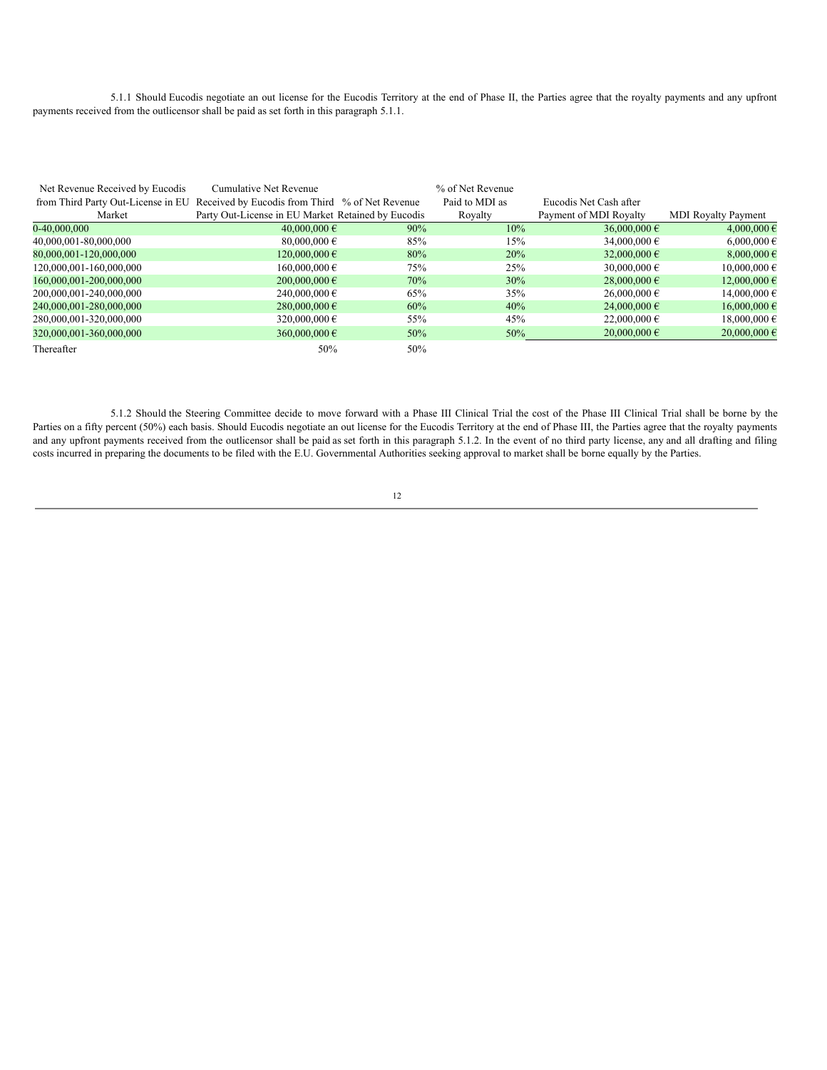5.1.1 Should Eucodis negotiate an out license for the Eucodis Territory at the end of Phase II, the Parties agree that the royalty payments and any upfront payments received from the outlicensor shall be paid as set forth in this paragraph 5.1.1.

| Net Revenue Received by Eucodis from Third Party Out-License in EU Market | Cumulative Net Revenue Received by Eucodis from Third Party Out-License in EU Market | % of Net Revenue Retained by Eucodis | % of Net Revenue Paid to MDI as Royalty | Eucodis Net Cash after Payment of MDI Royalty | MDI Royalty Payment |
|---|---|---|---|---|---|
| 0-40,000,000 | 40,000,000 € | 90% | 10% | 36,000,000 € | 4,000,000 € |
| 40,000,001-80,000,000 | 80,000,000 € | 85% | 15% | 34,000,000 € | 6,000,000 € |
| 80,000,001-120,000,000 | 120,000,000 € | 80% | 20% | 32,000,000 € | 8,000,000 € |
| 120,000,001-160,000,000 | 160,000,000 € | 75% | 25% | 30,000,000 € | 10,000,000 € |
| 160,000,001-200,000,000 | 200,000,000 € | 70% | 30% | 28,000,000 € | 12,000,000 € |
| 200,000,001-240,000,000 | 240,000,000 € | 65% | 35% | 26,000,000 € | 14,000,000 € |
| 240,000,001-280,000,000 | 280,000,000 € | 60% | 40% | 24,000,000 € | 16,000,000 € |
| 280,000,001-320,000,000 | 320,000,000 € | 55% | 45% | 22,000,000 € | 18,000,000 € |
| 320,000,001-360,000,000 | 360,000,000 € | 50% | 50% | 20,000,000 € | 20,000,000 € |
| Thereafter | 50% | 50% | | | |

5.1.2 Should the Steering Committee decide to move forward with a Phase III Clinical Trial the cost of the Phase III Clinical Trial shall be borne by the Parties on a fifty percent (50%) each basis. Should Eucodis negotiate an out license for the Eucodis Territory at the end of Phase III, the Parties agree that the royalty payments and any upfront payments received from the outlicensor shall be paid as set forth in this paragraph 5.1.2. In the event of no third party license, any and all drafting and filing costs incurred in preparing the documents to be filed with the E.U. Governmental Authorities seeking approval to market shall be borne equally by the Parties.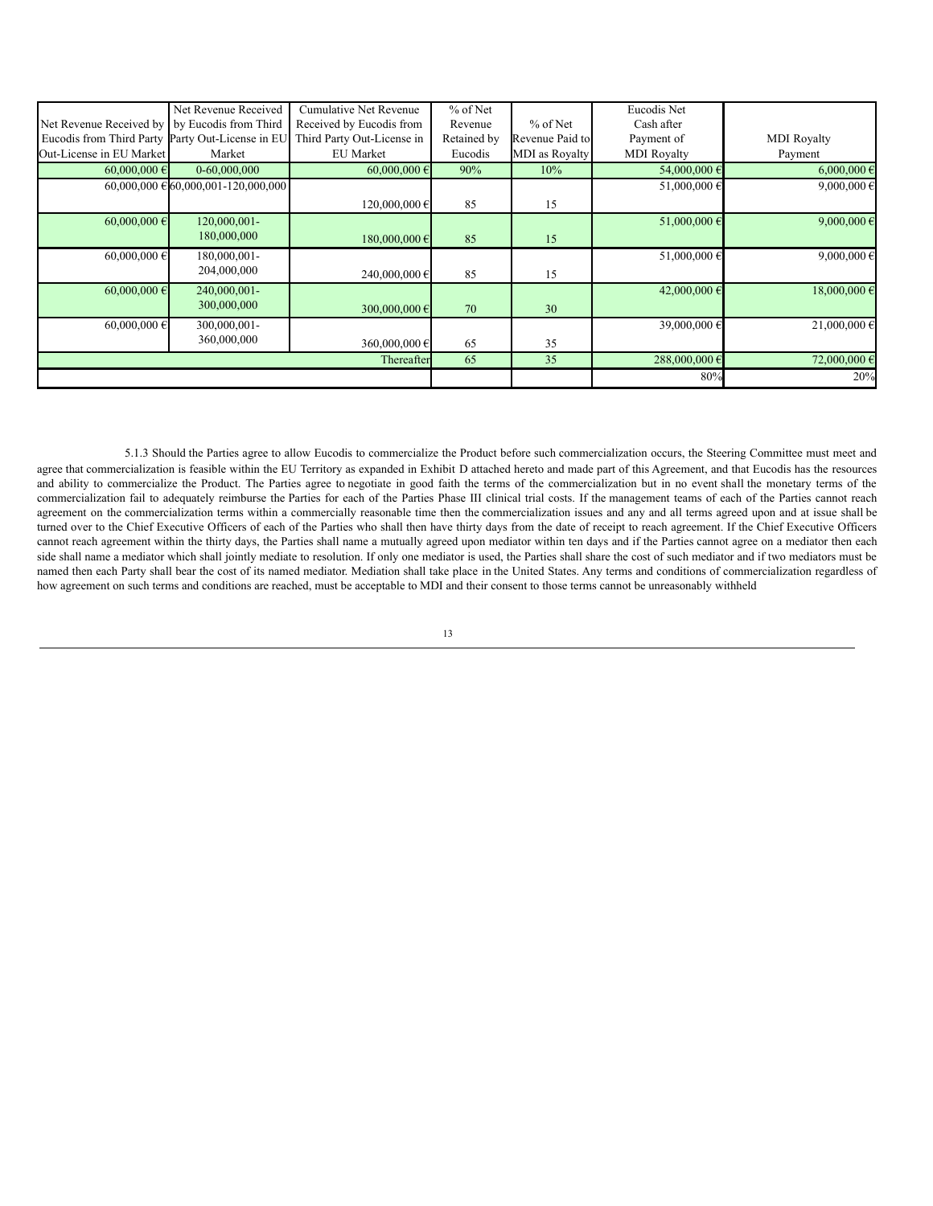| Net Revenue Received by Eucodis from Third Party Out-License in EU Market | Net Revenue Received by Eucodis from Third Party Out-License in EU Market | Cumulative Net Revenue Received by Eucodis from Third Party Out-License in EU Market | % of Net Revenue Retained by Eucodis | % of Net Revenue Paid to MDI as Royalty | Eucodis Net Cash after Payment of MDI Royalty | MDI Royalty Payment |
|---|---|---|---|---|---|---|
| 60,000,000 € | 0-60,000,000 | 60,000,000 € | 90% | 10% | 54,000,000 € | 6,000,000 € |
| 60,000,000 € | 60,000,001-120,000,000 | 120,000,000 € | 85 | 15 | 51,000,000 € | 9,000,000 € |
| 60,000,000 € | 120,000,001-180,000,000 | 180,000,000 € | 85 | 15 | 51,000,000 € | 9,000,000 € |
| 60,000,000 € | 180,000,001-204,000,000 | 240,000,000 € | 85 | 15 | 51,000,000 € | 9,000,000 € |
| 60,000,000 € | 240,000,001-300,000,000 | 300,000,000 € | 70 | 30 | 42,000,000 € | 18,000,000 € |
| 60,000,000 € | 300,000,001-360,000,000 | 360,000,000 € | 65 | 35 | 39,000,000 € | 21,000,000 € |
| | | Thereafter | 65 | 35 | 288,000,000 € | 72,000,000 € |
| | | | | | 80% | 20% |

5.1.3 Should the Parties agree to allow Eucodis to commercialize the Product before such commercialization occurs, the Steering Committee must meet and agree that commercialization is feasible within the EU Territory as expanded in Exhibit D attached hereto and made part of this Agreement, and that Eucodis has the resources and ability to commercialize the Product. The Parties agree to negotiate in good faith the terms of the commercialization but in no event shall the monetary terms of the commercialization fail to adequately reimburse the Parties for each of the Parties Phase III clinical trial costs. If the management teams of each of the Parties cannot reach agreement on the commercialization terms within a commercially reasonable time then the commercialization issues and any and all terms agreed upon and at issue shall be turned over to the Chief Executive Officers of each of the Parties who shall then have thirty days from the date of receipt to reach agreement. If the Chief Executive Officers cannot reach agreement within the thirty days, the Parties shall name a mutually agreed upon mediator within ten days and if the Parties cannot agree on a mediator then each side shall name a mediator which shall jointly mediate to resolution. If only one mediator is used, the Parties shall share the cost of such mediator and if two mediators must be named then each Party shall bear the cost of its named mediator. Mediation shall take place in the United States. Any terms and conditions of commercialization regardless of how agreement on such terms and conditions are reached, must be acceptable to MDI and their consent to those terms cannot be unreasonably withheld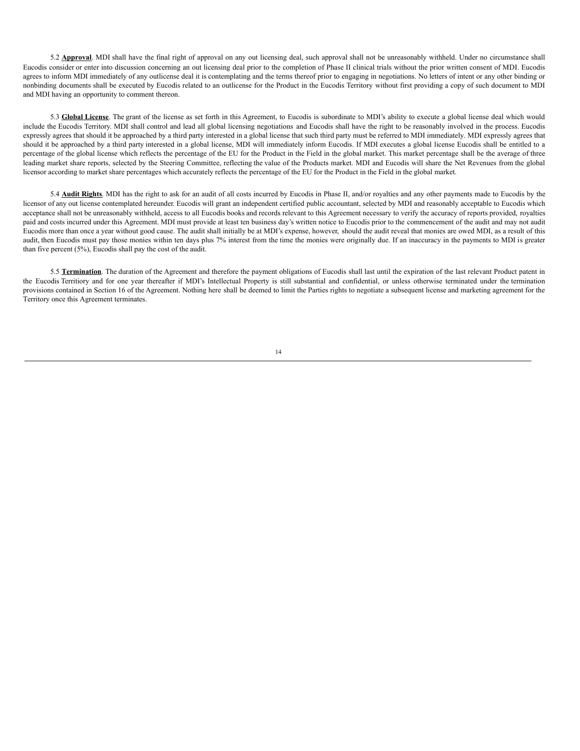5.2 **Approval**. MDI shall have the final right of approval on any out licensing deal, such approval shall not be unreasonably withheld. Under no circumstance shall Eucodis consider or enter into discussion concerning an out licensing deal prior to the completion of Phase II clinical trials without the prior written consent of MDI. Eucodis agrees to inform MDI immediately of any outlicense deal it is contemplating and the terms thereof prior to engaging in negotiations. No letters of intent or any other binding or nonbinding documents shall be executed by Eucodis related to an outlicense for the Product in the Eucodis Territory without first providing a copy of such document to MDI and MDI having an opportunity to comment thereon.

5.3 **Global License**. The grant of the license as set forth in this Agreement, to Eucodis is subordinate to MDI's ability to execute a global license deal which would include the Eucodis Territory. MDI shall control and lead all global licensing negotiations and Eucodis shall have the right to be reasonably involved in the process. Eucodis expressly agrees that should it be approached by a third party interested in a global license that such third party must be referred to MDI immediately. MDI expressly agrees that should it be approached by a third party interested in a global license, MDI will immediately inform Eucodis. If MDI executes a global license Eucodis shall be entitled to a percentage of the global license which reflects the percentage of the EU for the Product in the Field in the global market. This market percentage shall be the average of three leading market share reports, selected by the Steering Committee, reflecting the value of the Products market. MDI and Eucodis will share the Net Revenues from the global licensor according to market share percentages which accurately reflects the percentage of the EU for the Product in the Field in the global market.

5.4 **Audit Rights**. MDI has the right to ask for an audit of all costs incurred by Eucodis in Phase II, and/or royalties and any other payments made to Eucodis by the licensor of any out license contemplated hereunder. Eucodis will grant an independent certified public accountant, selected by MDI and reasonably acceptable to Eucodis which acceptance shall not be unreasonably withheld, access to all Eucodis books and records relevant to this Agreement necessary to verify the accuracy of reports provided, royalties paid and costs incurred under this Agreement. MDI must provide at least ten business day's written notice to Eucodis prior to the commencement of the audit and may not audit Eucodis more than once a year without good cause. The audit shall initially be at MDI's expense, however, should the audit reveal that monies are owed MDI, as a result of this audit, then Eucodis must pay those monies within ten days plus 7% interest from the time the monies were originally due. If an inaccuracy in the payments to MDI is greater than five percent (5%), Eucodis shall pay the cost of the audit.

5.5 **Termination**. The duration of the Agreement and therefore the payment obligations of Eucodis shall last until the expiration of the last relevant Product patent in the Eucodis Territiory and for one year thereafter if MDI's Intellectual Property is still substantial and confidential, or unless otherwise terminated under the termination provisions contained in Section 16 of the Agreement. Nothing here shall be deemed to limit the Parties rights to negotiate a subsequent license and marketing agreement for the Territory once this Agreement terminates.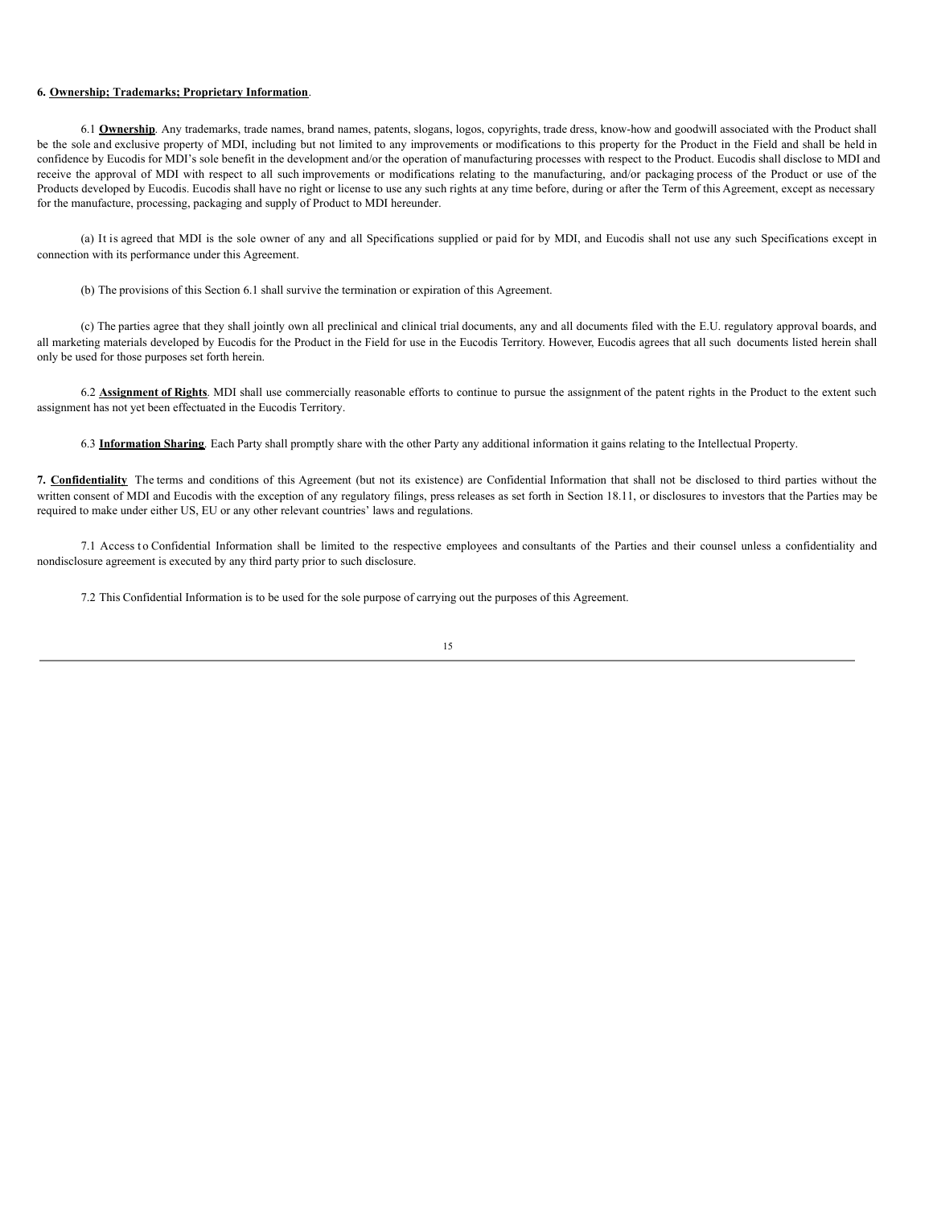**6. Ownership; Trademarks; Proprietary Information**.

6.1 **Ownership**. Any trademarks, trade names, brand names, patents, slogans, logos, copyrights, trade dress, know-how and goodwill associated with the Product shall be the sole and exclusive property of MDI, including but not limited to any improvements or modifications to this property for the Product in the Field and shall be held in confidence by Eucodis for MDI's sole benefit in the development and/or the operation of manufacturing processes with respect to the Product. Eucodis shall disclose to MDI and receive the approval of MDI with respect to all such improvements or modifications relating to the manufacturing, and/or packaging process of the Product or use of the Products developed by Eucodis. Eucodis shall have no right or license to use any such rights at any time before, during or after the Term of this Agreement, except as necessary for the manufacture, processing, packaging and supply of Product to MDI hereunder.

(a) It is agreed that MDI is the sole owner of any and all Specifications supplied or paid for by MDI, and Eucodis shall not use any such Specifications except in connection with its performance under this Agreement.

(b) The provisions of this Section 6.1 shall survive the termination or expiration of this Agreement.

(c) The parties agree that they shall jointly own all preclinical and clinical trial documents, any and all documents filed with the E.U. regulatory approval boards, and all marketing materials developed by Eucodis for the Product in the Field for use in the Eucodis Territory. However, Eucodis agrees that all such documents listed herein shall only be used for those purposes set forth herein.

6.2 **Assignment of Rights**. MDI shall use commercially reasonable efforts to continue to pursue the assignment of the patent rights in the Product to the extent such assignment has not yet been effectuated in the Eucodis Territory.

6.3 **Information Sharing**. Each Party shall promptly share with the other Party any additional information it gains relating to the Intellectual Property.

**7. Confidentiality** The terms and conditions of this Agreement (but not its existence) are Confidential Information that shall not be disclosed to third parties without the written consent of MDI and Eucodis with the exception of any regulatory filings, press releases as set forth in Section 18.11, or disclosures to investors that the Parties may be required to make under either US, EU or any other relevant countries' laws and regulations.

7.1 Access to Confidential Information shall be limited to the respective employees and consultants of the Parties and their counsel unless a confidentiality and nondisclosure agreement is executed by any third party prior to such disclosure.

7.2 This Confidential Information is to be used for the sole purpose of carrying out the purposes of this Agreement.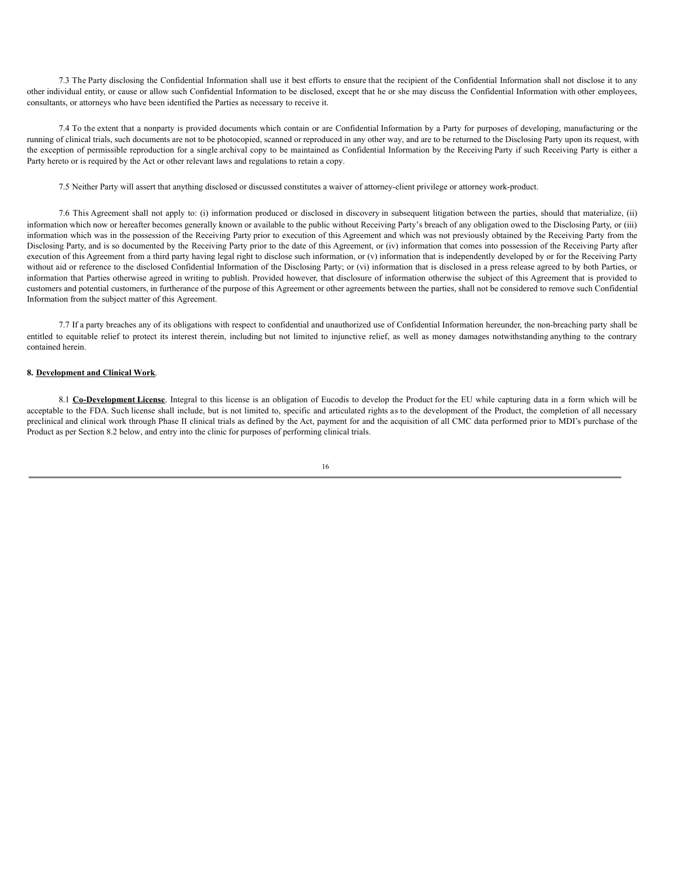7.3 The Party disclosing the Confidential Information shall use it best efforts to ensure that the recipient of the Confidential Information shall not disclose it to any other individual entity, or cause or allow such Confidential Information to be disclosed, except that he or she may discuss the Confidential Information with other employees, consultants, or attorneys who have been identified the Parties as necessary to receive it.

7.4 To the extent that a nonparty is provided documents which contain or are Confidential Information by a Party for purposes of developing, manufacturing or the running of clinical trials, such documents are not to be photocopied, scanned or reproduced in any other way, and are to be returned to the Disclosing Party upon its request, with the exception of permissible reproduction for a single archival copy to be maintained as Confidential Information by the Receiving Party if such Receiving Party is either a Party hereto or is required by the Act or other relevant laws and regulations to retain a copy.

7.5 Neither Party will assert that anything disclosed or discussed constitutes a waiver of attorney-client privilege or attorney work-product.

7.6 This Agreement shall not apply to: (i) information produced or disclosed in discovery in subsequent litigation between the parties, should that materialize, (ii) information which now or hereafter becomes generally known or available to the public without Receiving Party's breach of any obligation owed to the Disclosing Party, or (iii) information which was in the possession of the Receiving Party prior to execution of this Agreement and which was not previously obtained by the Receiving Party from the Disclosing Party, and is so documented by the Receiving Party prior to the date of this Agreement, or (iv) information that comes into possession of the Receiving Party after execution of this Agreement from a third party having legal right to disclose such information, or (v) information that is independently developed by or for the Receiving Party without aid or reference to the disclosed Confidential Information of the Disclosing Party; or (vi) information that is disclosed in a press release agreed to by both Parties, or information that Parties otherwise agreed in writing to publish. Provided however, that disclosure of information otherwise the subject of this Agreement that is provided to customers and potential customers, in furtherance of the purpose of this Agreement or other agreements between the parties, shall not be considered to remove such Confidential Information from the subject matter of this Agreement.

7.7 If a party breaches any of its obligations with respect to confidential and unauthorized use of Confidential Information hereunder, the non-breaching party shall be entitled to equitable relief to protect its interest therein, including but not limited to injunctive relief, as well as money damages notwithstanding anything to the contrary contained herein.

**8. Development and Clinical Work**.

8.1 **Co-Development License**. Integral to this license is an obligation of Eucodis to develop the Product for the EU while capturing data in a form which will be acceptable to the FDA. Such license shall include, but is not limited to, specific and articulated rights as to the development of the Product, the completion of all necessary preclinical and clinical work through Phase II clinical trials as defined by the Act, payment for and the acquisition of all CMC data performed prior to MDI's purchase of the Product as per Section 8.2 below, and entry into the clinic for purposes of performing clinical trials.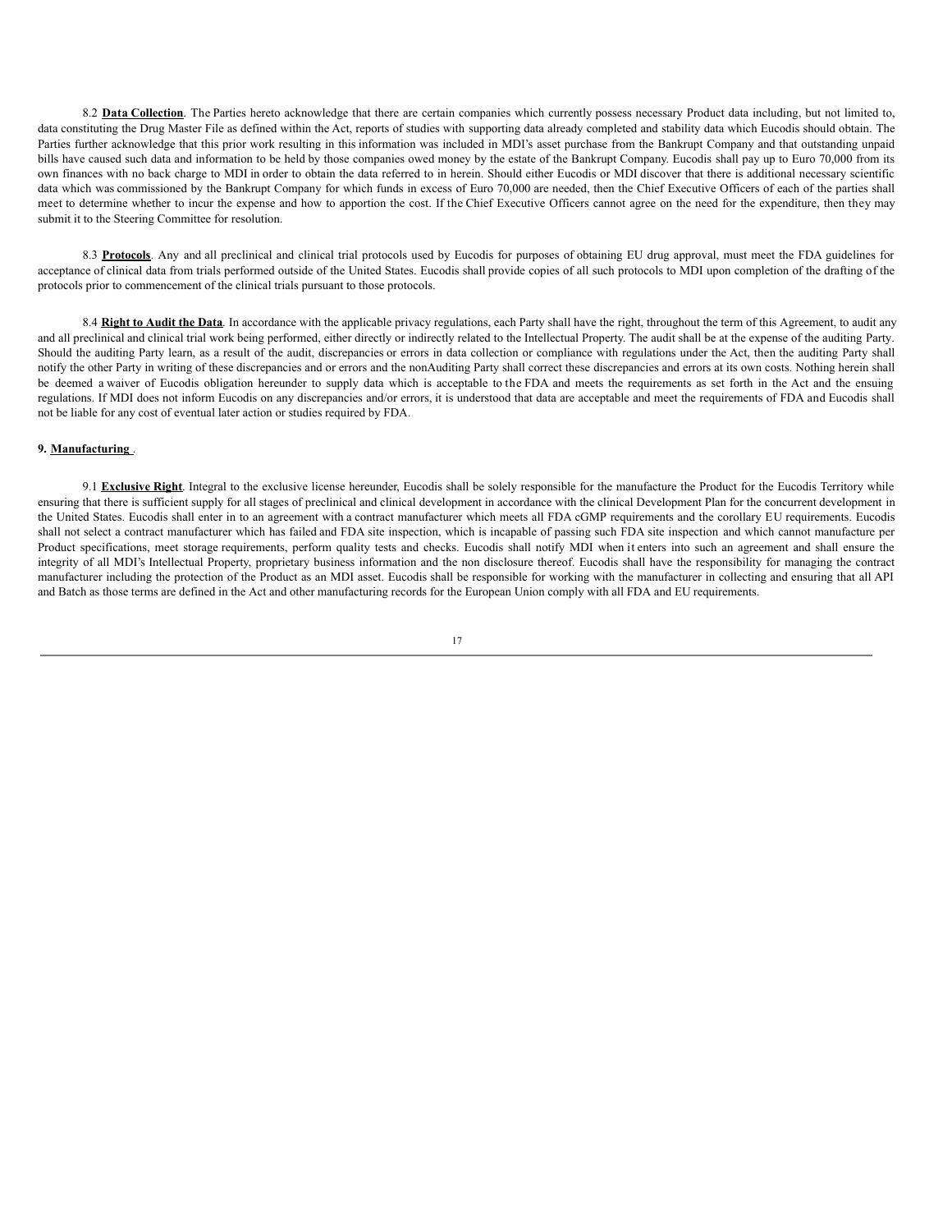8.2 **Data Collection**. The Parties hereto acknowledge that there are certain companies which currently possess necessary Product data including, but not limited to, data constituting the Drug Master File as defined within the Act, reports of studies with supporting data already completed and stability data which Eucodis should obtain. The Parties further acknowledge that this prior work resulting in this information was included in MDI's asset purchase from the Bankrupt Company and that outstanding unpaid bills have caused such data and information to be held by those companies owed money by the estate of the Bankrupt Company. Eucodis shall pay up to Euro 70,000 from its own finances with no back charge to MDI in order to obtain the data referred to in herein. Should either Eucodis or MDI discover that there is additional necessary scientific data which was commissioned by the Bankrupt Company for which funds in excess of Euro 70,000 are needed, then the Chief Executive Officers of each of the parties shall meet to determine whether to incur the expense and how to apportion the cost. If the Chief Executive Officers cannot agree on the need for the expenditure, then they may submit it to the Steering Committee for resolution.

8.3 **Protocols**. Any and all preclinical and clinical trial protocols used by Eucodis for purposes of obtaining EU drug approval, must meet the FDA guidelines for acceptance of clinical data from trials performed outside of the United States. Eucodis shall provide copies of all such protocols to MDI upon completion of the drafting of the protocols prior to commencement of the clinical trials pursuant to those protocols.

8.4 **Right to Audit the Data**. In accordance with the applicable privacy regulations, each Party shall have the right, throughout the term of this Agreement, to audit any and all preclinical and clinical trial work being performed, either directly or indirectly related to the Intellectual Property. The audit shall be at the expense of the auditing Party. Should the auditing Party learn, as a result of the audit, discrepancies or errors in data collection or compliance with regulations under the Act, then the auditing Party shall notify the other Party in writing of these discrepancies and or errors and the nonAuditing Party shall correct these discrepancies and errors at its own costs. Nothing herein shall be deemed a waiver of Eucodis obligation hereunder to supply data which is acceptable to the FDA and meets the requirements as set forth in the Act and the ensuing regulations. If MDI does not inform Eucodis on any discrepancies and/or errors, it is understood that data are acceptable and meet the requirements of FDA and Eucodis shall not be liable for any cost of eventual later action or studies required by FDA.

**9. Manufacturing** .

9.1 **Exclusive Right**. Integral to the exclusive license hereunder, Eucodis shall be solely responsible for the manufacture the Product for the Eucodis Territory while ensuring that there is sufficient supply for all stages of preclinical and clinical development in accordance with the clinical Development Plan for the concurrent development in the United States. Eucodis shall enter in to an agreement with a contract manufacturer which meets all FDA cGMP requirements and the corollary EU requirements. Eucodis shall not select a contract manufacturer which has failed and FDA site inspection, which is incapable of passing such FDA site inspection and which cannot manufacture per Product specifications, meet storage requirements, perform quality tests and checks. Eucodis shall notify MDI when it enters into such an agreement and shall ensure the integrity of all MDI's Intellectual Property, proprietary business information and the non disclosure thereof. Eucodis shall have the responsibility for managing the contract manufacturer including the protection of the Product as an MDI asset. Eucodis shall be responsible for working with the manufacturer in collecting and ensuring that all API and Batch as those terms are defined in the Act and other manufacturing records for the European Union comply with all FDA and EU requirements.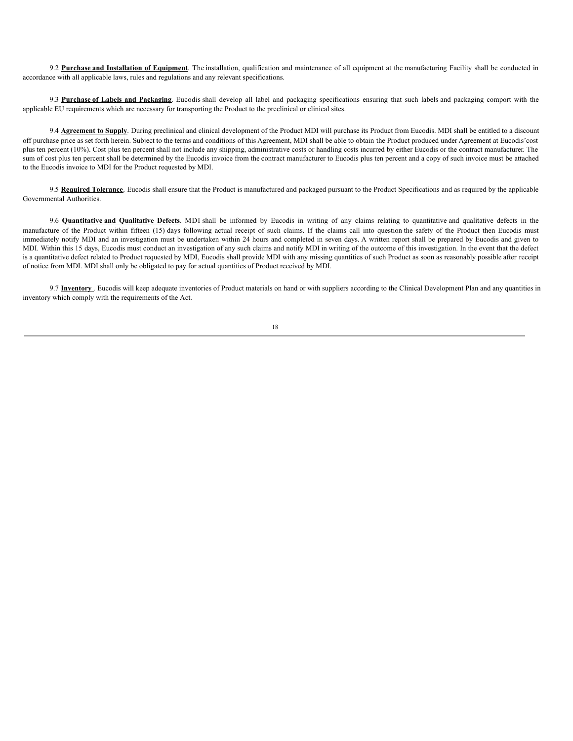9.2 **Purchase and Installation of Equipment**. The installation, qualification and maintenance of all equipment at the manufacturing Facility shall be conducted in accordance with all applicable laws, rules and regulations and any relevant specifications.

9.3 **Purchase of Labels and Packaging**. Eucodis shall develop all label and packaging specifications ensuring that such labels and packaging comport with the applicable EU requirements which are necessary for transporting the Product to the preclinical or clinical sites.

9.4 **Agreement to Supply**. During preclinical and clinical development of the Product MDI will purchase its Product from Eucodis. MDI shall be entitled to a discount off purchase price as set forth herein. Subject to the terms and conditions of this Agreement, MDI shall be able to obtain the Product produced under Agreement at Eucodis'cost plus ten percent (10%). Cost plus ten percent shall not include any shipping, administrative costs or handling costs incurred by either Eucodis or the contract manufacturer. The sum of cost plus ten percent shall be determined by the Eucodis invoice from the contract manufacturer to Eucodis plus ten percent and a copy of such invoice must be attached to the Eucodis invoice to MDI for the Product requested by MDI.

9.5 **Required Tolerance**. Eucodis shall ensure that the Product is manufactured and packaged pursuant to the Product Specifications and as required by the applicable Governmental Authorities.

9.6 **Quantitative and Qualitative Defects**. MDI shall be informed by Eucodis in writing of any claims relating to quantitative and qualitative defects in the manufacture of the Product within fifteen (15) days following actual receipt of such claims. If the claims call into question the safety of the Product then Eucodis must immediately notify MDI and an investigation must be undertaken within 24 hours and completed in seven days. A written report shall be prepared by Eucodis and given to MDI. Within this 15 days, Eucodis must conduct an investigation of any such claims and notify MDI in writing of the outcome of this investigation. In the event that the defect is a quantitative defect related to Product requested by MDI, Eucodis shall provide MDI with any missing quantities of such Product as soon as reasonably possible after receipt of notice from MDI. MDI shall only be obligated to pay for actual quantities of Product received by MDI.

9.7 **Inventory** . Eucodis will keep adequate inventories of Product materials on hand or with suppliers according to the Clinical Development Plan and any quantities in inventory which comply with the requirements of the Act.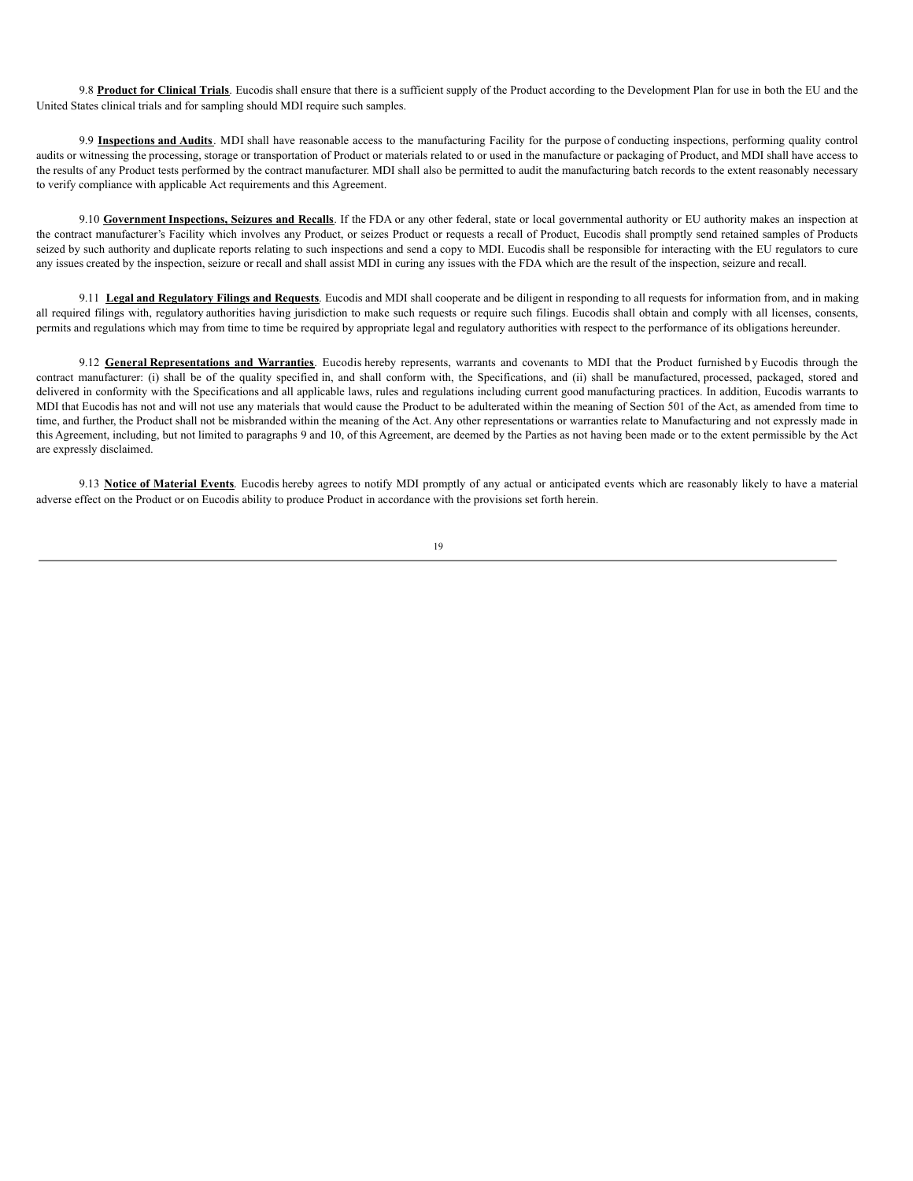9.8 **Product for Clinical Trials**. Eucodis shall ensure that there is a sufficient supply of the Product according to the Development Plan for use in both the EU and the United States clinical trials and for sampling should MDI require such samples.

9.9 **Inspections and Audits**. MDI shall have reasonable access to the manufacturing Facility for the purpose of conducting inspections, performing quality control audits or witnessing the processing, storage or transportation of Product or materials related to or used in the manufacture or packaging of Product, and MDI shall have access to the results of any Product tests performed by the contract manufacturer. MDI shall also be permitted to audit the manufacturing batch records to the extent reasonably necessary to verify compliance with applicable Act requirements and this Agreement.

9.10 **Government Inspections, Seizures and Recalls**. If the FDA or any other federal, state or local governmental authority or EU authority makes an inspection at the contract manufacturer's Facility which involves any Product, or seizes Product or requests a recall of Product, Eucodis shall promptly send retained samples of Products seized by such authority and duplicate reports relating to such inspections and send a copy to MDI. Eucodis shall be responsible for interacting with the EU regulators to cure any issues created by the inspection, seizure or recall and shall assist MDI in curing any issues with the FDA which are the result of the inspection, seizure and recall.

9.11 **Legal and Regulatory Filings and Requests**. Eucodis and MDI shall cooperate and be diligent in responding to all requests for information from, and in making all required filings with, regulatory authorities having jurisdiction to make such requests or require such filings. Eucodis shall obtain and comply with all licenses, consents, permits and regulations which may from time to time be required by appropriate legal and regulatory authorities with respect to the performance of its obligations hereunder.

9.12 **General Representations and Warranties**. Eucodis hereby represents, warrants and covenants to MDI that the Product furnished by Eucodis through the contract manufacturer: (i) shall be of the quality specified in, and shall conform with, the Specifications, and (ii) shall be manufactured, processed, packaged, stored and delivered in conformity with the Specifications and all applicable laws, rules and regulations including current good manufacturing practices. In addition, Eucodis warrants to MDI that Eucodis has not and will not use any materials that would cause the Product to be adulterated within the meaning of Section 501 of the Act, as amended from time to time, and further, the Product shall not be misbranded within the meaning of the Act. Any other representations or warranties relate to Manufacturing and not expressly made in this Agreement, including, but not limited to paragraphs 9 and 10, of this Agreement, are deemed by the Parties as not having been made or to the extent permissible by the Act are expressly disclaimed.

9.13 **Notice of Material Events**. Eucodis hereby agrees to notify MDI promptly of any actual or anticipated events which are reasonably likely to have a material adverse effect on the Product or on Eucodis ability to produce Product in accordance with the provisions set forth herein.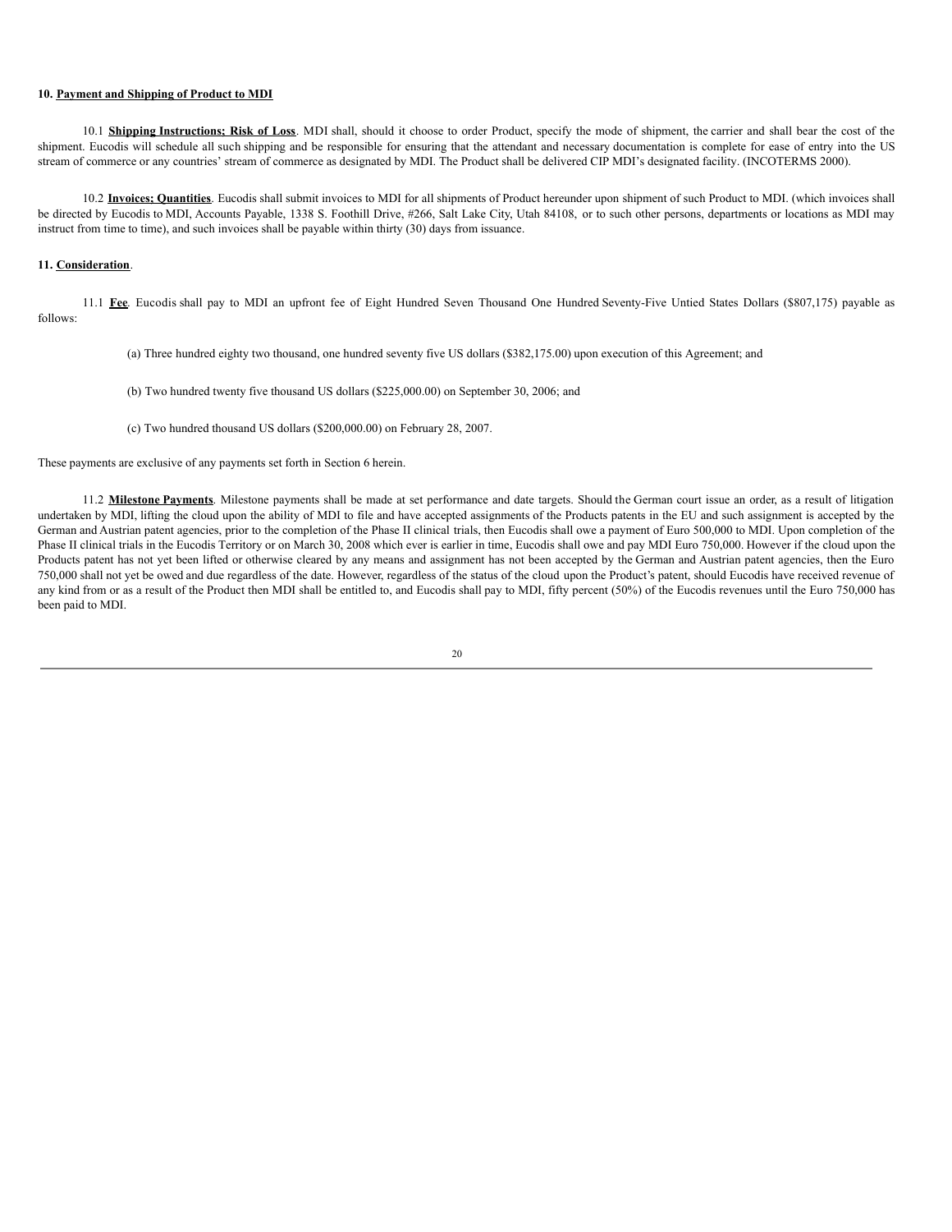**10. Payment and Shipping of Product to MDI**

10.1 **Shipping Instructions; Risk of Loss**. MDI shall, should it choose to order Product, specify the mode of shipment, the carrier and shall bear the cost of the shipment. Eucodis will schedule all such shipping and be responsible for ensuring that the attendant and necessary documentation is complete for ease of entry into the US stream of commerce or any countries' stream of commerce as designated by MDI. The Product shall be delivered CIP MDI's designated facility. (INCOTERMS 2000).

10.2 **Invoices; Quantities**. Eucodis shall submit invoices to MDI for all shipments of Product hereunder upon shipment of such Product to MDI. (which invoices shall be directed by Eucodis to MDI, Accounts Payable, 1338 S. Foothill Drive, #266, Salt Lake City, Utah 84108, or to such other persons, departments or locations as MDI may instruct from time to time), and such invoices shall be payable within thirty (30) days from issuance.

**11. Consideration**.

11.1 **Fee**. Eucodis shall pay to MDI an upfront fee of Eight Hundred Seven Thousand One Hundred Seventy-Five Untied States Dollars ($807,175) payable as follows:

(a) Three hundred eighty two thousand, one hundred seventy five US dollars ($382,175.00) upon execution of this Agreement; and

(b) Two hundred twenty five thousand US dollars ($225,000.00) on September 30, 2006; and

(c) Two hundred thousand US dollars ($200,000.00) on February 28, 2007.

These payments are exclusive of any payments set forth in Section 6 herein.

11.2 **Milestone Payments**. Milestone payments shall be made at set performance and date targets. Should the German court issue an order, as a result of litigation undertaken by MDI, lifting the cloud upon the ability of MDI to file and have accepted assignments of the Products patents in the EU and such assignment is accepted by the German and Austrian patent agencies, prior to the completion of the Phase II clinical trials, then Eucodis shall owe a payment of Euro 500,000 to MDI. Upon completion of the Phase II clinical trials in the Eucodis Territory or on March 30, 2008 which ever is earlier in time, Eucodis shall owe and pay MDI Euro 750,000. However if the cloud upon the Products patent has not yet been lifted or otherwise cleared by any means and assignment has not been accepted by the German and Austrian patent agencies, then the Euro 750,000 shall not yet be owed and due regardless of the date. However, regardless of the status of the cloud upon the Product's patent, should Eucodis have received revenue of any kind from or as a result of the Product then MDI shall be entitled to, and Eucodis shall pay to MDI, fifty percent (50%) of the Eucodis revenues until the Euro 750,000 has been paid to MDI.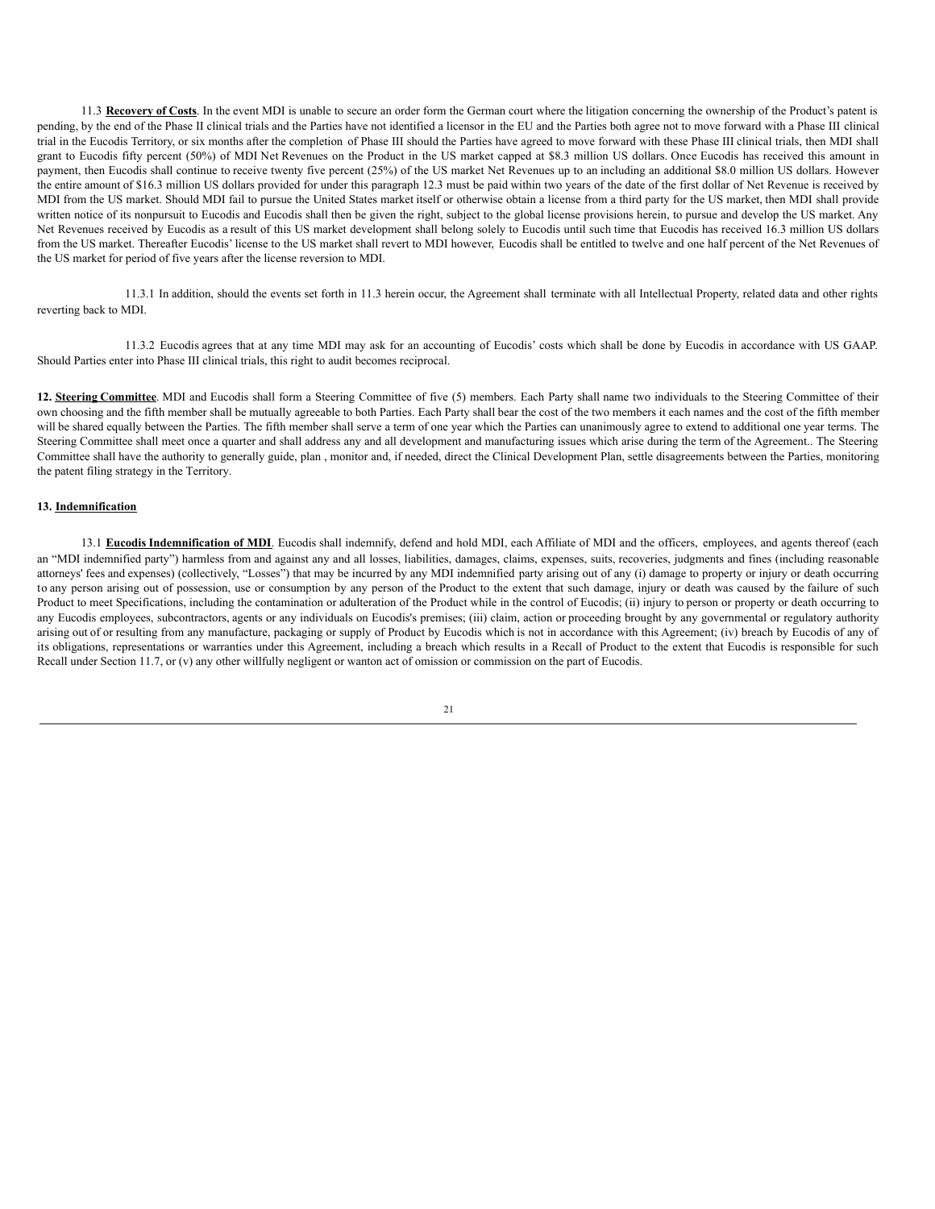11.3 **Recovery of Costs**. In the event MDI is unable to secure an order form the German court where the litigation concerning the ownership of the Product's patent is pending, by the end of the Phase II clinical trials and the Parties have not identified a licensor in the EU and the Parties both agree not to move forward with a Phase III clinical trial in the Eucodis Territory, or six months after the completion of Phase III should the Parties have agreed to move forward with these Phase III clinical trials, then MDI shall grant to Eucodis fifty percent (50%) of MDI Net Revenues on the Product in the US market capped at $8.3 million US dollars. Once Eucodis has received this amount in payment, then Eucodis shall continue to receive twenty five percent (25%) of the US market Net Revenues up to an including an additional $8.0 million US dollars. However the entire amount of $16.3 million US dollars provided for under this paragraph 12.3 must be paid within two years of the date of the first dollar of Net Revenue is received by MDI from the US market. Should MDI fail to pursue the United States market itself or otherwise obtain a license from a third party for the US market, then MDI shall provide written notice of its nonpursuit to Eucodis and Eucodis shall then be given the right, subject to the global license provisions herein, to pursue and develop the US market. Any Net Revenues received by Eucodis as a result of this US market development shall belong solely to Eucodis until such time that Eucodis has received 16.3 million US dollars from the US market. Thereafter Eucodis' license to the US market shall revert to MDI however, Eucodis shall be entitled to twelve and one half percent of the Net Revenues of the US market for period of five years after the license reversion to MDI.

11.3.1 In addition, should the events set forth in 11.3 herein occur, the Agreement shall terminate with all Intellectual Property, related data and other rights reverting back to MDI.

11.3.2 Eucodis agrees that at any time MDI may ask for an accounting of Eucodis' costs which shall be done by Eucodis in accordance with US GAAP. Should Parties enter into Phase III clinical trials, this right to audit becomes reciprocal.

**12. Steering Committee**. MDI and Eucodis shall form a Steering Committee of five (5) members. Each Party shall name two individuals to the Steering Committee of their own choosing and the fifth member shall be mutually agreeable to both Parties. Each Party shall bear the cost of the two members it each names and the cost of the fifth member will be shared equally between the Parties. The fifth member shall serve a term of one year which the Parties can unanimously agree to extend to additional one year terms. The Steering Committee shall meet once a quarter and shall address any and all development and manufacturing issues which arise during the term of the Agreement.. The Steering Committee shall have the authority to generally guide, plan , monitor and, if needed, direct the Clinical Development Plan, settle disagreements between the Parties, monitoring the patent filing strategy in the Territory.

**13. Indemnification**

13.1 **Eucodis Indemnification of MDI**. Eucodis shall indemnify, defend and hold MDI, each Affiliate of MDI and the officers, employees, and agents thereof (each an "MDI indemnified party") harmless from and against any and all losses, liabilities, damages, claims, expenses, suits, recoveries, judgments and fines (including reasonable attorneys' fees and expenses) (collectively, "Losses") that may be incurred by any MDI indemnified party arising out of any (i) damage to property or injury or death occurring to any person arising out of possession, use or consumption by any person of the Product to the extent that such damage, injury or death was caused by the failure of such Product to meet Specifications, including the contamination or adulteration of the Product while in the control of Eucodis; (ii) injury to person or property or death occurring to any Eucodis employees, subcontractors, agents or any individuals on Eucodis's premises; (iii) claim, action or proceeding brought by any governmental or regulatory authority arising out of or resulting from any manufacture, packaging or supply of Product by Eucodis which is not in accordance with this Agreement; (iv) breach by Eucodis of any of its obligations, representations or warranties under this Agreement, including a breach which results in a Recall of Product to the extent that Eucodis is responsible for such Recall under Section 11.7, or (v) any other willfully negligent or wanton act of omission or commission on the part of Eucodis.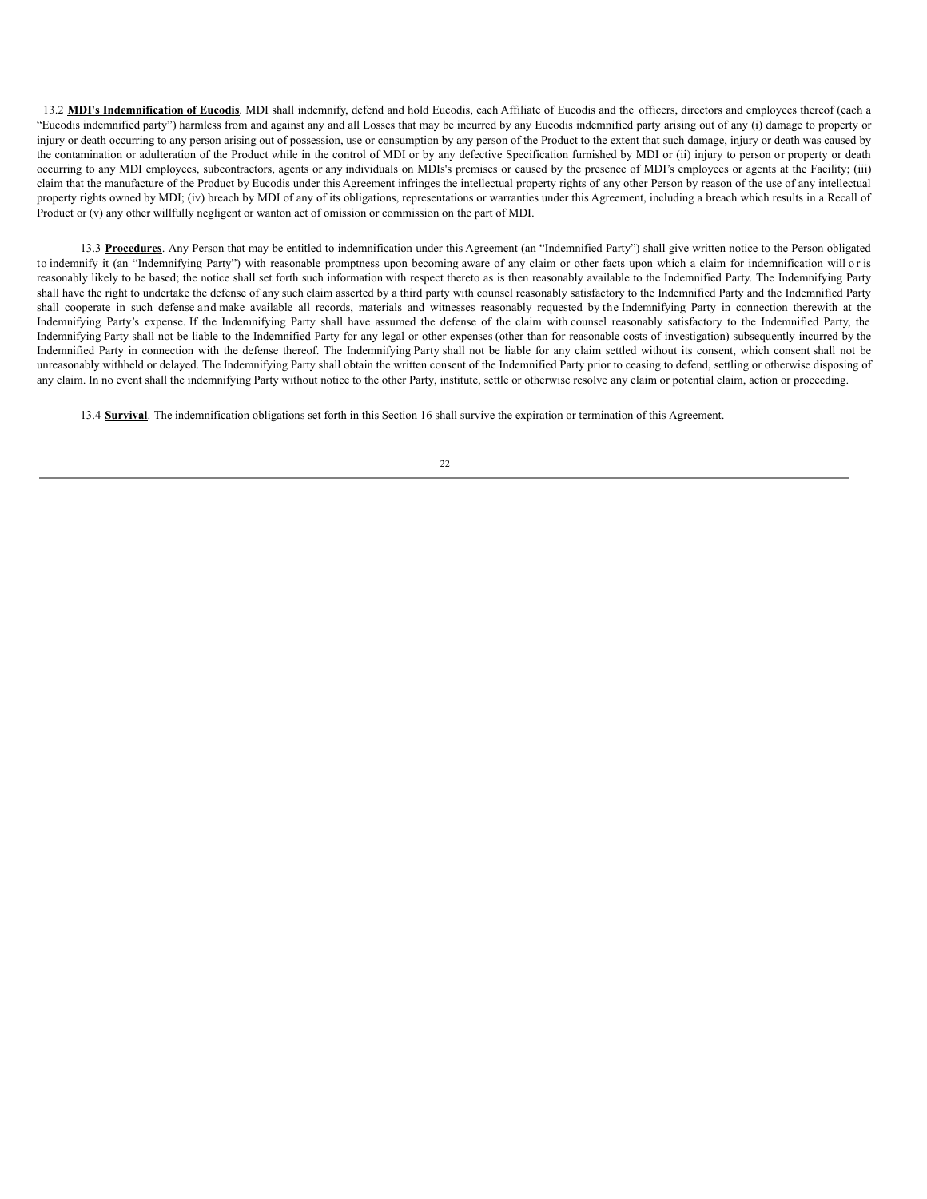13.2 **MDI's Indemnification of Eucodis**. MDI shall indemnify, defend and hold Eucodis, each Affiliate of Eucodis and the officers, directors and employees thereof (each a "Eucodis indemnified party") harmless from and against any and all Losses that may be incurred by any Eucodis indemnified party arising out of any (i) damage to property or injury or death occurring to any person arising out of possession, use or consumption by any person of the Product to the extent that such damage, injury or death was caused by the contamination or adulteration of the Product while in the control of MDI or by any defective Specification furnished by MDI or (ii) injury to person or property or death occurring to any MDI employees, subcontractors, agents or any individuals on MDIs's premises or caused by the presence of MDI's employees or agents at the Facility; (iii) claim that the manufacture of the Product by Eucodis under this Agreement infringes the intellectual property rights of any other Person by reason of the use of any intellectual property rights owned by MDI; (iv) breach by MDI of any of its obligations, representations or warranties under this Agreement, including a breach which results in a Recall of Product or (v) any other willfully negligent or wanton act of omission or commission on the part of MDI.

13.3 **Procedures**. Any Person that may be entitled to indemnification under this Agreement (an "Indemnified Party") shall give written notice to the Person obligated to indemnify it (an "Indemnifying Party") with reasonable promptness upon becoming aware of any claim or other facts upon which a claim for indemnification will or is reasonably likely to be based; the notice shall set forth such information with respect thereto as is then reasonably available to the Indemnified Party. The Indemnifying Party shall have the right to undertake the defense of any such claim asserted by a third party with counsel reasonably satisfactory to the Indemnified Party and the Indemnified Party shall cooperate in such defense and make available all records, materials and witnesses reasonably requested by the Indemnifying Party in connection therewith at the Indemnifying Party's expense. If the Indemnifying Party shall have assumed the defense of the claim with counsel reasonably satisfactory to the Indemnified Party, the Indemnifying Party shall not be liable to the Indemnified Party for any legal or other expenses (other than for reasonable costs of investigation) subsequently incurred by the Indemnified Party in connection with the defense thereof. The Indemnifying Party shall not be liable for any claim settled without its consent, which consent shall not be unreasonably withheld or delayed. The Indemnifying Party shall obtain the written consent of the Indemnified Party prior to ceasing to defend, settling or otherwise disposing of any claim. In no event shall the indemnifying Party without notice to the other Party, institute, settle or otherwise resolve any claim or potential claim, action or proceeding.

13.4 **Survival**. The indemnification obligations set forth in this Section 16 shall survive the expiration or termination of this Agreement.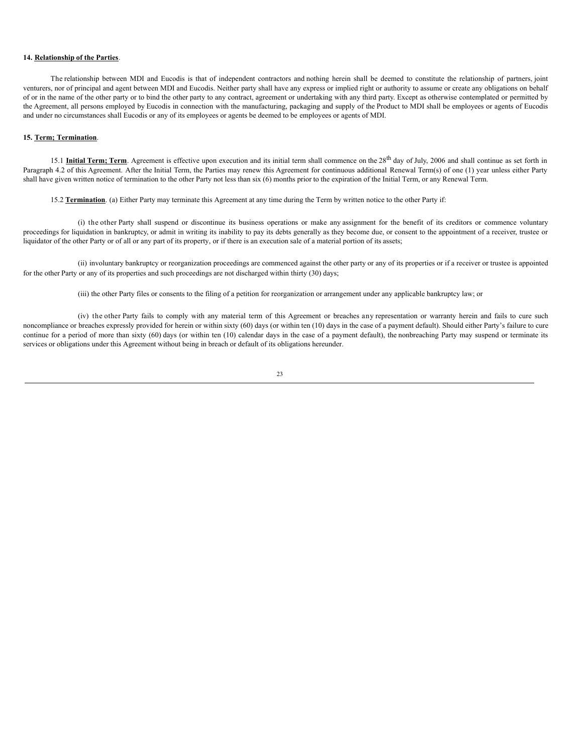**14. Relationship of the Parties.**

The relationship between MDI and Eucodis is that of independent contractors and nothing herein shall be deemed to constitute the relationship of partners, joint venturers, nor of principal and agent between MDI and Eucodis. Neither party shall have any express or implied right or authority to assume or create any obligations on behalf of or in the name of the other party or to bind the other party to any contract, agreement or undertaking with any third party. Except as otherwise contemplated or permitted by the Agreement, all persons employed by Eucodis in connection with the manufacturing, packaging and supply of the Product to MDI shall be employees or agents of Eucodis and under no circumstances shall Eucodis or any of its employees or agents be deemed to be employees or agents of MDI.

**15. Term; Termination.**

15.1 **Initial Term; Term**. Agreement is effective upon execution and its initial term shall commence on the 28th day of July, 2006 and shall continue as set forth in Paragraph 4.2 of this Agreement. After the Initial Term, the Parties may renew this Agreement for continuous additional Renewal Term(s) of one (1) year unless either Party shall have given written notice of termination to the other Party not less than six (6) months prior to the expiration of the Initial Term, or any Renewal Term.

15.2 **Termination**. (a) Either Party may terminate this Agreement at any time during the Term by written notice to the other Party if:

(i) the other Party shall suspend or discontinue its business operations or make any assignment for the benefit of its creditors or commence voluntary proceedings for liquidation in bankruptcy, or admit in writing its inability to pay its debts generally as they become due, or consent to the appointment of a receiver, trustee or liquidator of the other Party or of all or any part of its property, or if there is an execution sale of a material portion of its assets;

(ii) involuntary bankruptcy or reorganization proceedings are commenced against the other party or any of its properties or if a receiver or trustee is appointed for the other Party or any of its properties and such proceedings are not discharged within thirty (30) days;

(iii) the other Party files or consents to the filing of a petition for reorganization or arrangement under any applicable bankruptcy law; or

(iv) the other Party fails to comply with any material term of this Agreement or breaches any representation or warranty herein and fails to cure such noncompliance or breaches expressly provided for herein or within sixty (60) days (or within ten (10) days in the case of a payment default). Should either Party's failure to cure continue for a period of more than sixty (60) days (or within ten (10) calendar days in the case of a payment default), the nonbreaching Party may suspend or terminate its services or obligations under this Agreement without being in breach or default of its obligations hereunder.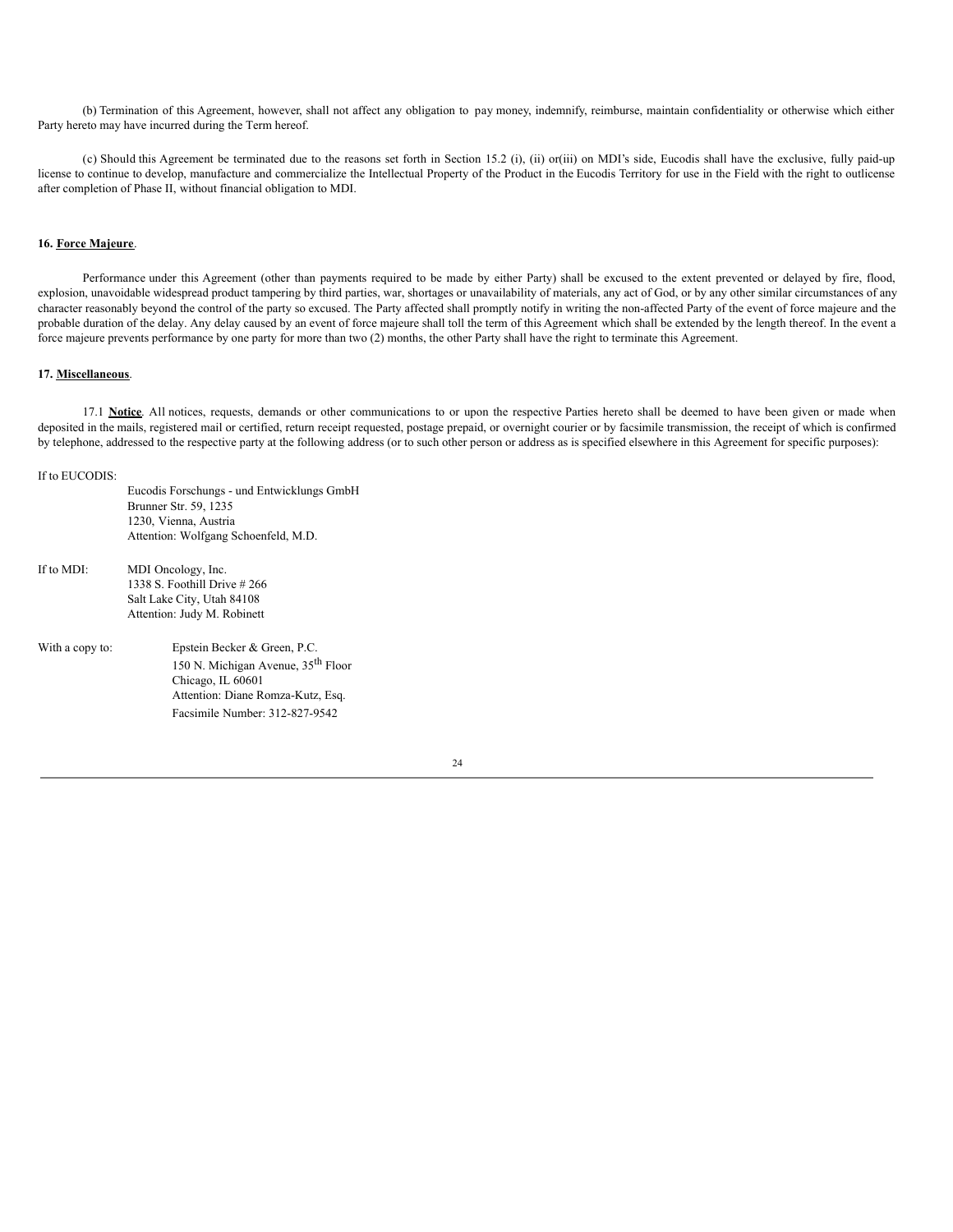(b) Termination of this Agreement, however, shall not affect any obligation to pay money, indemnify, reimburse, maintain confidentiality or otherwise which either Party hereto may have incurred during the Term hereof.

(c) Should this Agreement be terminated due to the reasons set forth in Section 15.2 (i), (ii) or(iii) on MDI's side, Eucodis shall have the exclusive, fully paid-up license to continue to develop, manufacture and commercialize the Intellectual Property of the Product in the Eucodis Territory for use in the Field with the right to outlicense after completion of Phase II, without financial obligation to MDI.

**16. Force Majeure**.

Performance under this Agreement (other than payments required to be made by either Party) shall be excused to the extent prevented or delayed by fire, flood, explosion, unavoidable widespread product tampering by third parties, war, shortages or unavailability of materials, any act of God, or by any other similar circumstances of any character reasonably beyond the control of the party so excused. The Party affected shall promptly notify in writing the non-affected Party of the event of force majeure and the probable duration of the delay. Any delay caused by an event of force majeure shall toll the term of this Agreement which shall be extended by the length thereof. In the event a force majeure prevents performance by one party for more than two (2) months, the other Party shall have the right to terminate this Agreement.

**17. Miscellaneous**.

17.1 **Notice**. All notices, requests, demands or other communications to or upon the respective Parties hereto shall be deemed to have been given or made when deposited in the mails, registered mail or certified, return receipt requested, postage prepaid, or overnight courier or by facsimile transmission, the receipt of which is confirmed by telephone, addressed to the respective party at the following address (or to such other person or address as is specified elsewhere in this Agreement for specific purposes):

If to EUCODIS:

Eucodis Forschungs - und Entwicklungs GmbH
Brunner Str. 59, 1235
1230, Vienna, Austria
Attention: Wolfgang Schoenfeld, M.D.

If to MDI:

MDI Oncology, Inc.
1338 S. Foothill Drive # 266
Salt Lake City, Utah 84108
Attention: Judy M. Robinett

With a copy to:

Epstein Becker & Green, P.C.
150 N. Michigan Avenue, 35th Floor
Chicago, IL 60601
Attention: Diane Romza-Kutz, Esq.
Facsimile Number: 312-827-9542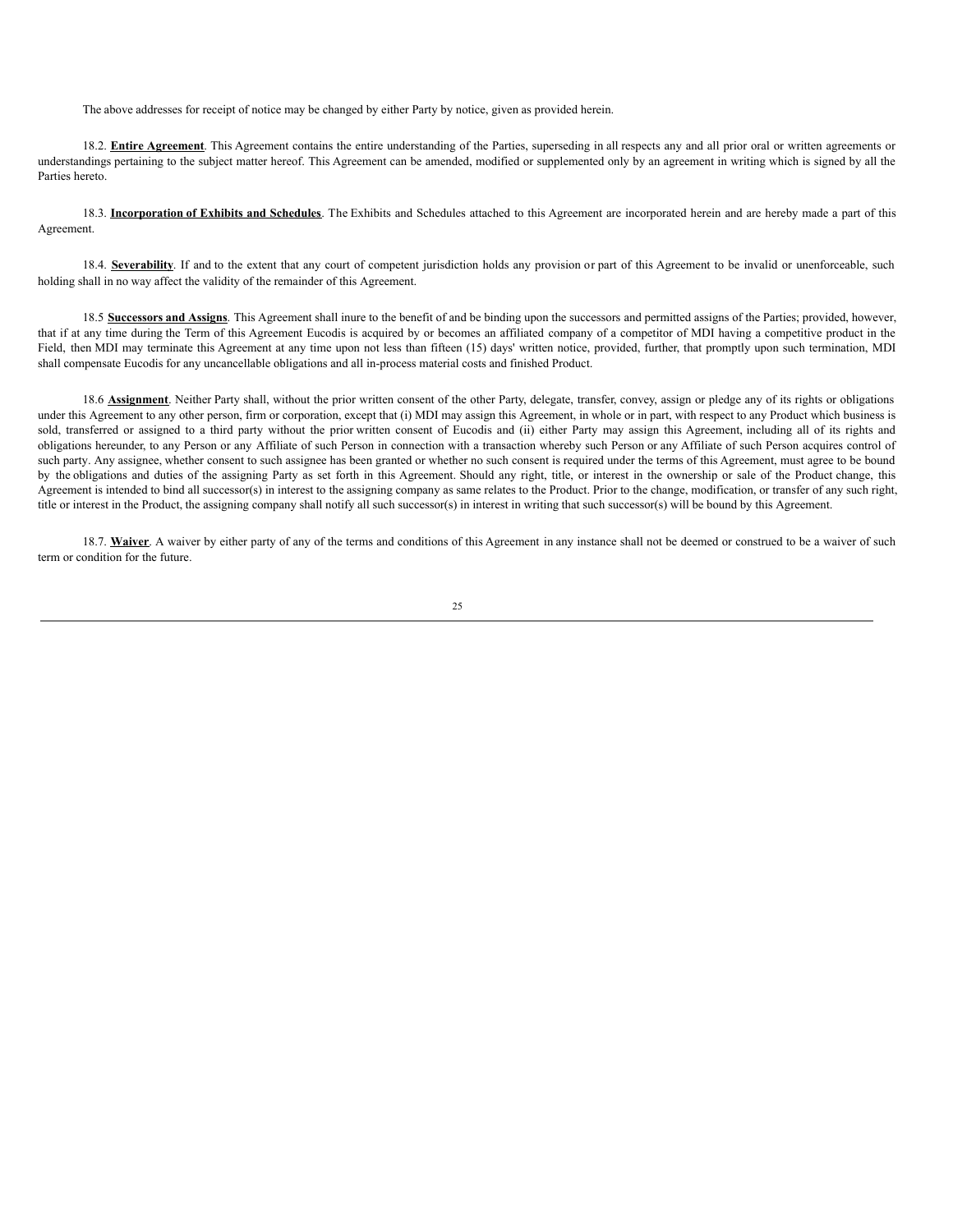The above addresses for receipt of notice may be changed by either Party by notice, given as provided herein.

18.2. **Entire Agreement**. This Agreement contains the entire understanding of the Parties, superseding in all respects any and all prior oral or written agreements or understandings pertaining to the subject matter hereof. This Agreement can be amended, modified or supplemented only by an agreement in writing which is signed by all the Parties hereto.

18.3. **Incorporation of Exhibits and Schedules**. The Exhibits and Schedules attached to this Agreement are incorporated herein and are hereby made a part of this Agreement.

18.4. **Severability**. If and to the extent that any court of competent jurisdiction holds any provision or part of this Agreement to be invalid or unenforceable, such holding shall in no way affect the validity of the remainder of this Agreement.

18.5 **Successors and Assigns**. This Agreement shall inure to the benefit of and be binding upon the successors and permitted assigns of the Parties; provided, however, that if at any time during the Term of this Agreement Eucodis is acquired by or becomes an affiliated company of a competitor of MDI having a competitive product in the Field, then MDI may terminate this Agreement at any time upon not less than fifteen (15) days' written notice, provided, further, that promptly upon such termination, MDI shall compensate Eucodis for any uncancellable obligations and all in-process material costs and finished Product.

18.6 **Assignment**. Neither Party shall, without the prior written consent of the other Party, delegate, transfer, convey, assign or pledge any of its rights or obligations under this Agreement to any other person, firm or corporation, except that (i) MDI may assign this Agreement, in whole or in part, with respect to any Product which business is sold, transferred or assigned to a third party without the prior written consent of Eucodis and (ii) either Party may assign this Agreement, including all of its rights and obligations hereunder, to any Person or any Affiliate of such Person in connection with a transaction whereby such Person or any Affiliate of such Person acquires control of such party. Any assignee, whether consent to such assignee has been granted or whether no such consent is required under the terms of this Agreement, must agree to be bound by the obligations and duties of the assigning Party as set forth in this Agreement. Should any right, title, or interest in the ownership or sale of the Product change, this Agreement is intended to bind all successor(s) in interest to the assigning company as same relates to the Product. Prior to the change, modification, or transfer of any such right, title or interest in the Product, the assigning company shall notify all such successor(s) in interest in writing that such successor(s) will be bound by this Agreement.

18.7. **Waiver**. A waiver by either party of any of the terms and conditions of this Agreement in any instance shall not be deemed or construed to be a waiver of such term or condition for the future.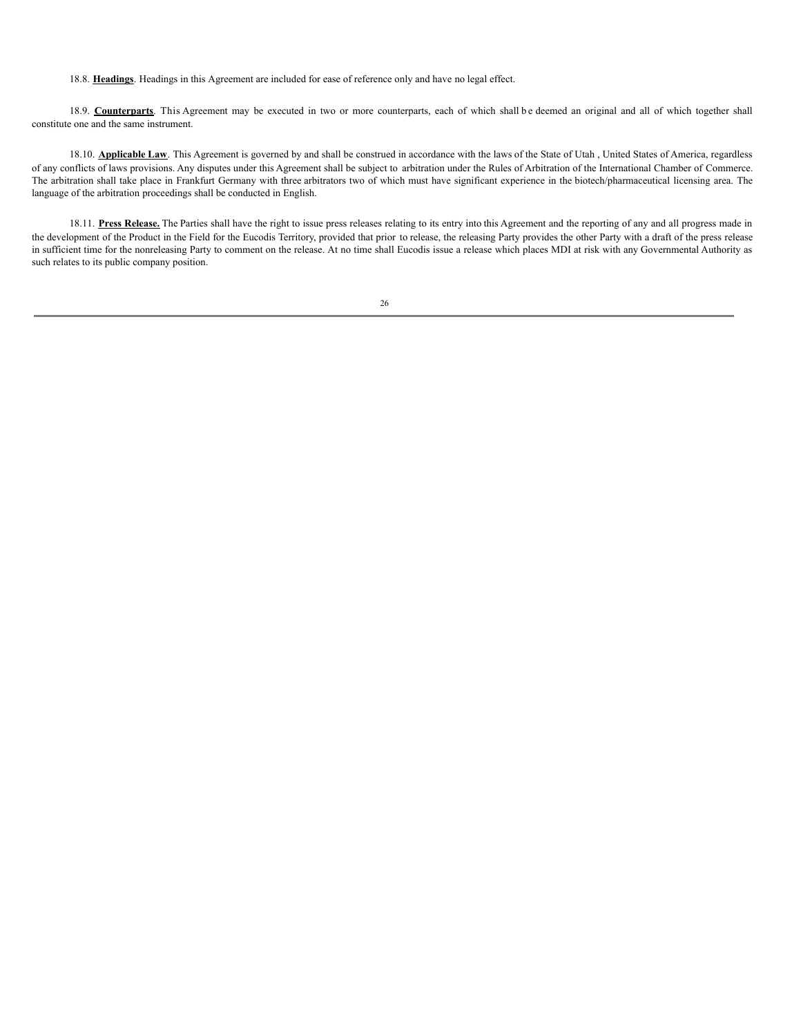18.8. **Headings**. Headings in this Agreement are included for ease of reference only and have no legal effect.

18.9. **Counterparts**. This Agreement may be executed in two or more counterparts, each of which shall be deemed an original and all of which together shall constitute one and the same instrument.

18.10. **Applicable Law**. This Agreement is governed by and shall be construed in accordance with the laws of the State of Utah , United States of America, regardless of any conflicts of laws provisions. Any disputes under this Agreement shall be subject to arbitration under the Rules of Arbitration of the International Chamber of Commerce. The arbitration shall take place in Frankfurt Germany with three arbitrators two of which must have significant experience in the biotech/pharmaceutical licensing area. The language of the arbitration proceedings shall be conducted in English.

18.11. **Press Release.** The Parties shall have the right to issue press releases relating to its entry into this Agreement and the reporting of any and all progress made in the development of the Product in the Field for the Eucodis Territory, provided that prior to release, the releasing Party provides the other Party with a draft of the press release in sufficient time for the nonreleasing Party to comment on the release. At no time shall Eucodis issue a release which places MDI at risk with any Governmental Authority as such relates to its public company position.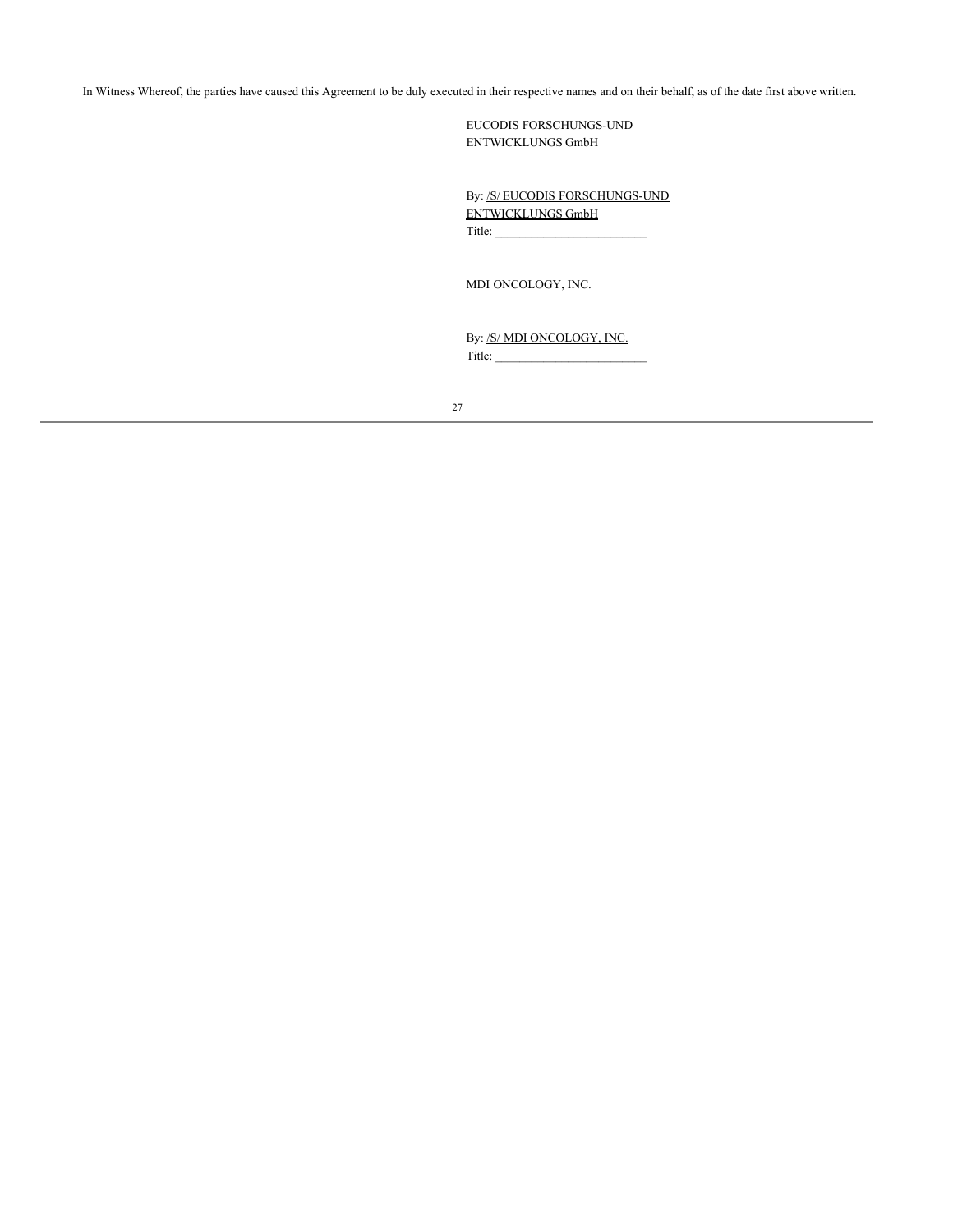In Witness Whereof, the parties have caused this Agreement to be duly executed in their respective names and on their behalf, as of the date first above written.

EUCODIS FORSCHUNGS-UND
ENTWICKLUNGS GmbH

By: /S/ EUCODIS FORSCHUNGS-UND ENTWICKLUNGS GmbH
Title: _________________________

MDI ONCOLOGY, INC.

By: /S/ MDI ONCOLOGY, INC.
Title: _________________________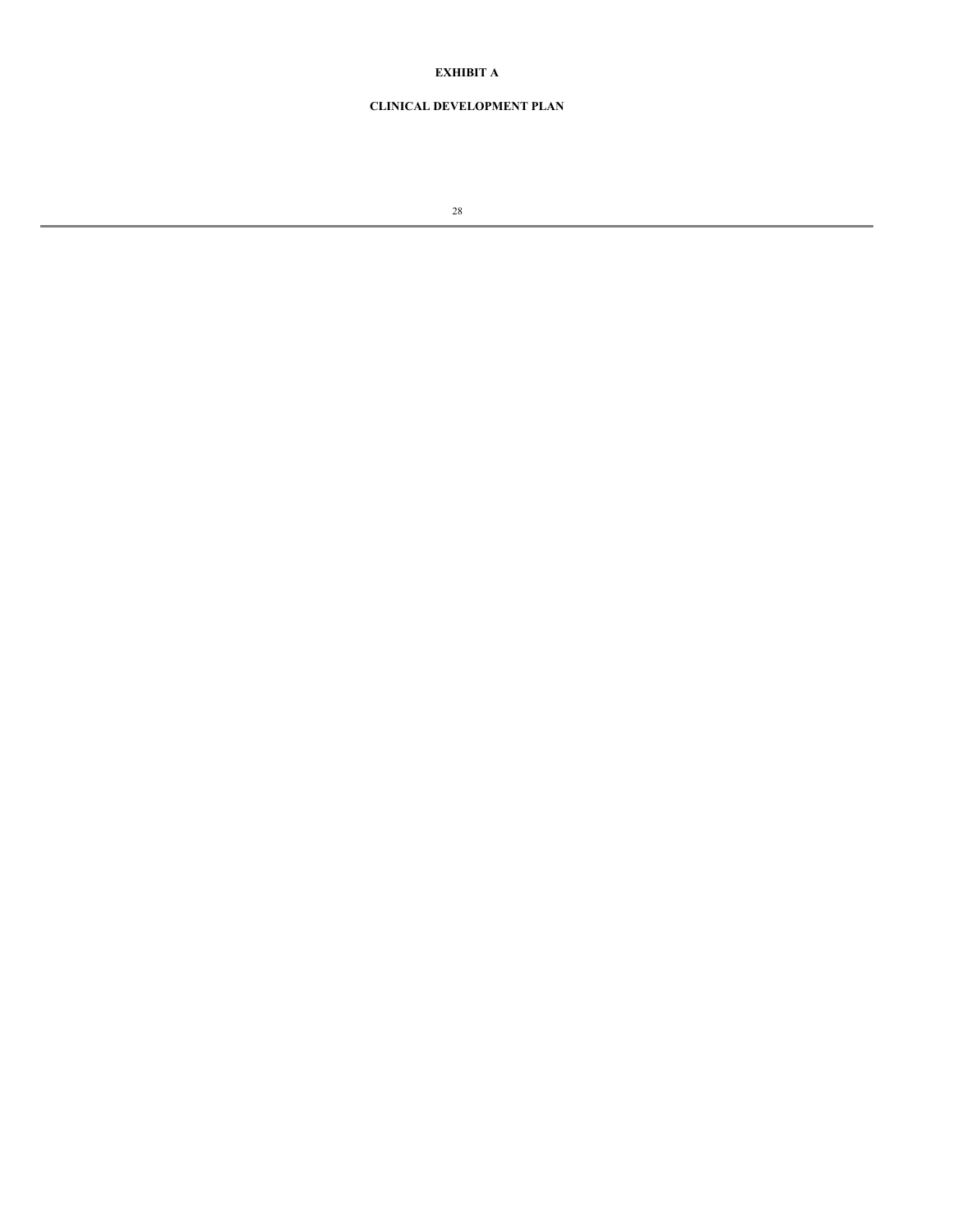# EXHIBIT A

## CLINICAL DEVELOPMENT PLAN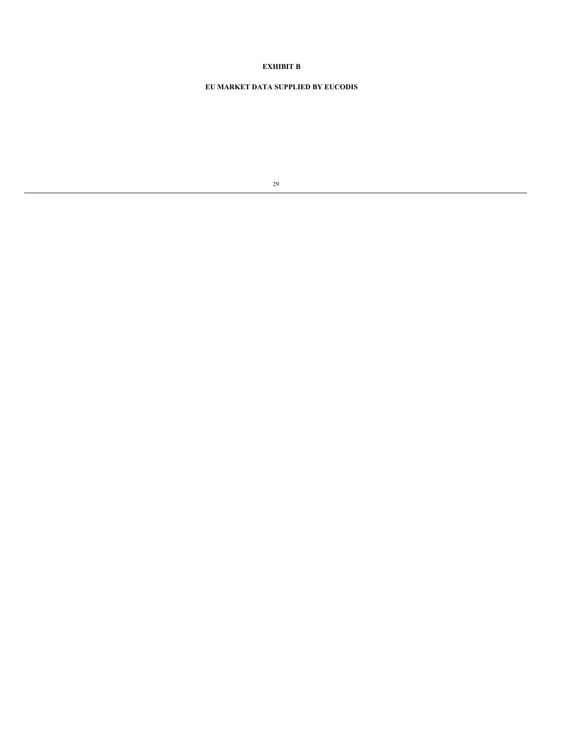**EXHIBIT B**

**EU MARKET DATA SUPPLIED BY EUCODIS**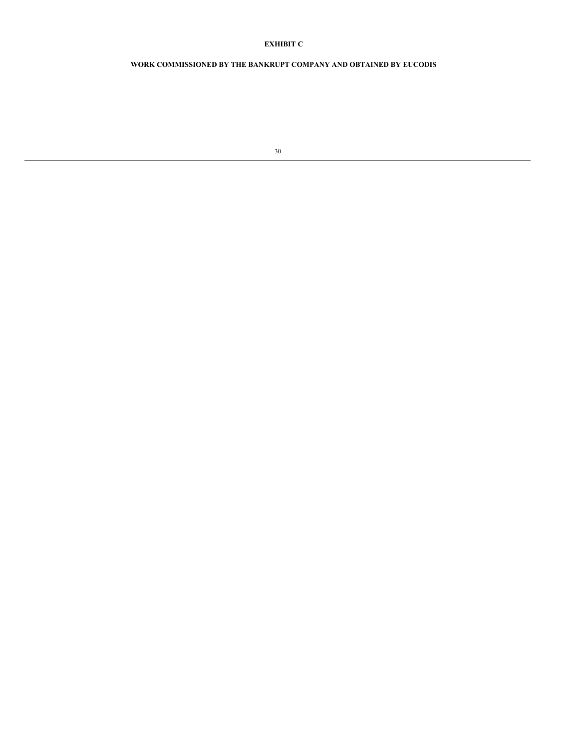# EXHIBIT C

## WORK COMMISSIONED BY THE BANKRUPT COMPANY AND OBTAINED BY EUCODIS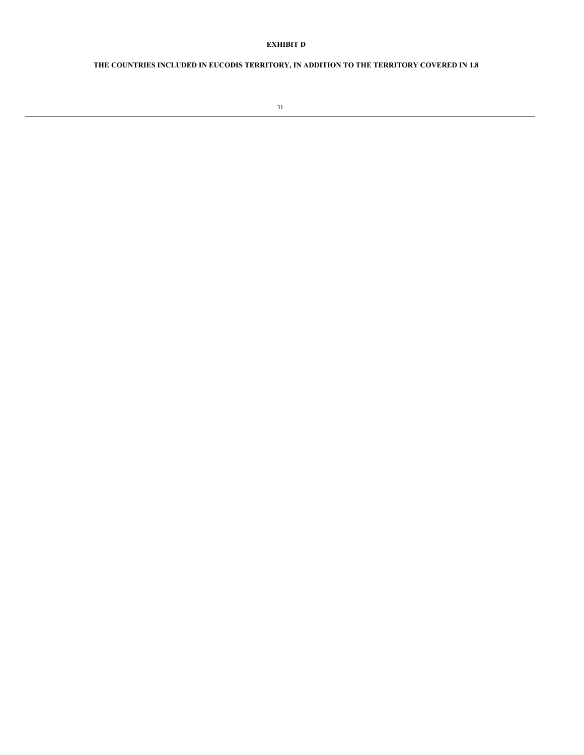# EXHIBIT D

## THE COUNTRIES INCLUDED IN EUCODIS TERRITORY, IN ADDITION TO THE TERRITORY COVERED IN 1.8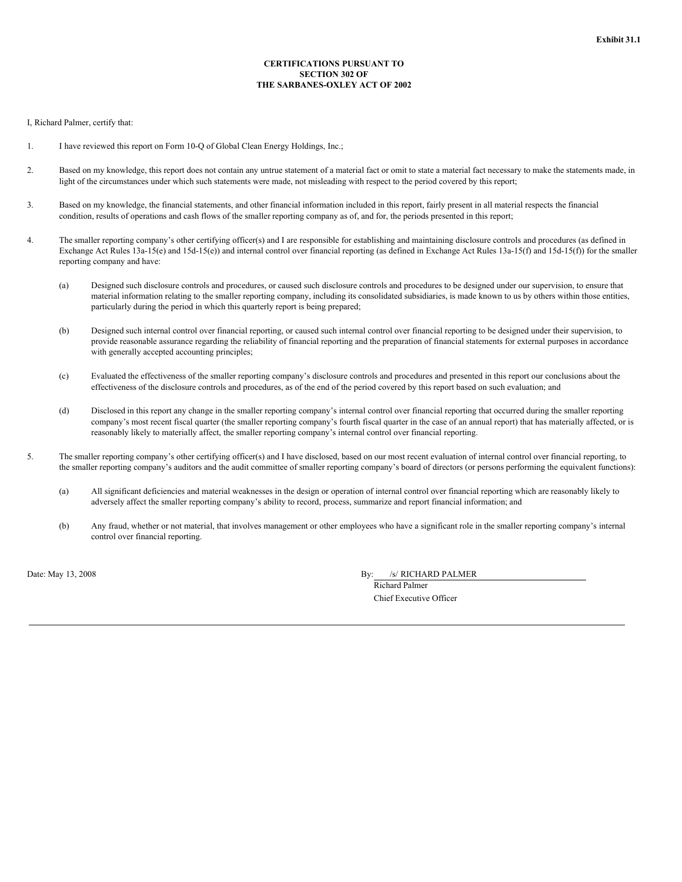**Exhibit 31.1**

**CERTIFICATIONS PURSUANT TO SECTION 302 OF THE SARBANES-OXLEY ACT OF 2002**

I, Richard Palmer, certify that:

1. I have reviewed this report on Form 10-Q of Global Clean Energy Holdings, Inc.;

2. Based on my knowledge, this report does not contain any untrue statement of a material fact or omit to state a material fact necessary to make the statements made, in light of the circumstances under which such statements were made, not misleading with respect to the period covered by this report;

3. Based on my knowledge, the financial statements, and other financial information included in this report, fairly present in all material respects the financial condition, results of operations and cash flows of the smaller reporting company as of, and for, the periods presented in this report;

4. The smaller reporting company's other certifying officer(s) and I are responsible for establishing and maintaining disclosure controls and procedures (as defined in Exchange Act Rules 13a-15(e) and 15d-15(e)) and internal control over financial reporting (as defined in Exchange Act Rules 13a-15(f) and 15d-15(f)) for the smaller reporting company and have:

   (a) Designed such disclosure controls and procedures, or caused such disclosure controls and procedures to be designed under our supervision, to ensure that material information relating to the smaller reporting company, including its consolidated subsidiaries, is made known to us by others within those entities, particularly during the period in which this quarterly report is being prepared;

   (b) Designed such internal control over financial reporting, or caused such internal control over financial reporting to be designed under their supervision, to provide reasonable assurance regarding the reliability of financial reporting and the preparation of financial statements for external purposes in accordance with generally accepted accounting principles;

   (c) Evaluated the effectiveness of the smaller reporting company's disclosure controls and procedures and presented in this report our conclusions about the effectiveness of the disclosure controls and procedures, as of the end of the period covered by this report based on such evaluation; and

   (d) Disclosed in this report any change in the smaller reporting company's internal control over financial reporting that occurred during the smaller reporting company's most recent fiscal quarter (the smaller reporting company's fourth fiscal quarter in the case of an annual report) that has materially affected, or is reasonably likely to materially affect, the smaller reporting company's internal control over financial reporting.

5. The smaller reporting company's other certifying officer(s) and I have disclosed, based on our most recent evaluation of internal control over financial reporting, to the smaller reporting company's auditors and the audit committee of smaller reporting company's board of directors (or persons performing the equivalent functions):

   (a) All significant deficiencies and material weaknesses in the design or operation of internal control over financial reporting which are reasonably likely to adversely affect the smaller reporting company's ability to record, process, summarize and report financial information; and

   (b) Any fraud, whether or not material, that involves management or other employees who have a significant role in the smaller reporting company's internal control over financial reporting.

Date: May 13, 2008

By: /s/ RICHARD PALMER
Richard Palmer
Chief Executive Officer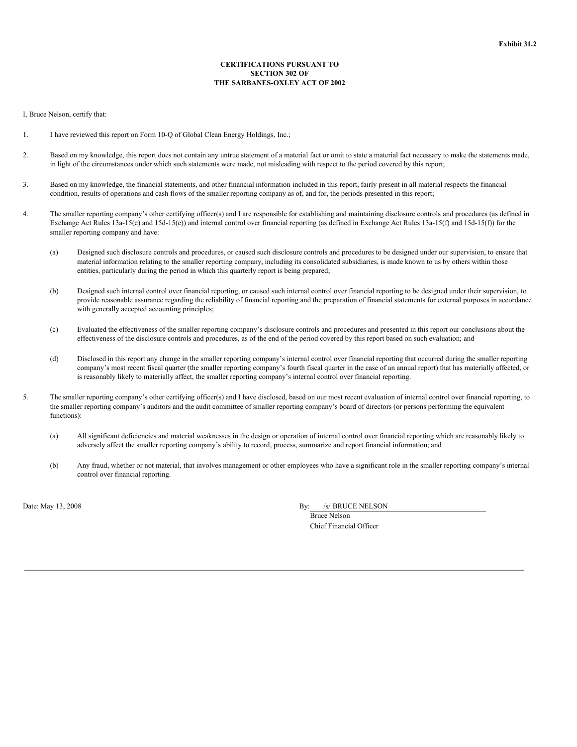**Exhibit 31.2**

**CERTIFICATIONS PURSUANT TO
SECTION 302 OF
THE SARBANES-OXLEY ACT OF 2002**

I, Bruce Nelson, certify that:

1. I have reviewed this report on Form 10-Q of Global Clean Energy Holdings, Inc.;

2. Based on my knowledge, this report does not contain any untrue statement of a material fact or omit to state a material fact necessary to make the statements made, in light of the circumstances under which such statements were made, not misleading with respect to the period covered by this report;

3. Based on my knowledge, the financial statements, and other financial information included in this report, fairly present in all material respects the financial condition, results of operations and cash flows of the smaller reporting company as of, and for, the periods presented in this report;

4. The smaller reporting company's other certifying officer(s) and I are responsible for establishing and maintaining disclosure controls and procedures (as defined in Exchange Act Rules 13a-15(e) and 15d-15(e)) and internal control over financial reporting (as defined in Exchange Act Rules 13a-15(f) and 15d-15(f)) for the smaller reporting company and have:

   (a) Designed such disclosure controls and procedures, or caused such disclosure controls and procedures to be designed under our supervision, to ensure that material information relating to the smaller reporting company, including its consolidated subsidiaries, is made known to us by others within those entities, particularly during the period in which this quarterly report is being prepared;

   (b) Designed such internal control over financial reporting, or caused such internal control over financial reporting to be designed under their supervision, to provide reasonable assurance regarding the reliability of financial reporting and the preparation of financial statements for external purposes in accordance with generally accepted accounting principles;

   (c) Evaluated the effectiveness of the smaller reporting company's disclosure controls and procedures and presented in this report our conclusions about the effectiveness of the disclosure controls and procedures, as of the end of the period covered by this report based on such evaluation; and

   (d) Disclosed in this report any change in the smaller reporting company's internal control over financial reporting that occurred during the smaller reporting company's most recent fiscal quarter (the smaller reporting company's fourth fiscal quarter in the case of an annual report) that has materially affected, or is reasonably likely to materially affect, the smaller reporting company's internal control over financial reporting.

5. The smaller reporting company's other certifying officer(s) and I have disclosed, based on our most recent evaluation of internal control over financial reporting, to the smaller reporting company's auditors and the audit committee of smaller reporting company's board of directors (or persons performing the equivalent functions):

   (a) All significant deficiencies and material weaknesses in the design or operation of internal control over financial reporting which are reasonably likely to adversely affect the smaller reporting company's ability to record, process, summarize and report financial information; and

   (b) Any fraud, whether or not material, that involves management or other employees who have a significant role in the smaller reporting company's internal control over financial reporting.

Date: May 13, 2008

By: /s/ BRUCE NELSON
Bruce Nelson
Chief Financial Officer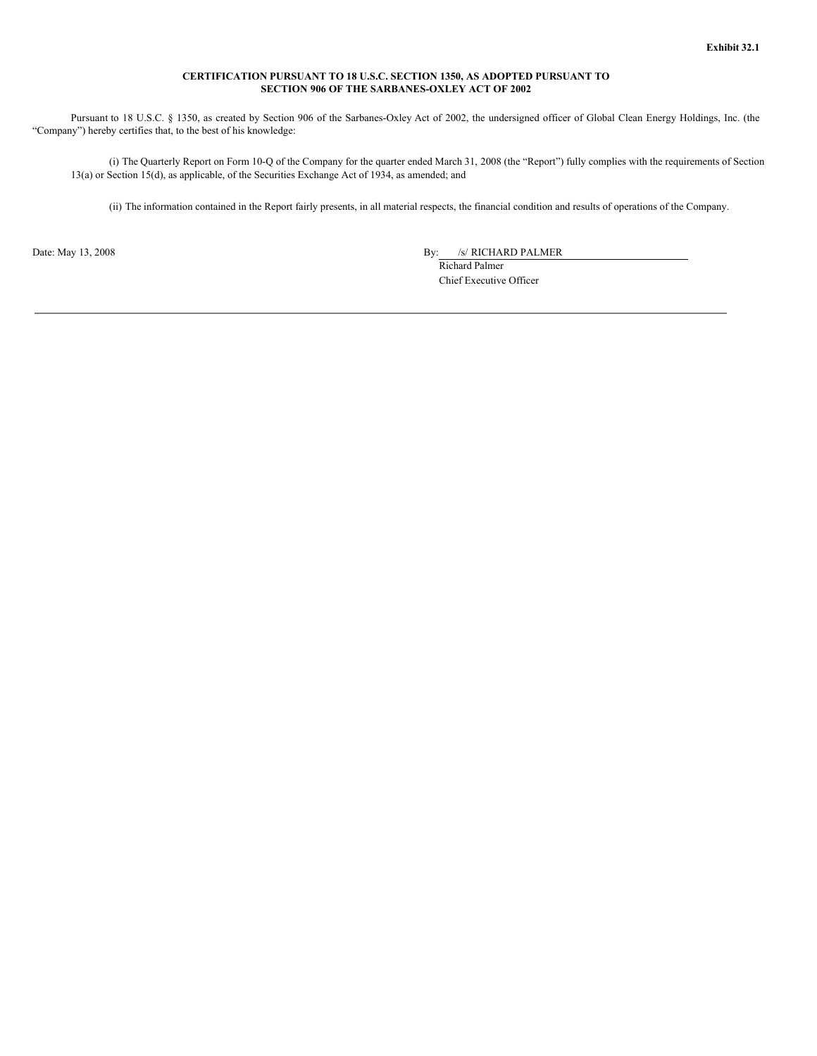**Exhibit 32.1**

**CERTIFICATION PURSUANT TO 18 U.S.C. SECTION 1350, AS ADOPTED PURSUANT TO SECTION 906 OF THE SARBANES-OXLEY ACT OF 2002**

Pursuant to 18 U.S.C. § 1350, as created by Section 906 of the Sarbanes-Oxley Act of 2002, the undersigned officer of Global Clean Energy Holdings, Inc. (the "Company") hereby certifies that, to the best of his knowledge:

(i) The Quarterly Report on Form 10-Q of the Company for the quarter ended March 31, 2008 (the "Report") fully complies with the requirements of Section 13(a) or Section 15(d), as applicable, of the Securities Exchange Act of 1934, as amended; and

(ii) The information contained in the Report fairly presents, in all material respects, the financial condition and results of operations of the Company.

Date: May 13, 2008

By: /s/ RICHARD PALMER
Richard Palmer
Chief Executive Officer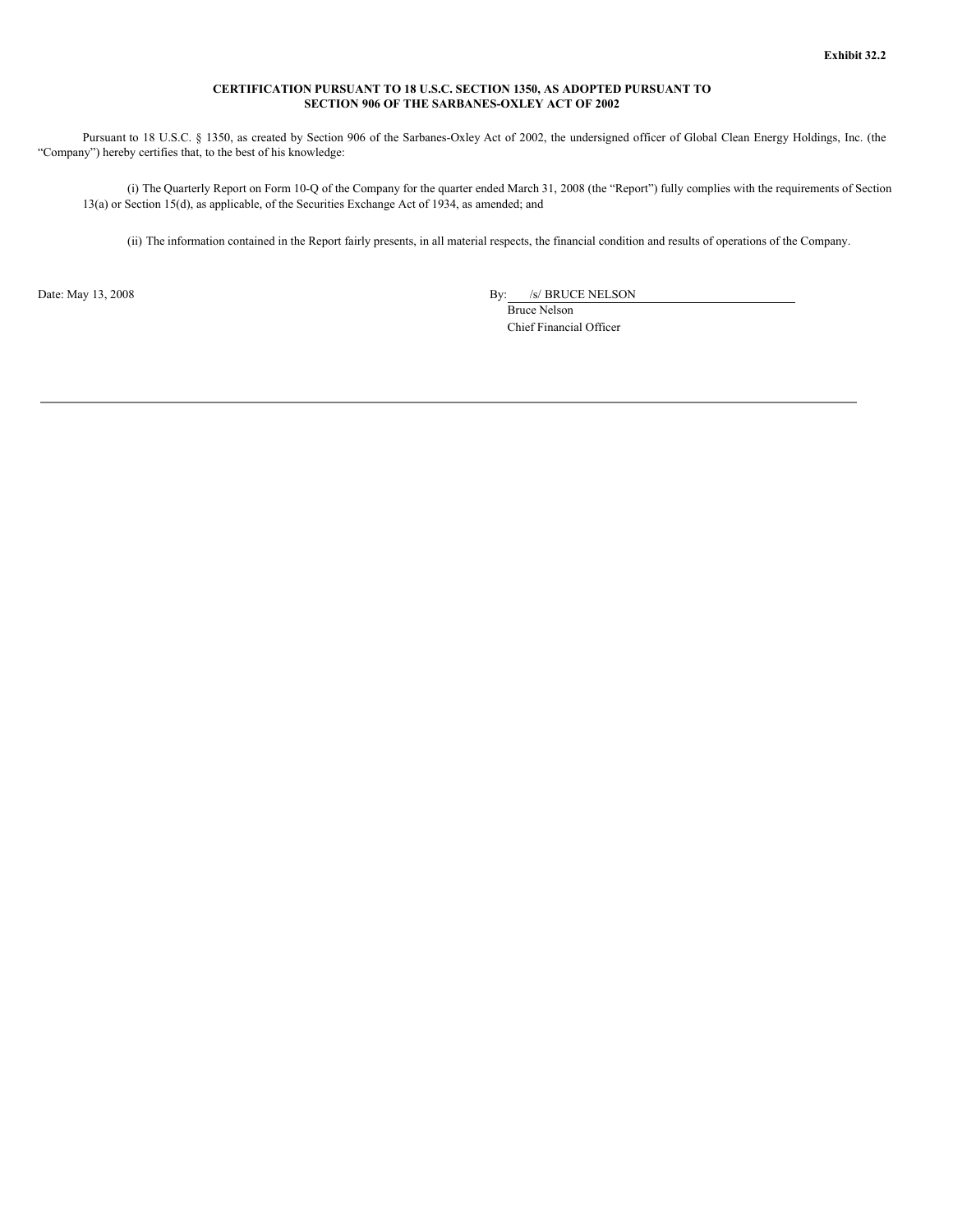**Exhibit 32.2**

**CERTIFICATION PURSUANT TO 18 U.S.C. SECTION 1350, AS ADOPTED PURSUANT TO SECTION 906 OF THE SARBANES-OXLEY ACT OF 2002**

Pursuant to 18 U.S.C. § 1350, as created by Section 906 of the Sarbanes-Oxley Act of 2002, the undersigned officer of Global Clean Energy Holdings, Inc. (the "Company") hereby certifies that, to the best of his knowledge:

(i) The Quarterly Report on Form 10-Q of the Company for the quarter ended March 31, 2008 (the "Report") fully complies with the requirements of Section 13(a) or Section 15(d), as applicable, of the Securities Exchange Act of 1934, as amended; and

(ii) The information contained in the Report fairly presents, in all material respects, the financial condition and results of operations of the Company.

Date: May 13, 2008

By: /s/ BRUCE NELSON
Bruce Nelson
Chief Financial Officer